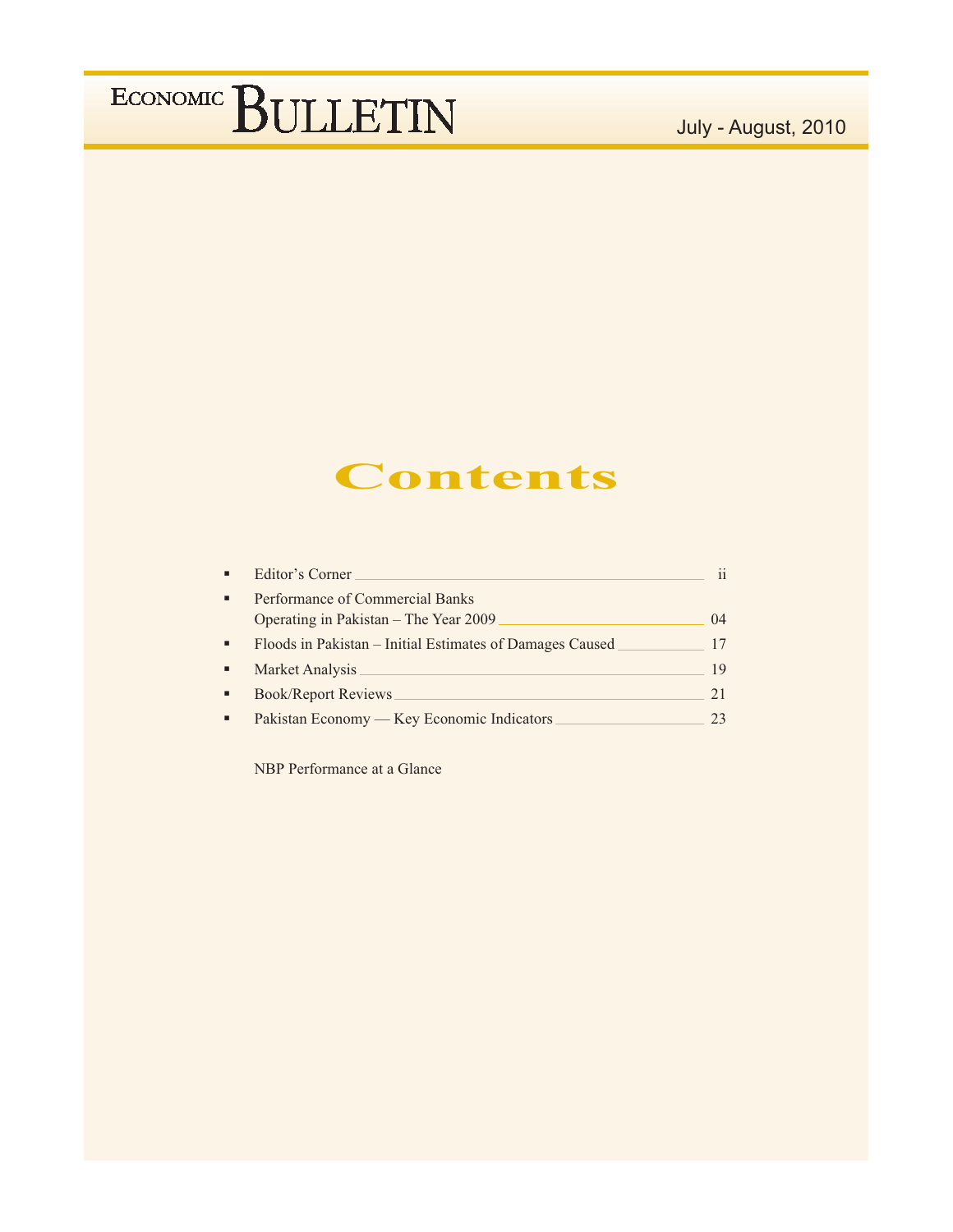# ECONOMIC BULLETIN

July - August, 2010

## Contents

- Editor's Corner ii
- Performance of Commercial Banks Operating in Pakistan – The Year 2009 04
- Floods in Pakistan – Initial Estimates of Damages Caused 17
- Market Analysis 19
- Book/Report Reviews 21
- Pakistan Economy — Key Economic Indicators 23

NBP Performance at a Glance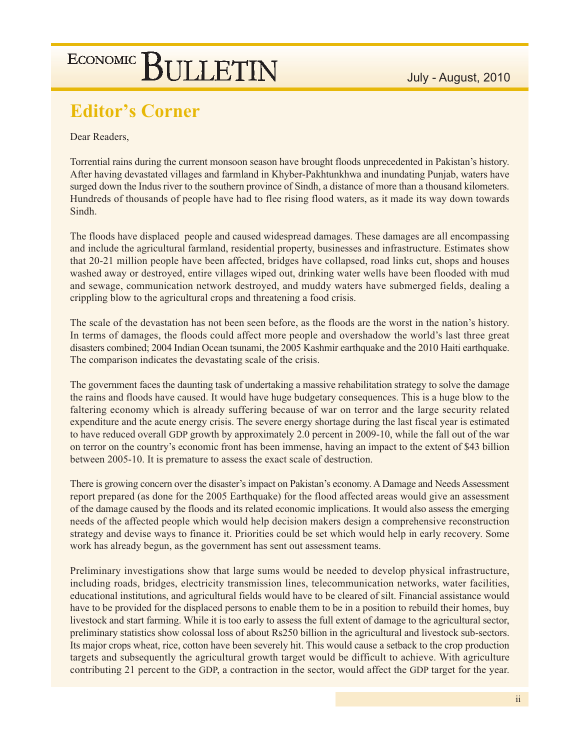## Editor's Corner

Dear Readers,

Torrential rains during the current monsoon season have brought floods unprecedented in Pakistan's history. After having devastated villages and farmland in Khyber-Pakhtunkhwa and inundating Punjab, waters have surged down the Indus river to the southern province of Sindh, a distance of more than a thousand kilometers. Hundreds of thousands of people have had to flee rising flood waters, as it made its way down towards Sindh.

The floods have displaced people and caused widespread damages. These damages are all encompassing and include the agricultural farmland, residential property, businesses and infrastructure. Estimates show that 20-21 million people have been affected, bridges have collapsed, road links cut, shops and houses washed away or destroyed, entire villages wiped out, drinking water wells have been flooded with mud and sewage, communication network destroyed, and muddy waters have submerged fields, dealing a crippling blow to the agricultural crops and threatening a food crisis.

The scale of the devastation has not been seen before, as the floods are the worst in the nation's history. In terms of damages, the floods could affect more people and overshadow the world's last three great disasters combined; 2004 Indian Ocean tsunami, the 2005 Kashmir earthquake and the 2010 Haiti earthquake. The comparison indicates the devastating scale of the crisis.

The government faces the daunting task of undertaking a massive rehabilitation strategy to solve the damage the rains and floods have caused. It would have huge budgetary consequences. This is a huge blow to the faltering economy which is already suffering because of war on terror and the large security related expenditure and the acute energy crisis. The severe energy shortage during the last fiscal year is estimated to have reduced overall GDP growth by approximately 2.0 percent in 2009-10, while the fall out of the war on terror on the country's economic front has been immense, having an impact to the extent of $43 billion between 2005-10. It is premature to assess the exact scale of destruction.

There is growing concern over the disaster's impact on Pakistan's economy. A Damage and Needs Assessment report prepared (as done for the 2005 Earthquake) for the flood affected areas would give an assessment of the damage caused by the floods and its related economic implications. It would also assess the emerging needs of the affected people which would help decision makers design a comprehensive reconstruction strategy and devise ways to finance it. Priorities could be set which would help in early recovery. Some work has already begun, as the government has sent out assessment teams.

Preliminary investigations show that large sums would be needed to develop physical infrastructure, including roads, bridges, electricity transmission lines, telecommunication networks, water facilities, educational institutions, and agricultural fields would have to be cleared of silt. Financial assistance would have to be provided for the displaced persons to enable them to be in a position to rebuild their homes, buy livestock and start farming. While it is too early to assess the full extent of damage to the agricultural sector, preliminary statistics show colossal loss of about Rs250 billion in the agricultural and livestock sub-sectors. Its major crops wheat, rice, cotton have been severely hit. This would cause a setback to the crop production targets and subsequently the agricultural growth target would be difficult to achieve. With agriculture contributing 21 percent to the GDP, a contraction in the sector, would affect the GDP target for the year.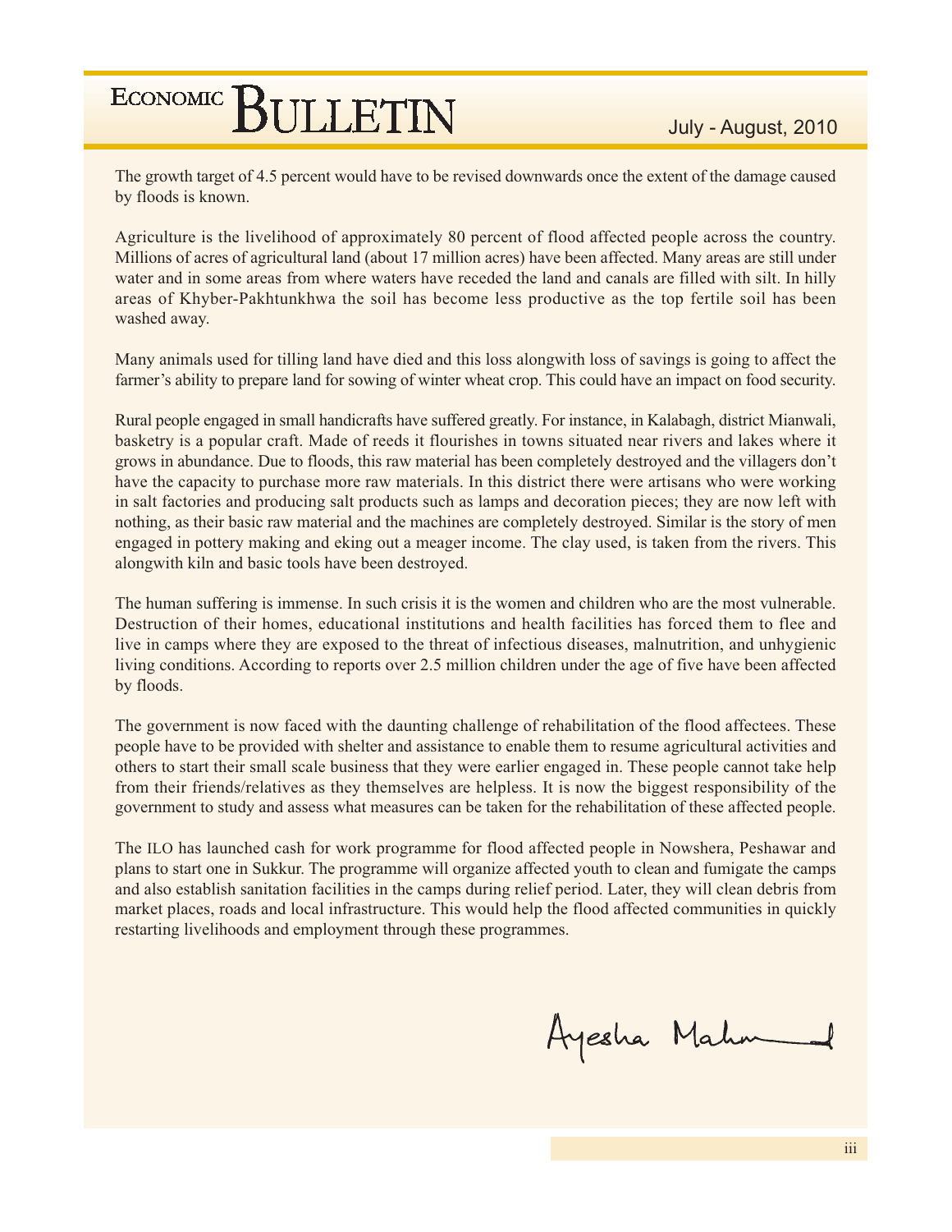The growth target of 4.5 percent would have to be revised downwards once the extent of the damage caused by floods is known.

Agriculture is the livelihood of approximately 80 percent of flood affected people across the country. Millions of acres of agricultural land (about 17 million acres) have been affected. Many areas are still under water and in some areas from where waters have receded the land and canals are filled with silt. In hilly areas of Khyber-Pakhtunkhwa the soil has become less productive as the top fertile soil has been washed away.

Many animals used for tilling land have died and this loss alongwith loss of savings is going to affect the farmer's ability to prepare land for sowing of winter wheat crop. This could have an impact on food security.

Rural people engaged in small handicrafts have suffered greatly. For instance, in Kalabagh, district Mianwali, basketry is a popular craft. Made of reeds it flourishes in towns situated near rivers and lakes where it grows in abundance. Due to floods, this raw material has been completely destroyed and the villagers don't have the capacity to purchase more raw materials. In this district there were artisans who were working in salt factories and producing salt products such as lamps and decoration pieces; they are now left with nothing, as their basic raw material and the machines are completely destroyed. Similar is the story of men engaged in pottery making and eking out a meager income. The clay used, is taken from the rivers. This alongwith kiln and basic tools have been destroyed.

The human suffering is immense. In such crisis it is the women and children who are the most vulnerable. Destruction of their homes, educational institutions and health facilities has forced them to flee and live in camps where they are exposed to the threat of infectious diseases, malnutrition, and unhygienic living conditions. According to reports over 2.5 million children under the age of five have been affected by floods.

The government is now faced with the daunting challenge of rehabilitation of the flood affectees. These people have to be provided with shelter and assistance to enable them to resume agricultural activities and others to start their small scale business that they were earlier engaged in. These people cannot take help from their friends/relatives as they themselves are helpless. It is now the biggest responsibility of the government to study and assess what measures can be taken for the rehabilitation of these affected people.

The ILO has launched cash for work programme for flood affected people in Nowshera, Peshawar and plans to start one in Sukkur. The programme will organize affected youth to clean and fumigate the camps and also establish sanitation facilities in the camps during relief period. Later, they will clean debris from market places, roads and local infrastructure. This would help the flood affected communities in quickly restarting livelihoods and employment through these programmes.

Ayesha Mahmud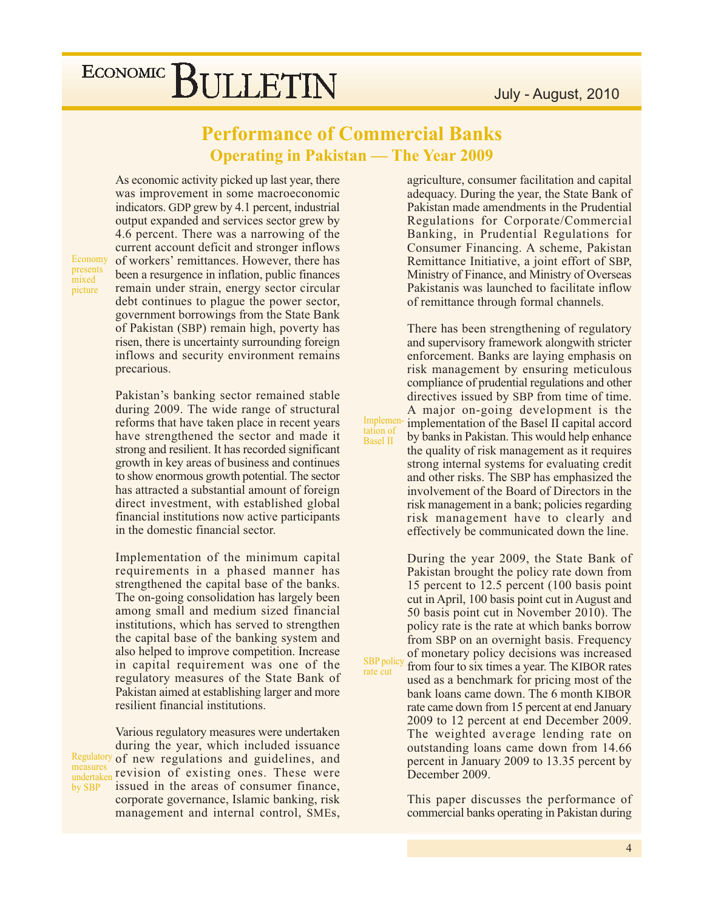# Performance of Commercial Banks
## Operating in Pakistan — The Year 2009

*Economy presents mixed picture*

As economic activity picked up last year, there was improvement in some macroeconomic indicators. GDP grew by 4.1 percent, industrial output expanded and services sector grew by 4.6 percent. There was a narrowing of the current account deficit and stronger inflows of workers' remittances. However, there has been a resurgence in inflation, public finances remain under strain, energy sector circular debt continues to plague the power sector, government borrowings from the State Bank of Pakistan (SBP) remain high, poverty has risen, there is uncertainty surrounding foreign inflows and security environment remains precarious.

Pakistan's banking sector remained stable during 2009. The wide range of structural reforms that have taken place in recent years have strengthened the sector and made it strong and resilient. It has recorded significant growth in key areas of business and continues to show enormous growth potential. The sector has attracted a substantial amount of foreign direct investment, with established global financial institutions now active participants in the domestic financial sector.

Implementation of the minimum capital requirements in a phased manner has strengthened the capital base of the banks. The on-going consolidation has largely been among small and medium sized financial institutions, which has served to strengthen the capital base of the banking system and also helped to improve competition. Increase in capital requirement was one of the regulatory measures of the State Bank of Pakistan aimed at establishing larger and more resilient financial institutions.

*Regulatory measures undertaken by SBP*

Various regulatory measures were undertaken during the year, which included issuance of new regulations and guidelines, and revision of existing ones. These were issued in the areas of consumer finance, corporate governance, Islamic banking, risk management and internal control, SMEs, agriculture, consumer facilitation and capital adequacy. During the year, the State Bank of Pakistan made amendments in the Prudential Regulations for Corporate/Commercial Banking, in Prudential Regulations for Consumer Financing. A scheme, Pakistan Remittance Initiative, a joint effort of SBP, Ministry of Finance, and Ministry of Overseas Pakistanis was launched to facilitate inflow of remittance through formal channels.

*Implementation of Basel II*

There has been strengthening of regulatory and supervisory framework alongwith stricter enforcement. Banks are laying emphasis on risk management by ensuring meticulous compliance of prudential regulations and other directives issued by SBP from time of time. A major on-going development is the implementation of the Basel II capital accord by banks in Pakistan. This would help enhance the quality of risk management as it requires strong internal systems for evaluating credit and other risks. The SBP has emphasized the involvement of the Board of Directors in the risk management in a bank; policies regarding risk management have to clearly and effectively be communicated down the line.

*SBP policy rate cut*

During the year 2009, the State Bank of Pakistan brought the policy rate down from 15 percent to 12.5 percent (100 basis point cut in April, 100 basis point cut in August and 50 basis point cut in November 2010). The policy rate is the rate at which banks borrow from SBP on an overnight basis. Frequency of monetary policy decisions was increased from four to six times a year. The KIBOR rates used as a benchmark for pricing most of the bank loans came down. The 6 month KIBOR rate came down from 15 percent at end January 2009 to 12 percent at end December 2009. The weighted average lending rate on outstanding loans came down from 14.66 percent in January 2009 to 13.35 percent by December 2009.

This paper discusses the performance of commercial banks operating in Pakistan during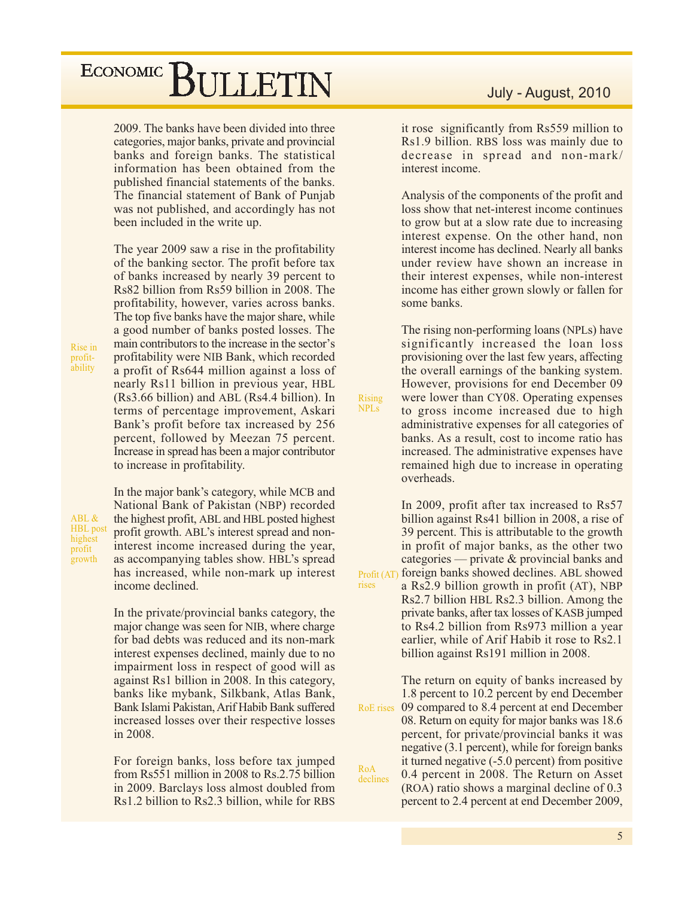2009. The banks have been divided into three categories, major banks, private and provincial banks and foreign banks. The statistical information has been obtained from the published financial statements of the banks. The financial statement of Bank of Punjab was not published, and accordingly has not been included in the write up.

*Rise in profitability*

The year 2009 saw a rise in the profitability of the banking sector. The profit before tax of banks increased by nearly 39 percent to Rs82 billion from Rs59 billion in 2008. The profitability, however, varies across banks. The top five banks have the major share, while a good number of banks posted losses. The main contributors to the increase in the sector's profitability were NIB Bank, which recorded a profit of Rs644 million against a loss of nearly Rs11 billion in previous year, HBL (Rs3.66 billion) and ABL (Rs4.4 billion). In terms of percentage improvement, Askari Bank's profit before tax increased by 256 percent, followed by Meezan 75 percent. Increase in spread has been a major contributor to increase in profitability.

*ABL & HBL post highest profit growth*

In the major bank's category, while MCB and National Bank of Pakistan (NBP) recorded the highest profit, ABL and HBL posted highest profit growth. ABL's interest spread and non-interest income increased during the year, as accompanying tables show. HBL's spread has increased, while non-mark up interest income declined.

In the private/provincial banks category, the major change was seen for NIB, where charge for bad debts was reduced and its non-mark interest expenses declined, mainly due to no impairment loss in respect of good will as against Rs1 billion in 2008. In this category, banks like mybank, Silkbank, Atlas Bank, Bank Islami Pakistan, Arif Habib Bank suffered increased losses over their respective losses in 2008.

For foreign banks, loss before tax jumped from Rs551 million in 2008 to Rs.2.75 billion in 2009. Barclays loss almost doubled from Rs1.2 billion to Rs2.3 billion, while for RBS it rose significantly from Rs559 million to Rs1.9 billion. RBS loss was mainly due to decrease in spread and non-mark/ interest income.

Analysis of the components of the profit and loss show that net-interest income continues to grow but at a slow rate due to increasing interest expense. On the other hand, non interest income has declined. Nearly all banks under review have shown an increase in their interest expenses, while non-interest income has either grown slowly or fallen for some banks.

*Rising NPLs*

The rising non-performing loans (NPLs) have significantly increased the loan loss provisioning over the last few years, affecting the overall earnings of the banking system. However, provisions for end December 09 were lower than CY08. Operating expenses to gross income increased due to high administrative expenses for all categories of banks. As a result, cost to income ratio has increased. The administrative expenses have remained high due to increase in operating overheads.

*Profit (AT) rises*

In 2009, profit after tax increased to Rs57 billion against Rs41 billion in 2008, a rise of 39 percent. This is attributable to the growth in profit of major banks, as the other two categories — private & provincial banks and foreign banks showed declines. ABL showed a Rs2.9 billion growth in profit (AT), NBP Rs2.7 billion HBL Rs2.3 billion. Among the private banks, after tax losses of KASB jumped to Rs4.2 billion from Rs973 million a year earlier, while of Arif Habib it rose to Rs2.1 billion against Rs191 million in 2008.

*RoE rises*

The return on equity of banks increased by 1.8 percent to 10.2 percent by end December 09 compared to 8.4 percent at end December 08. Return on equity for major banks was 18.6 percent, for private/provincial banks it was negative (3.1 percent), while for foreign banks it turned negative (-5.0 percent) from positive 0.4 percent in 2008. The Return on Asset (ROA) ratio shows a marginal decline of 0.3 percent to 2.4 percent at end December 2009,

*RoA declines*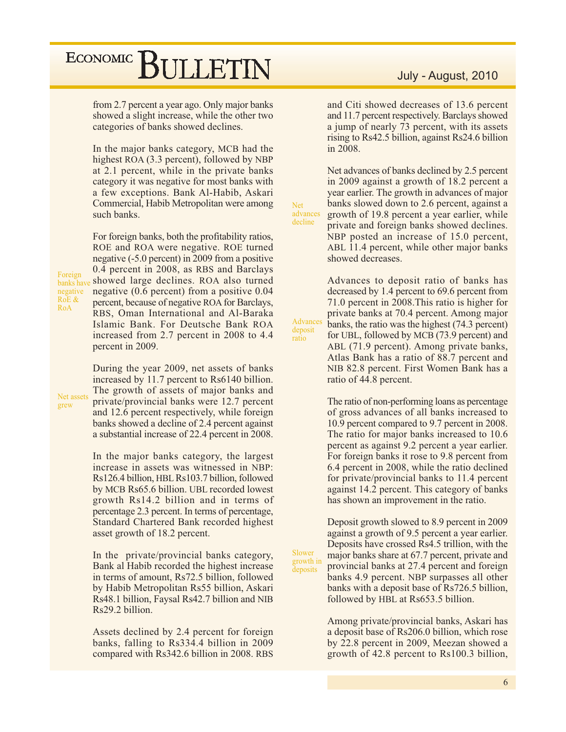from 2.7 percent a year ago. Only major banks showed a slight increase, while the other two categories of banks showed declines.

In the major banks category, MCB had the highest ROA (3.3 percent), followed by NBP at 2.1 percent, while in the private banks category it was negative for most banks with a few exceptions. Bank Al-Habib, Askari Commercial, Habib Metropolitan were among such banks.

*Foreign banks have negative RoE & RoA*

For foreign banks, both the profitability ratios, ROE and ROA were negative. ROE turned negative (-5.0 percent) in 2009 from a positive 0.4 percent in 2008, as RBS and Barclays showed large declines. ROA also turned negative (0.6 percent) from a positive 0.04 percent, because of negative ROA for Barclays, RBS, Oman International and Al-Baraka Islamic Bank. For Deutsche Bank ROA increased from 2.7 percent in 2008 to 4.4 percent in 2009.

*Net assets grew*

During the year 2009, net assets of banks increased by 11.7 percent to Rs6140 billion. The growth of assets of major banks and private/provincial banks were 12.7 percent and 12.6 percent respectively, while foreign banks showed a decline of 2.4 percent against a substantial increase of 22.4 percent in 2008.

In the major banks category, the largest increase in assets was witnessed in NBP: Rs126.4 billion, HBL Rs103.7 billion, followed by MCB Rs65.6 billion. UBL recorded lowest growth Rs14.2 billion and in terms of percentage 2.3 percent. In terms of percentage, Standard Chartered Bank recorded highest asset growth of 18.2 percent.

In the private/provincial banks category, Bank al Habib recorded the highest increase in terms of amount, Rs72.5 billion, followed by Habib Metropolitan Rs55 billion, Askari Rs48.1 billion, Faysal Rs42.7 billion and NIB Rs29.2 billion.

Assets declined by 2.4 percent for foreign banks, falling to Rs334.4 billion in 2009 compared with Rs342.6 billion in 2008. RBS and Citi showed decreases of 13.6 percent and 11.7 percent respectively. Barclays showed a jump of nearly 73 percent, with its assets rising to Rs42.5 billion, against Rs24.6 billion in 2008.

*Net advances decline*

Net advances of banks declined by 2.5 percent in 2009 against a growth of 18.2 percent a year earlier. The growth in advances of major banks slowed down to 2.6 percent, against a growth of 19.8 percent a year earlier, while private and foreign banks showed declines. NBP posted an increase of 15.0 percent, ABL 11.4 percent, while other major banks showed decreases.

*Advances deposit ratio*

Advances to deposit ratio of banks has decreased by 1.4 percent to 69.6 percent from 71.0 percent in 2008.This ratio is higher for private banks at 70.4 percent. Among major banks, the ratio was the highest (74.3 percent) for UBL, followed by MCB (73.9 percent) and ABL (71.9 percent). Among private banks, Atlas Bank has a ratio of 88.7 percent and NIB 82.8 percent. First Women Bank has a ratio of 44.8 percent.

The ratio of non-performing loans as percentage of gross advances of all banks increased to 10.9 percent compared to 9.7 percent in 2008. The ratio for major banks increased to 10.6 percent as against 9.2 percent a year earlier. For foreign banks it rose to 9.8 percent from 6.4 percent in 2008, while the ratio declined for private/provincial banks to 11.4 percent against 14.2 percent. This category of banks has shown an improvement in the ratio.

*Slower growth in deposits*

Deposit growth slowed to 8.9 percent in 2009 against a growth of 9.5 percent a year earlier. Deposits have crossed Rs4.5 trillion, with the major banks share at 67.7 percent, private and provincial banks at 27.4 percent and foreign banks 4.9 percent. NBP surpasses all other banks with a deposit base of Rs726.5 billion, followed by HBL at Rs653.5 billion.

Among private/provincial banks, Askari has a deposit base of Rs206.0 billion, which rose by 22.8 percent in 2009, Meezan showed a growth of 42.8 percent to Rs100.3 billion,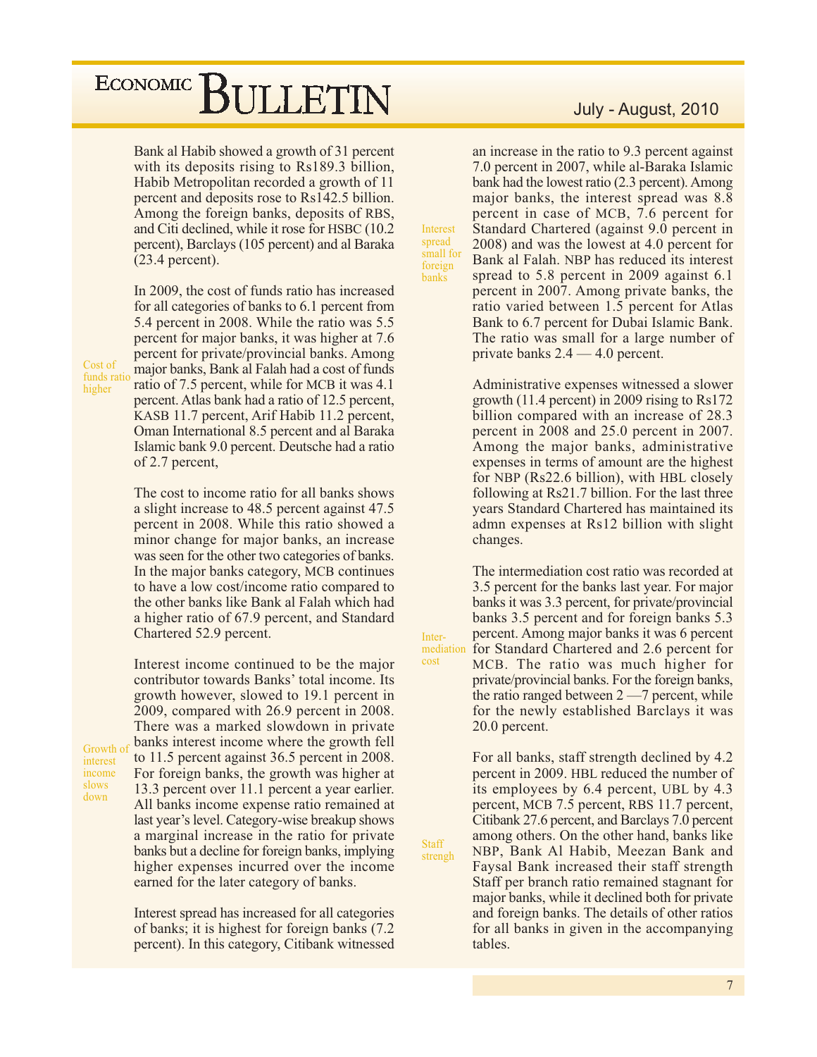Bank al Habib showed a growth of 31 percent with its deposits rising to Rs189.3 billion, Habib Metropolitan recorded a growth of 11 percent and deposits rose to Rs142.5 billion. Among the foreign banks, deposits of RBS, and Citi declined, while it rose for HSBC (10.2 percent), Barclays (105 percent) and al Baraka (23.4 percent).

*Cost of funds ratio higher*

In 2009, the cost of funds ratio has increased for all categories of banks to 6.1 percent from 5.4 percent in 2008. While the ratio was 5.5 percent for major banks, it was higher at 7.6 percent for private/provincial banks. Among major banks, Bank al Falah had a cost of funds ratio of 7.5 percent, while for MCB it was 4.1 percent. Atlas bank had a ratio of 12.5 percent, KASB 11.7 percent, Arif Habib 11.2 percent, Oman International 8.5 percent and al Baraka Islamic bank 9.0 percent. Deutsche had a ratio of 2.7 percent,

The cost to income ratio for all banks shows a slight increase to 48.5 percent against 47.5 percent in 2008. While this ratio showed a minor change for major banks, an increase was seen for the other two categories of banks. In the major banks category, MCB continues to have a low cost/income ratio compared to the other banks like Bank al Falah which had a higher ratio of 67.9 percent, and Standard Chartered 52.9 percent.

*Growth of interest income slows down*

Interest income continued to be the major contributor towards Banks' total income. Its growth however, slowed to 19.1 percent in 2009, compared with 26.9 percent in 2008. There was a marked slowdown in private banks interest income where the growth fell to 11.5 percent against 36.5 percent in 2008. For foreign banks, the growth was higher at 13.3 percent over 11.1 percent a year earlier. All banks income expense ratio remained at last year's level. Category-wise breakup shows a marginal increase in the ratio for private banks but a decline for foreign banks, implying higher expenses incurred over the income earned for the later category of banks.

*Interest spread small for foreign banks*

Interest spread has increased for all categories of banks; it is highest for foreign banks (7.2 percent). In this category, Citibank witnessed an increase in the ratio to 9.3 percent against 7.0 percent in 2007, while al-Baraka Islamic bank had the lowest ratio (2.3 percent). Among major banks, the interest spread was 8.8 percent in case of MCB, 7.6 percent for Standard Chartered (against 9.0 percent in 2008) and was the lowest at 4.0 percent for Bank al Falah. NBP has reduced its interest spread to 5.8 percent in 2009 against 6.1 percent in 2007. Among private banks, the ratio varied between 1.5 percent for Atlas Bank to 6.7 percent for Dubai Islamic Bank. The ratio was small for a large number of private banks 2.4 — 4.0 percent.

Administrative expenses witnessed a slower growth (11.4 percent) in 2009 rising to Rs172 billion compared with an increase of 28.3 percent in 2008 and 25.0 percent in 2007. Among the major banks, administrative expenses in terms of amount are the highest for NBP (Rs22.6 billion), with HBL closely following at Rs21.7 billion. For the last three years Standard Chartered has maintained its admn expenses at Rs12 billion with slight changes.

*Inter-mediation cost*

The intermediation cost ratio was recorded at 3.5 percent for the banks last year. For major banks it was 3.3 percent, for private/provincial banks 3.5 percent and for foreign banks 5.3 percent. Among major banks it was 6 percent for Standard Chartered and 2.6 percent for MCB. The ratio was much higher for private/provincial banks. For the foreign banks, the ratio ranged between 2 —7 percent, while for the newly established Barclays it was 20.0 percent.

*Staff strengh*

For all banks, staff strength declined by 4.2 percent in 2009. HBL reduced the number of its employees by 6.4 percent, UBL by 4.3 percent, MCB 7.5 percent, RBS 11.7 percent, Citibank 27.6 percent, and Barclays 7.0 percent among others. On the other hand, banks like NBP, Bank Al Habib, Meezan Bank and Faysal Bank increased their staff strength Staff per branch ratio remained stagnant for major banks, while it declined both for private and foreign banks. The details of other ratios for all banks in given in the accompanying tables.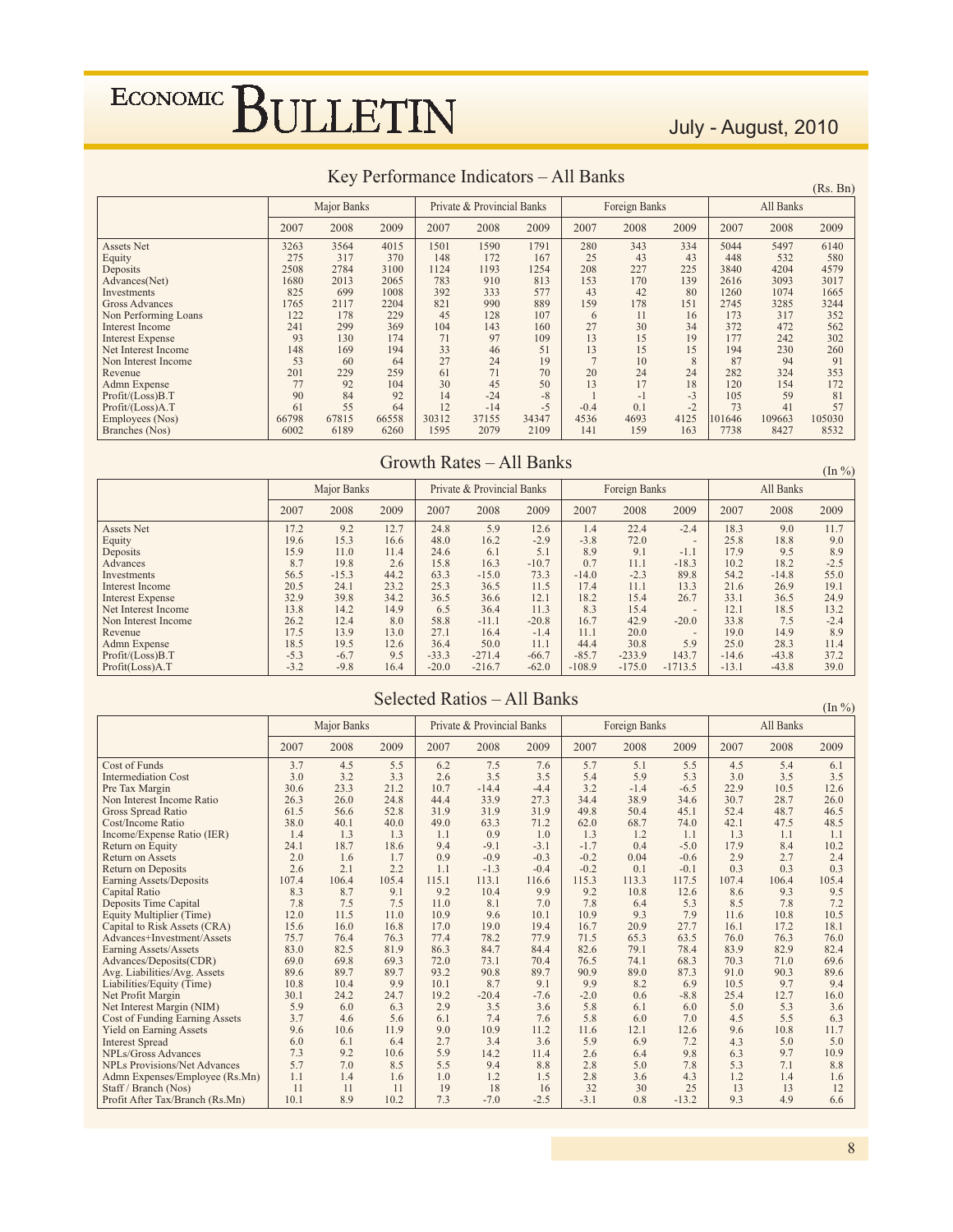## Key Performance Indicators – All Banks

(Rs. Bn)

| | Major Banks | | | Private & Provincial Banks | | | Foreign Banks | | | All Banks | | |
|---|---|---|---|---|---|---|---|---|---|---|---|---|
| | 2007 | 2008 | 2009 | 2007 | 2008 | 2009 | 2007 | 2008 | 2009 | 2007 | 2008 | 2009 |
| Assets Net | 3263 | 3564 | 4015 | 1501 | 1590 | 1791 | 280 | 343 | 334 | 5044 | 5497 | 6140 |
| Equity | 275 | 317 | 370 | 148 | 172 | 167 | 25 | 43 | 43 | 448 | 532 | 580 |
| Deposits | 2508 | 2784 | 3100 | 1124 | 1193 | 1254 | 208 | 227 | 225 | 3840 | 4204 | 4579 |
| Advances(Net) | 1680 | 2013 | 2065 | 783 | 910 | 813 | 153 | 170 | 139 | 2616 | 3093 | 3017 |
| Investments | 825 | 699 | 1008 | 392 | 333 | 577 | 43 | 42 | 80 | 1260 | 1074 | 1665 |
| Gross Advances | 1765 | 2117 | 2204 | 821 | 990 | 889 | 159 | 178 | 151 | 2745 | 3285 | 3244 |
| Non Performing Loans | 122 | 178 | 229 | 45 | 128 | 107 | 6 | 11 | 16 | 173 | 317 | 352 |
| Interest Income | 241 | 299 | 369 | 104 | 143 | 160 | 27 | 30 | 34 | 372 | 472 | 562 |
| Interest Expense | 93 | 130 | 174 | 71 | 97 | 109 | 13 | 15 | 19 | 177 | 242 | 302 |
| Net Interest Income | 148 | 169 | 194 | 33 | 46 | 51 | 13 | 15 | 15 | 194 | 230 | 260 |
| Non Interest Income | 53 | 60 | 64 | 27 | 24 | 19 | 7 | 10 | 8 | 87 | 94 | 91 |
| Revenue | 201 | 229 | 259 | 61 | 71 | 70 | 20 | 24 | 24 | 282 | 324 | 353 |
| Admn Expense | 77 | 92 | 104 | 30 | 45 | 50 | 13 | 17 | 18 | 120 | 154 | 172 |
| Profit/(Loss)B.T | 90 | 84 | 92 | 14 | -24 | -8 | 1 | -1 | -3 | 105 | 59 | 81 |
| Profit/(Loss)A.T | 61 | 55 | 64 | 12 | -14 | -5 | -0.4 | 0.1 | -2 | 73 | 41 | 57 |
| Employees (Nos) | 66798 | 67815 | 66558 | 30312 | 37155 | 34347 | 4536 | 4693 | 4125 | 101646 | 109663 | 105030 |
| Branches (Nos) | 6002 | 6189 | 6260 | 1595 | 2079 | 2109 | 141 | 159 | 163 | 7738 | 8427 | 8532 |

## Growth Rates – All Banks

(In %)

| | Major Banks | | | Private & Provincial Banks | | | Foreign Banks | | | All Banks | | |
|---|---|---|---|---|---|---|---|---|---|---|---|---|
| | 2007 | 2008 | 2009 | 2007 | 2008 | 2009 | 2007 | 2008 | 2009 | 2007 | 2008 | 2009 |
| Assets Net | 17.2 | 9.2 | 12.7 | 24.8 | 5.9 | 12.6 | 1.4 | 22.4 | -2.4 | 18.3 | 9.0 | 11.7 |
| Equity | 19.6 | 15.3 | 16.6 | 48.0 | 16.2 | -2.9 | -3.8 | 72.0 | - | 25.8 | 18.8 | 9.0 |
| Deposits | 15.9 | 11.0 | 11.4 | 24.6 | 6.1 | 5.1 | 8.9 | 9.1 | -1.1 | 17.9 | 9.5 | 8.9 |
| Advances | 8.7 | 19.8 | 2.6 | 15.8 | 16.3 | -10.7 | 0.7 | 11.1 | -18.3 | 10.2 | 18.2 | -2.5 |
| Investments | 56.5 | -15.3 | 44.2 | 63.3 | -15.0 | 73.3 | -14.0 | -2.3 | 89.8 | 54.2 | -14.8 | 55.0 |
| Interest Income | 20.5 | 24.1 | 23.2 | 25.3 | 36.5 | 11.5 | 17.4 | 11.1 | 13.3 | 21.6 | 26.9 | 19.1 |
| Interest Expense | 32.9 | 39.8 | 34.2 | 36.5 | 36.6 | 12.1 | 18.2 | 15.4 | 26.7 | 33.1 | 36.5 | 24.9 |
| Net Interest Income | 13.8 | 14.2 | 14.9 | 6.5 | 36.4 | 11.3 | 8.3 | 15.4 | - | 12.1 | 18.5 | 13.2 |
| Non Interest Income | 26.2 | 12.4 | 8.0 | 58.8 | -11.1 | -20.8 | 16.7 | 42.9 | -20.0 | 33.8 | 7.5 | -2.4 |
| Revenue | 17.5 | 13.9 | 13.0 | 27.1 | 16.4 | -1.4 | 11.1 | 20.0 | - | 19.0 | 14.9 | 8.9 |
| Admn Expense | 18.5 | 19.5 | 12.6 | 36.4 | 50.0 | 11.1 | 44.4 | 30.8 | 5.9 | 25.0 | 28.3 | 11.4 |
| Profit/(Loss)B.T | -5.3 | -6.7 | 9.5 | -33.3 | -271.4 | -66.7 | -85.7 | -233.9 | 143.7 | -14.6 | -43.8 | 37.2 |
| Profit(Loss)A.T | -3.2 | -9.8 | 16.4 | -20.0 | -216.7 | -62.0 | -108.9 | -175.0 | -1713.5 | -13.1 | -43.8 | 39.0 |

## Selected Ratios – All Banks

(In %)

| | Major Banks | | | Private & Provincial Banks | | | Foreign Banks | | | All Banks | | |
|---|---|---|---|---|---|---|---|---|---|---|---|---|
| | 2007 | 2008 | 2009 | 2007 | 2008 | 2009 | 2007 | 2008 | 2009 | 2007 | 2008 | 2009 |
| Cost of Funds | 3.7 | 4.5 | 5.5 | 6.2 | 7.5 | 7.6 | 5.7 | 5.1 | 5.5 | 4.5 | 5.4 | 6.1 |
| Intermediation Cost | 3.0 | 3.2 | 3.3 | 2.6 | 3.5 | 3.5 | 5.4 | 5.9 | 5.3 | 3.0 | 3.5 | 3.5 |
| Pre Tax Margin | 30.6 | 23.3 | 21.2 | 10.7 | -14.4 | -4.4 | 3.2 | -1.4 | -6.5 | 22.9 | 10.5 | 12.6 |
| Non Interest Income Ratio | 26.3 | 26.0 | 24.8 | 44.4 | 33.9 | 27.3 | 34.4 | 38.9 | 34.6 | 30.7 | 28.7 | 26.0 |
| Gross Spread Ratio | 61.5 | 56.6 | 52.8 | 31.9 | 31.9 | 31.9 | 49.8 | 50.4 | 45.1 | 52.4 | 48.7 | 46.5 |
| Cost/Income Ratio | 38.0 | 40.1 | 40.0 | 49.0 | 63.3 | 71.2 | 62.0 | 68.7 | 74.0 | 42.1 | 47.5 | 48.5 |
| Income/Expense Ratio (IER) | 1.4 | 1.3 | 1.3 | 1.1 | 0.9 | 1.0 | 1.3 | 1.2 | 1.1 | 1.3 | 1.1 | 1.1 |
| Return on Equity | 24.1 | 18.7 | 18.6 | 9.4 | -9.1 | -3.1 | -1.7 | 0.4 | -5.0 | 17.9 | 8.4 | 10.2 |
| Return on Assets | 2.0 | 1.6 | 1.7 | 0.9 | -0.9 | -0.3 | -0.2 | 0.04 | -0.6 | 2.9 | 2.7 | 2.4 |
| Return on Deposits | 2.6 | 2.1 | 2.2 | 1.1 | -1.3 | -0.4 | -0.2 | 0.1 | -0.1 | 0.3 | 0.3 | 0.3 |
| Earning Assets/Deposits | 107.4 | 106.4 | 105.4 | 115.1 | 113.1 | 116.6 | 115.3 | 113.3 | 117.5 | 107.4 | 106.4 | 105.4 |
| Capital Ratio | 8.3 | 8.7 | 9.1 | 9.2 | 10.4 | 9.9 | 9.2 | 10.8 | 12.6 | 8.6 | 9.3 | 9.5 |
| Deposits Time Capital | 7.8 | 7.5 | 7.5 | 11.0 | 8.1 | 7.0 | 7.8 | 6.4 | 5.3 | 8.5 | 7.8 | 7.2 |
| Equity Multiplier (Time) | 12.0 | 11.5 | 11.0 | 10.9 | 9.6 | 10.1 | 10.9 | 9.3 | 7.9 | 11.6 | 10.8 | 10.5 |
| Capital to Risk Assets (CRA) | 15.6 | 16.0 | 16.8 | 17.0 | 19.0 | 19.4 | 16.7 | 20.9 | 27.7 | 16.1 | 17.2 | 18.1 |
| Advances+Investment/Assets | 75.7 | 76.4 | 76.3 | 77.4 | 78.2 | 77.9 | 71.5 | 65.3 | 63.5 | 76.0 | 76.3 | 76.0 |
| Earning Assets/Assets | 83.0 | 82.5 | 81.9 | 86.3 | 84.7 | 84.4 | 82.6 | 79.1 | 78.4 | 83.9 | 82.9 | 82.4 |
| Advances/Deposits(CDR) | 69.0 | 69.8 | 69.3 | 72.0 | 73.1 | 70.4 | 76.5 | 74.1 | 68.3 | 70.3 | 71.0 | 69.6 |
| Avg. Liabilities/Avg. Assets | 89.6 | 89.7 | 89.7 | 93.2 | 90.8 | 89.7 | 90.9 | 89.0 | 87.3 | 91.0 | 90.3 | 89.6 |
| Liabilities/Equity (Time) | 10.8 | 10.4 | 9.9 | 10.1 | 8.7 | 9.1 | 9.9 | 8.2 | 6.9 | 10.5 | 9.7 | 9.4 |
| Net Profit Margin | 30.1 | 24.2 | 24.7 | 19.2 | -20.4 | -7.6 | -2.0 | 0.6 | -8.8 | 25.4 | 12.7 | 16.0 |
| Net Interest Margin (NIM) | 5.9 | 6.0 | 6.3 | 2.9 | 3.5 | 3.6 | 5.8 | 6.1 | 6.0 | 5.0 | 5.3 | 3.6 |
| Cost of Funding Earning Assets | 3.7 | 4.6 | 5.6 | 6.1 | 7.4 | 7.6 | 5.8 | 6.0 | 7.0 | 4.5 | 5.5 | 6.3 |
| Yield on Earning Assets | 9.6 | 10.6 | 11.9 | 9.0 | 10.9 | 11.2 | 11.6 | 12.1 | 12.6 | 9.6 | 10.8 | 11.7 |
| Interest Spread | 6.0 | 6.1 | 6.4 | 2.7 | 3.4 | 3.6 | 5.9 | 6.9 | 7.2 | 4.3 | 5.0 | 5.0 |
| NPLs/Gross Advances | 7.3 | 9.2 | 10.6 | 5.9 | 14.2 | 11.4 | 2.6 | 6.4 | 9.8 | 6.3 | 9.7 | 10.9 |
| NPLs Provisions/Net Advances | 5.7 | 7.0 | 8.5 | 5.5 | 9.4 | 8.8 | 2.8 | 5.0 | 7.8 | 5.3 | 7.1 | 8.8 |
| Admn Expenses/Employee (Rs.Mn) | 1.1 | 1.4 | 1.6 | 1.0 | 1.2 | 1.5 | 2.8 | 3.6 | 4.3 | 1.2 | 1.4 | 1.6 |
| Staff / Branch (Nos) | 11 | 11 | 11 | 19 | 18 | 16 | 32 | 30 | 25 | 13 | 13 | 12 |
| Profit After Tax/Branch (Rs.Mn) | 10.1 | 8.9 | 10.2 | 7.3 | -7.0 | -2.5 | -3.1 | 0.8 | -13.2 | 9.3 | 4.9 | 6.6 |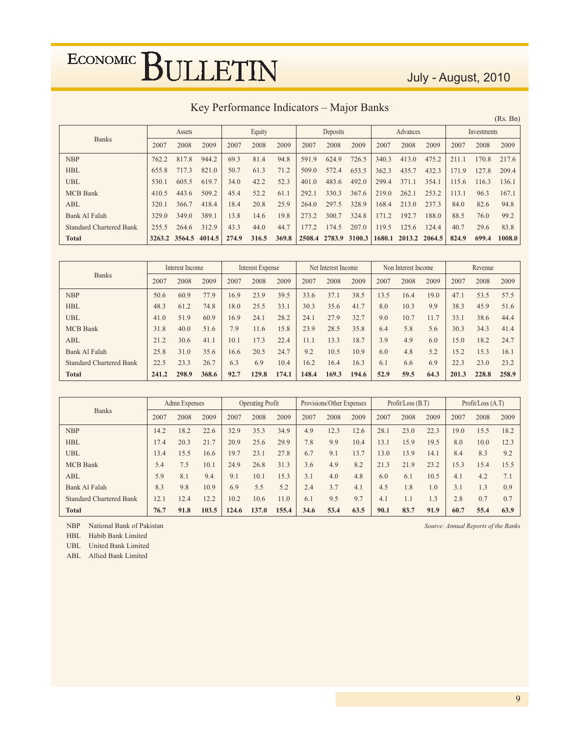## Key Performance Indicators – Major Banks

(Rs. Bn)

| Banks | Assets | | | Equity | | | Deposits | | | Advances | | | Investments | | |
|---|---|---|---|---|---|---|---|---|---|---|---|---|---|---|---|
| | 2007 | 2008 | 2009 | 2007 | 2008 | 2009 | 2007 | 2008 | 2009 | 2007 | 2008 | 2009 | 2007 | 2008 | 2009 |
| NBP | 762.2 | 817.8 | 944.2 | 69.3 | 81.4 | 94.8 | 591.9 | 624.9 | 726.5 | 340.3 | 413.0 | 475.2 | 211.1 | 170.8 | 217.6 |
| HBL | 655.8 | 717.3 | 821.0 | 50.7 | 61.3 | 71.2 | 509.0 | 572.4 | 653.5 | 362.3 | 435.7 | 432.3 | 171.9 | 127.8 | 209.4 |
| UBL | 530.1 | 605.5 | 619.7 | 34.0 | 42.2 | 52.3 | 401.0 | 483.6 | 492.0 | 299.4 | 371.1 | 354.1 | 115.6 | 116.3 | 136.1 |
| MCB Bank | 410.5 | 443.6 | 509.2 | 45.4 | 52.2 | 61.1 | 292.1 | 330.3 | 367.6 | 219.0 | 262.1 | 253.2 | 113.1 | 96.3 | 167.1 |
| ABL | 320.1 | 366.7 | 418.4 | 18.4 | 20.8 | 25.9 | 264.0 | 297.5 | 328.9 | 168.4 | 213.0 | 237.3 | 84.0 | 82.6 | 94.8 |
| Bank Al Falah | 329.0 | 349.0 | 389.1 | 13.8 | 14.6 | 19.8 | 273.2 | 300.7 | 324.8 | 171.2 | 192.7 | 188.0 | 88.5 | 76.0 | 99.2 |
| Standard Chartered Bank | 255.5 | 264.6 | 312.9 | 43.3 | 44.0 | 44.7 | 177.2 | 174.5 | 207.0 | 119.5 | 125.6 | 124.4 | 40.7 | 29.6 | 83.8 |
| **Total** | **3263.2** | **3564.5** | **4014.5** | **274.9** | **316.5** | **369.8** | **2508.4** | **2783.9** | **3100.3** | **1680.1** | **2013.2** | **2064.5** | **824.9** | **699.4** | **1008.0** |

| Banks | Interest Income | | | Interest Expense | | | Net Interest Income | | | Non Interest Income | | | Revenue | | |
|---|---|---|---|---|---|---|---|---|---|---|---|---|---|---|---|
| | 2007 | 2008 | 2009 | 2007 | 2008 | 2009 | 2007 | 2008 | 2009 | 2007 | 2008 | 2009 | 2007 | 2008 | 2009 |
| NBP | 50.6 | 60.9 | 77.9 | 16.9 | 23.9 | 39.5 | 33.6 | 37.1 | 38.5 | 13.5 | 16.4 | 19.0 | 47.1 | 53.5 | 57.5 |
| HBL | 48.3 | 61.2 | 74.8 | 18.0 | 25.5 | 33.1 | 30.3 | 35.6 | 41.7 | 8.0 | 10.3 | 9.9 | 38.3 | 45.9 | 51.6 |
| UBL | 41.0 | 51.9 | 60.9 | 16.9 | 24.1 | 28.2 | 24.1 | 27.9 | 32.7 | 9.0 | 10.7 | 11.7 | 33.1 | 38.6 | 44.4 |
| MCB Bank | 31.8 | 40.0 | 51.6 | 7.9 | 11.6 | 15.8 | 23.9 | 28.5 | 35.8 | 6.4 | 5.8 | 5.6 | 30.3 | 34.3 | 41.4 |
| ABL | 21.2 | 30.6 | 41.1 | 10.1 | 17.3 | 22.4 | 11.1 | 13.3 | 18.7 | 3.9 | 4.9 | 6.0 | 15.0 | 18.2 | 24.7 |
| Bank Al Falah | 25.8 | 31.0 | 35.6 | 16.6 | 20.5 | 24.7 | 9.2 | 10.5 | 10.9 | 6.0 | 4.8 | 5.2 | 15.2 | 15.3 | 16.1 |
| Standard Chartered Bank | 22.5 | 23.3 | 26.7 | 6.3 | 6.9 | 10.4 | 16.2 | 16.4 | 16.3 | 6.1 | 6.6 | 6.9 | 22.3 | 23.0 | 23.2 |
| **Total** | **241.2** | **298.9** | **368.6** | **92.7** | **129.8** | **174.1** | **148.4** | **169.3** | **194.6** | **52.9** | **59.5** | **64.3** | **201.3** | **228.8** | **258.9** |

| Banks | Admn Expenses | | | Operating Profit | | | Provisions/Other Expenses | | | Profit/Loss (B.T) | | | Profit/Loss (A.T) | | |
|---|---|---|---|---|---|---|---|---|---|---|---|---|---|---|---|
| | 2007 | 2008 | 2009 | 2007 | 2008 | 2009 | 2007 | 2008 | 2009 | 2007 | 2008 | 2009 | 2007 | 2008 | 2009 |
| NBP | 14.2 | 18.2 | 22.6 | 32.9 | 35.3 | 34.9 | 4.9 | 12.3 | 12.6 | 28.1 | 23.0 | 22.3 | 19.0 | 15.5 | 18.2 |
| HBL | 17.4 | 20.3 | 21.7 | 20.9 | 25.6 | 29.9 | 7.8 | 9.9 | 10.4 | 13.1 | 15.9 | 19.5 | 8.0 | 10.0 | 12.3 |
| UBL | 13.4 | 15.5 | 16.6 | 19.7 | 23.1 | 27.8 | 6.7 | 9.1 | 13.7 | 13.0 | 13.9 | 14.1 | 8.4 | 8.3 | 9.2 |
| MCB Bank | 5.4 | 7.5 | 10.1 | 24.9 | 26.8 | 31.3 | 3.6 | 4.9 | 8.2 | 21.3 | 21.9 | 23.2 | 15.3 | 15.4 | 15.5 |
| ABL | 5.9 | 8.1 | 9.4 | 9.1 | 10.1 | 15.3 | 3.1 | 4.0 | 4.8 | 6.0 | 6.1 | 10.5 | 4.1 | 4.2 | 7.1 |
| Bank Al Falah | 8.3 | 9.8 | 10.9 | 6.9 | 5.5 | 5.2 | 2.4 | 3.7 | 4.1 | 4.5 | 1.8 | 1.0 | 3.1 | 1.3 | 0.9 |
| Standard Chartered Bank | 12.1 | 12.4 | 12.2 | 10.2 | 10.6 | 11.0 | 6.1 | 9.5 | 9.7 | 4.1 | 1.1 | 1.3 | 2.8 | 0.7 | 0.7 |
| **Total** | **76.7** | **91.8** | **103.5** | **124.6** | **137.0** | **155.4** | **34.6** | **53.4** | **63.5** | **90.1** | **83.7** | **91.9** | **60.7** | **55.4** | **63.9** |

NBP National Bank of Pakistan

HBL Habib Bank Limited

UBL United Bank Limited

ABL Allied Bank Limited

*Source: Annual Reports of the Banks*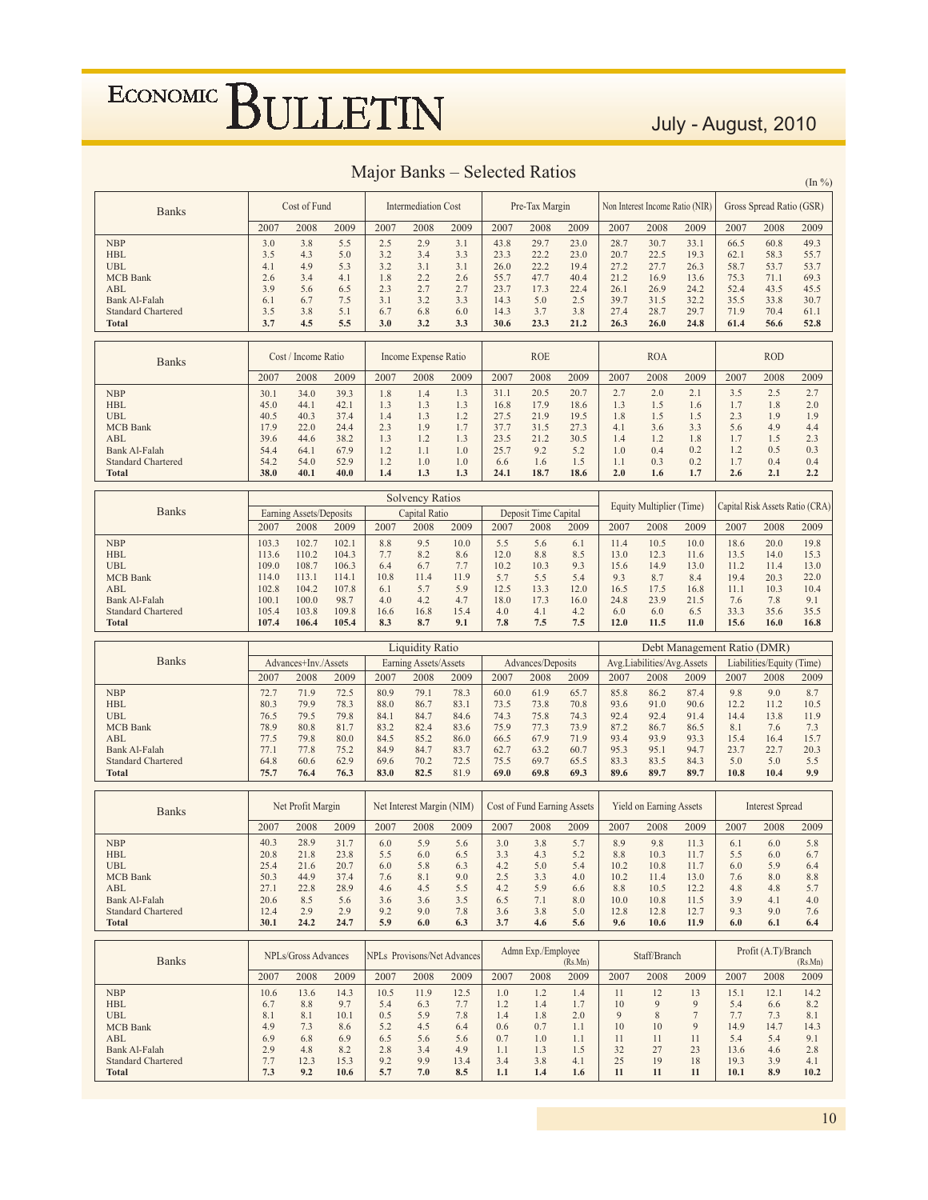## Major Banks – Selected Ratios

(In %)

| Banks | Cost of Fund | | | Intermediation Cost | | | Pre-Tax Margin | | | Non Interest Income Ratio (NIR) | | | Gross Spread Ratio (GSR) | | |
|---|---|---|---|---|---|---|---|---|---|---|---|---|---|---|---|
| | 2007 | 2008 | 2009 | 2007 | 2008 | 2009 | 2007 | 2008 | 2009 | 2007 | 2008 | 2009 | 2007 | 2008 | 2009 |
| NBP | 3.0 | 3.8 | 5.5 | 2.5 | 2.9 | 3.1 | 43.8 | 29.7 | 23.0 | 28.7 | 30.7 | 33.1 | 66.5 | 60.8 | 49.3 |
| HBL | 3.5 | 4.3 | 5.0 | 3.2 | 3.4 | 3.3 | 23.3 | 22.2 | 23.0 | 20.7 | 22.5 | 19.3 | 62.1 | 58.3 | 55.7 |
| UBL | 4.1 | 4.9 | 5.3 | 3.2 | 3.1 | 3.1 | 26.0 | 22.2 | 19.4 | 27.2 | 27.7 | 26.3 | 58.7 | 53.7 | 53.7 |
| MCB Bank | 2.6 | 3.4 | 4.1 | 1.8 | 2.2 | 2.6 | 55.7 | 47.7 | 40.4 | 21.2 | 16.9 | 13.6 | 75.3 | 71.1 | 69.3 |
| ABL | 3.9 | 5.6 | 6.5 | 2.3 | 2.7 | 2.7 | 23.7 | 17.3 | 22.4 | 26.1 | 26.9 | 24.2 | 52.4 | 43.5 | 45.5 |
| Bank Al-Falah | 6.1 | 6.7 | 7.5 | 3.1 | 3.2 | 3.3 | 14.3 | 5.0 | 2.5 | 39.7 | 31.5 | 32.2 | 35.5 | 33.8 | 30.7 |
| Standard Chartered | 3.5 | 3.8 | 5.1 | 6.7 | 6.8 | 6.0 | 14.3 | 3.7 | 3.8 | 27.4 | 28.7 | 29.7 | 71.9 | 70.4 | 61.1 |
| **Total** | **3.7** | **4.5** | **5.5** | **3.0** | **3.2** | **3.3** | **30.6** | **23.3** | **21.2** | **26.3** | **26.0** | **24.8** | **61.4** | **56.6** | **52.8** |

| Banks | Cost / Income Ratio | | | Income Expense Ratio | | | ROE | | | ROA | | | ROD | | |
|---|---|---|---|---|---|---|---|---|---|---|---|---|---|---|---|
| | 2007 | 2008 | 2009 | 2007 | 2008 | 2009 | 2007 | 2008 | 2009 | 2007 | 2008 | 2009 | 2007 | 2008 | 2009 |
| NBP | 30.1 | 34.0 | 39.3 | 1.8 | 1.4 | 1.3 | 31.1 | 20.5 | 20.7 | 2.7 | 2.0 | 2.1 | 3.5 | 2.5 | 2.7 |
| HBL | 45.0 | 44.1 | 42.1 | 1.3 | 1.3 | 1.3 | 16.8 | 17.9 | 18.6 | 1.3 | 1.5 | 1.6 | 1.7 | 1.8 | 2.0 |
| UBL | 40.5 | 40.3 | 37.4 | 1.4 | 1.3 | 1.2 | 27.5 | 21.9 | 19.5 | 1.8 | 1.5 | 1.5 | 2.3 | 1.9 | 1.9 |
| MCB Bank | 17.9 | 22.0 | 24.4 | 2.3 | 1.9 | 1.7 | 37.7 | 31.5 | 27.3 | 4.1 | 3.6 | 3.3 | 5.6 | 4.9 | 4.4 |
| ABL | 39.6 | 44.6 | 38.2 | 1.3 | 1.2 | 1.3 | 23.5 | 21.2 | 30.5 | 1.4 | 1.2 | 1.8 | 1.7 | 1.5 | 2.3 |
| Bank Al-Falah | 54.4 | 64.1 | 67.9 | 1.2 | 1.1 | 1.0 | 25.7 | 9.2 | 5.2 | 1.0 | 0.4 | 0.2 | 1.2 | 0.5 | 0.3 |
| Standard Chartered | 54.2 | 54.0 | 52.9 | 1.2 | 1.0 | 1.0 | 6.6 | 1.6 | 1.5 | 1.1 | 0.3 | 0.2 | 1.7 | 0.4 | 0.4 |
| **Total** | **38.0** | **40.1** | **40.0** | **1.4** | **1.3** | **1.3** | **24.1** | **18.7** | **18.6** | **2.0** | **1.6** | **1.7** | **2.6** | **2.1** | **2.2** |

| Banks | Solvency Ratios | | | | | | | | | Equity Multiplier (Time) | | | Capital Risk Assets Ratio (CRA) | | |
|---|---|---|---|---|---|---|---|---|---|---|---|---|---|---|---|
| | Earning Assets/Deposits | | | Capital Ratio | | | Deposit Time Capital | | | | | | | | |
| | 2007 | 2008 | 2009 | 2007 | 2008 | 2009 | 2007 | 2008 | 2009 | 2007 | 2008 | 2009 | 2007 | 2008 | 2009 |
| NBP | 103.3 | 102.7 | 102.1 | 8.8 | 9.5 | 10.0 | 5.5 | 5.6 | 6.1 | 11.4 | 10.5 | 10.0 | 18.6 | 20.0 | 19.8 |
| HBL | 113.6 | 110.2 | 104.3 | 7.7 | 8.2 | 8.6 | 12.0 | 8.8 | 8.5 | 13.0 | 12.3 | 11.6 | 13.5 | 14.0 | 15.3 |
| UBL | 109.0 | 108.7 | 106.3 | 6.4 | 6.7 | 7.7 | 10.2 | 10.3 | 9.3 | 15.6 | 14.9 | 13.0 | 11.2 | 11.4 | 13.0 |
| MCB Bank | 114.0 | 113.1 | 114.1 | 10.8 | 11.4 | 11.9 | 5.7 | 5.5 | 5.4 | 9.3 | 8.7 | 8.4 | 19.4 | 20.3 | 22.0 |
| ABL | 102.8 | 104.2 | 107.8 | 6.1 | 5.7 | 5.9 | 12.5 | 13.3 | 12.0 | 16.5 | 17.5 | 16.8 | 11.1 | 10.3 | 10.4 |
| Bank Al-Falah | 100.1 | 100.0 | 98.7 | 4.0 | 4.2 | 4.7 | 18.0 | 17.3 | 16.0 | 24.8 | 23.9 | 21.5 | 7.6 | 7.8 | 9.1 |
| Standard Chartered | 105.4 | 103.8 | 109.8 | 16.6 | 16.8 | 15.4 | 4.0 | 4.1 | 4.2 | 6.0 | 6.0 | 6.5 | 33.3 | 35.6 | 35.5 |
| **Total** | **107.4** | **106.4** | **105.4** | **8.3** | **8.7** | **9.1** | **7.8** | **7.5** | **7.5** | **12.0** | **11.5** | **11.0** | **15.6** | **16.0** | **16.8** |

| Banks | Liquidity Ratio | | | | | | | | | Debt Management Ratio (DMR) | | | | | |
|---|---|---|---|---|---|---|---|---|---|---|---|---|---|---|---|
| | Advances+Inv./Assets | | | Earning Assets/Assets | | | Advances/Deposits | | | Avg.Liabilities/Avg.Assets | | | Liabilities/Equity (Time) | | |
| | 2007 | 2008 | 2009 | 2007 | 2008 | 2009 | 2007 | 2008 | 2009 | 2007 | 2008 | 2009 | 2007 | 2008 | 2009 |
| NBP | 72.7 | 71.9 | 72.5 | 80.9 | 79.1 | 78.3 | 60.0 | 61.9 | 65.7 | 85.8 | 86.2 | 87.4 | 9.8 | 9.0 | 8.7 |
| HBL | 80.3 | 79.9 | 78.3 | 88.0 | 86.7 | 83.1 | 73.5 | 73.8 | 70.8 | 93.6 | 91.0 | 90.6 | 12.2 | 11.2 | 10.5 |
| UBL | 76.5 | 79.5 | 79.8 | 84.1 | 84.7 | 84.6 | 74.3 | 75.8 | 74.3 | 92.4 | 92.4 | 91.4 | 14.4 | 13.8 | 11.9 |
| MCB Bank | 78.9 | 80.8 | 81.7 | 83.2 | 82.4 | 83.6 | 75.9 | 77.3 | 73.9 | 87.2 | 86.7 | 86.5 | 8.1 | 7.6 | 7.3 |
| ABL | 77.5 | 79.8 | 80.0 | 84.5 | 85.2 | 86.0 | 66.5 | 67.9 | 71.9 | 93.4 | 93.9 | 93.3 | 15.4 | 16.4 | 15.7 |
| Bank Al-Falah | 77.1 | 77.8 | 75.2 | 84.9 | 84.7 | 83.7 | 62.7 | 63.2 | 60.7 | 95.3 | 95.1 | 94.7 | 23.7 | 22.7 | 20.3 |
| Standard Chartered | 64.8 | 60.6 | 62.9 | 69.6 | 70.2 | 72.5 | 75.5 | 69.7 | 65.5 | 83.3 | 83.5 | 84.3 | 5.0 | 5.0 | 5.5 |
| **Total** | **75.7** | **76.4** | **76.3** | **83.0** | **82.5** | **81.9** | **69.0** | **69.8** | **69.3** | **89.6** | **89.7** | **89.7** | **10.8** | **10.4** | **9.9** |

| Banks | Net Profit Margin | | | Net Interest Margin (NIM) | | | Cost of Fund Earning Assets | | | Yield on Earning Assets | | | Interest Spread | | |
|---|---|---|---|---|---|---|---|---|---|---|---|---|---|---|---|
| | 2007 | 2008 | 2009 | 2007 | 2008 | 2009 | 2007 | 2008 | 2009 | 2007 | 2008 | 2009 | 2007 | 2008 | 2009 |
| NBP | 40.3 | 28.9 | 31.7 | 6.0 | 5.9 | 5.6 | 3.0 | 3.8 | 5.7 | 8.9 | 9.8 | 11.3 | 6.1 | 6.0 | 5.8 |
| HBL | 20.8 | 21.8 | 23.8 | 5.5 | 6.0 | 6.5 | 3.3 | 4.3 | 5.2 | 8.8 | 10.3 | 11.7 | 5.5 | 6.0 | 6.7 |
| UBL | 25.4 | 21.6 | 20.7 | 6.0 | 5.8 | 6.3 | 4.2 | 5.0 | 5.4 | 10.2 | 10.8 | 11.7 | 6.0 | 5.9 | 6.4 |
| MCB Bank | 50.3 | 44.9 | 37.4 | 7.6 | 8.1 | 9.0 | 2.5 | 3.3 | 4.0 | 10.2 | 11.4 | 13.0 | 7.6 | 8.0 | 8.8 |
| ABL | 27.1 | 22.8 | 28.9 | 4.6 | 4.5 | 5.5 | 4.2 | 5.9 | 6.6 | 8.8 | 10.5 | 12.2 | 4.8 | 4.8 | 5.7 |
| Bank Al-Falah | 20.6 | 8.5 | 5.6 | 3.6 | 3.6 | 3.5 | 6.5 | 7.1 | 8.0 | 10.0 | 10.8 | 11.5 | 3.9 | 4.1 | 4.0 |
| Standard Chartered | 12.4 | 2.9 | 2.9 | 9.2 | 9.0 | 7.8 | 3.6 | 3.8 | 5.0 | 12.8 | 12.8 | 12.7 | 9.3 | 9.0 | 7.6 |
| **Total** | **30.1** | **24.2** | **24.7** | **5.9** | **6.0** | **6.3** | **3.7** | **4.6** | **5.6** | **9.6** | **10.6** | **11.9** | **6.0** | **6.1** | **6.4** |

| Banks | NPLs/Gross Advances | | | NPLs Provisons/Net Advances | | | Admn Exp./Employee (Rs.Mn) | | | Staff/Branch | | | Profit (A.T)/Branch (Rs.Mn) | | |
|---|---|---|---|---|---|---|---|---|---|---|---|---|---|---|---|
| | 2007 | 2008 | 2009 | 2007 | 2008 | 2009 | 2007 | 2008 | 2009 | 2007 | 2008 | 2009 | 2007 | 2008 | 2009 |
| NBP | 10.6 | 13.6 | 14.3 | 10.5 | 11.9 | 12.5 | 1.0 | 1.2 | 1.4 | 11 | 12 | 13 | 15.1 | 12.1 | 14.2 |
| HBL | 6.7 | 8.8 | 9.7 | 5.4 | 6.3 | 7.7 | 1.2 | 1.4 | 1.7 | 10 | 9 | 9 | 5.4 | 6.6 | 8.2 |
| UBL | 8.1 | 8.1 | 10.1 | 0.5 | 5.9 | 7.8 | 1.4 | 1.8 | 2.0 | 9 | 8 | 7 | 7.7 | 7.3 | 8.1 |
| MCB Bank | 4.9 | 7.3 | 8.6 | 5.2 | 4.5 | 6.4 | 0.6 | 0.7 | 1.1 | 10 | 10 | 9 | 14.9 | 14.7 | 14.3 |
| ABL | 6.9 | 6.8 | 6.9 | 6.5 | 5.6 | 5.6 | 0.7 | 1.0 | 1.1 | 11 | 11 | 11 | 5.4 | 10.3 | 9.1 |
| Bank Al-Falah | 2.9 | 4.8 | 8.2 | 2.8 | 3.4 | 4.9 | 1.1 | 1.3 | 1.5 | 32 | 27 | 23 | 13.6 | 4.6 | 2.8 |
| Standard Chartered | 7.7 | 12.3 | 15.3 | 9.2 | 9.9 | 13.4 | 3.4 | 3.8 | 4.1 | 25 | 19 | 18 | 19.3 | 3.9 | 4.1 |
| **Total** | **7.3** | **9.2** | **10.6** | **5.7** | **7.0** | **8.5** | **1.1** | **1.4** | **1.6** | **11** | **11** | **11** | **10.1** | **8.9** | **10.2** |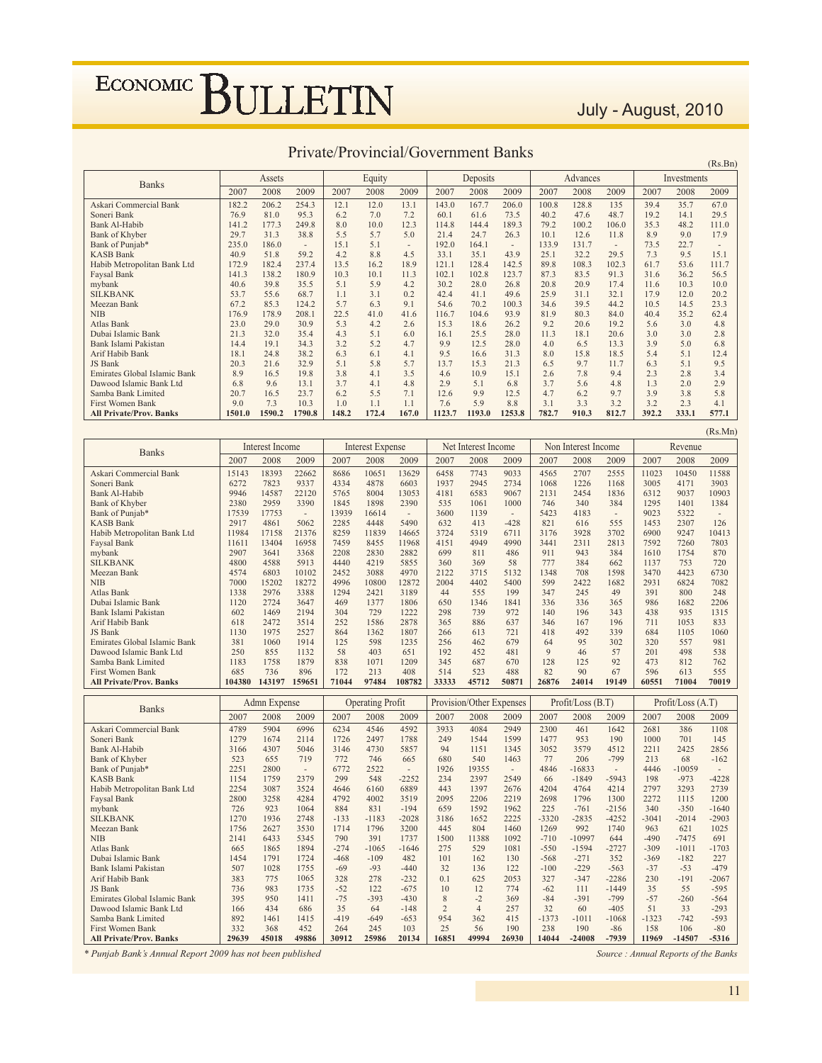## Private/Provincial/Government Banks

(Rs.Bn)

| Banks | Assets | | | Equity | | | Deposits | | | Advances | | | Investments | | |
|---|---|---|---|---|---|---|---|---|---|---|---|---|---|---|---|
| | 2007 | 2008 | 2009 | 2007 | 2008 | 2009 | 2007 | 2008 | 2009 | 2007 | 2008 | 2009 | 2007 | 2008 | 2009 |
| Askari Commercial Bank | 182.2 | 206.2 | 254.3 | 12.1 | 12.0 | 13.1 | 143.0 | 167.7 | 206.0 | 100.8 | 128.8 | 135 | 39.4 | 35.7 | 67.0 |
| Soneri Bank | 76.9 | 81.0 | 95.3 | 6.2 | 7.0 | 7.2 | 60.1 | 61.6 | 73.5 | 40.2 | 47.6 | 48.7 | 19.2 | 14.1 | 29.5 |
| Bank Al-Habib | 141.2 | 177.3 | 249.8 | 8.0 | 10.0 | 12.3 | 114.8 | 144.4 | 189.3 | 79.2 | 100.2 | 106.0 | 35.3 | 48.2 | 111.0 |
| Bank of Khyber | 29.7 | 31.3 | 38.8 | 5.5 | 5.7 | 5.0 | 21.4 | 24.7 | 26.3 | 10.1 | 12.6 | 11.8 | 8.9 | 9.0 | 17.9 |
| Bank of Punjab* | 235.0 | 186.0 | - | 15.1 | 5.1 | - | 192.0 | 164.1 | - | 133.9 | 131.7 | - | 73.5 | 22.7 | - |
| KASB Bank | 40.9 | 51.8 | 59.2 | 4.2 | 8.8 | 4.5 | 33.1 | 35.1 | 43.9 | 25.1 | 32.2 | 29.5 | 7.3 | 9.5 | 15.1 |
| Habib Metropolitan Bank Ltd | 172.9 | 182.4 | 237.4 | 13.5 | 16.2 | 18.9 | 121.1 | 128.4 | 142.5 | 89.8 | 108.3 | 102.3 | 61.7 | 53.6 | 111.7 |
| Faysal Bank | 141.3 | 138.2 | 180.9 | 10.3 | 10.1 | 11.3 | 102.1 | 102.8 | 123.7 | 87.3 | 83.5 | 91.3 | 31.6 | 36.2 | 56.5 |
| mybank | 40.6 | 39.8 | 35.5 | 5.1 | 5.9 | 4.2 | 30.2 | 28.0 | 26.8 | 20.8 | 20.9 | 17.4 | 11.6 | 10.3 | 10.0 |
| SILKBANK | 53.7 | 55.6 | 68.7 | 1.1 | 3.1 | 0.2 | 42.4 | 41.1 | 49.6 | 25.9 | 31.1 | 32.1 | 17.9 | 12.0 | 20.2 |
| Meezan Bank | 67.2 | 85.3 | 124.2 | 5.7 | 6.3 | 9.1 | 54.6 | 70.2 | 100.3 | 34.6 | 39.5 | 44.2 | 10.5 | 14.5 | 23.3 |
| NIB | 176.9 | 178.9 | 208.1 | 22.5 | 41.0 | 41.6 | 116.7 | 104.6 | 93.9 | 81.9 | 80.3 | 84.0 | 40.4 | 35.2 | 62.4 |
| Atlas Bank | 23.0 | 29.0 | 30.9 | 5.3 | 4.2 | 2.6 | 15.3 | 18.6 | 26.2 | 9.2 | 20.6 | 19.2 | 5.6 | 3.0 | 4.8 |
| Dubai Islamic Bank | 21.3 | 32.0 | 35.4 | 4.3 | 5.1 | 6.0 | 16.1 | 25.5 | 28.0 | 11.3 | 18.1 | 20.6 | 3.0 | 3.0 | 2.8 |
| Bank Islami Pakistan | 14.4 | 19.1 | 34.3 | 3.2 | 5.2 | 4.7 | 9.9 | 12.5 | 28.0 | 4.0 | 6.5 | 13.3 | 3.9 | 5.0 | 6.8 |
| Arif Habib Bank | 18.1 | 24.8 | 38.2 | 6.3 | 6.1 | 4.1 | 9.5 | 16.6 | 31.3 | 8.0 | 15.8 | 18.5 | 5.4 | 5.1 | 12.4 |
| JS Bank | 20.3 | 21.6 | 32.9 | 5.1 | 5.8 | 5.7 | 13.7 | 15.3 | 21.3 | 6.5 | 9.7 | 11.7 | 6.3 | 5.1 | 9.5 |
| Emirates Global Islamic Bank | 8.9 | 16.5 | 19.8 | 3.8 | 4.1 | 3.5 | 4.6 | 10.9 | 15.1 | 2.6 | 7.8 | 9.4 | 2.3 | 2.8 | 3.4 |
| Dawood Islamic Bank Ltd | 6.8 | 9.6 | 13.1 | 3.7 | 4.1 | 4.8 | 2.9 | 5.1 | 6.8 | 3.7 | 5.6 | 4.8 | 1.3 | 2.0 | 2.9 |
| Samba Bank Limited | 20.7 | 16.5 | 23.7 | 6.2 | 5.5 | 7.1 | 12.6 | 9.9 | 12.5 | 4.7 | 6.2 | 9.7 | 3.9 | 3.8 | 5.8 |
| First Women Bank | 9.0 | 7.3 | 10.3 | 1.0 | 1.1 | 1.1 | 7.6 | 5.9 | 8.8 | 3.1 | 3.3 | 3.2 | 3.2 | 2.3 | 4.1 |
| **All Private/Prov. Banks** | **1501.0** | **1590.2** | **1790.8** | **148.2** | **172.4** | **167.0** | **1123.7** | **1193.0** | **1253.8** | **782.7** | **910.3** | **812.7** | **392.2** | **333.1** | **577.1** |

(Rs.Mn)

| Banks | Interest Income | | | Interest Expense | | | Net Interest Income | | | Non Interest Income | | | Revenue | | |
|---|---|---|---|---|---|---|---|---|---|---|---|---|---|---|---|
| | 2007 | 2008 | 2009 | 2007 | 2008 | 2009 | 2007 | 2008 | 2009 | 2007 | 2008 | 2009 | 2007 | 2008 | 2009 |
| Askari Commercial Bank | 15143 | 18393 | 22662 | 8686 | 10651 | 13629 | 6458 | 7743 | 9033 | 4565 | 2707 | 2555 | 11023 | 10450 | 11588 |
| Soneri Bank | 6272 | 7823 | 9337 | 4334 | 4878 | 6603 | 1937 | 2945 | 2734 | 1068 | 1226 | 1168 | 3005 | 4171 | 3903 |
| Bank Al-Habib | 9946 | 14587 | 22120 | 5765 | 8004 | 13053 | 4181 | 6583 | 9067 | 2131 | 2454 | 1836 | 6312 | 9037 | 10903 |
| Bank of Khyber | 2380 | 2959 | 3390 | 1845 | 1898 | 2390 | 535 | 1061 | 1000 | 746 | 340 | 384 | 1295 | 1401 | 1384 |
| Bank of Punjab* | 17539 | 17753 | - | 13939 | 16614 | - | 3600 | 1139 | - | 5423 | 4183 | - | 9023 | 5322 | - |
| KASB Bank | 2917 | 4861 | 5062 | 2285 | 4448 | 5490 | 632 | 413 | -428 | 821 | 616 | 555 | 1453 | 2307 | 126 |
| Habib Metropolitan Bank Ltd | 11984 | 17158 | 21376 | 8259 | 11839 | 14665 | 3724 | 5319 | 6711 | 3176 | 3928 | 3702 | 6900 | 9247 | 10413 |
| Faysal Bank | 11611 | 13404 | 16958 | 7459 | 8455 | 11968 | 4151 | 4949 | 4990 | 3441 | 2311 | 2813 | 7592 | 7260 | 7803 |
| mybank | 2907 | 3641 | 3368 | 2208 | 2830 | 2882 | 699 | 811 | 486 | 911 | 943 | 384 | 1610 | 1754 | 870 |
| SILKBANK | 4800 | 4588 | 5913 | 4440 | 4219 | 5855 | 360 | 369 | 58 | 777 | 384 | 662 | 1137 | 753 | 720 |
| Meezan Bank | 4574 | 6803 | 10102 | 2452 | 3088 | 4970 | 2122 | 3715 | 5132 | 1348 | 708 | 1598 | 3470 | 4423 | 6730 |
| NIB | 7000 | 15202 | 18272 | 4996 | 10800 | 12872 | 2004 | 4402 | 5400 | 599 | 2422 | 1682 | 2931 | 6824 | 7082 |
| Atlas Bank | 1338 | 2976 | 3388 | 1294 | 2421 | 3189 | 44 | 555 | 199 | 347 | 245 | 49 | 391 | 800 | 248 |
| Dubai Islamic Bank | 1120 | 2724 | 3647 | 469 | 1377 | 1806 | 650 | 1346 | 1841 | 336 | 336 | 365 | 986 | 1682 | 2206 |
| Bank Islami Pakistan | 602 | 1469 | 2194 | 304 | 729 | 1222 | 298 | 739 | 972 | 140 | 196 | 343 | 438 | 935 | 1315 |
| Arif Habib Bank | 618 | 2472 | 3514 | 252 | 1586 | 2878 | 365 | 886 | 637 | 346 | 167 | 196 | 711 | 1053 | 833 |
| JS Bank | 1130 | 1975 | 2527 | 864 | 1362 | 1807 | 266 | 613 | 721 | 418 | 492 | 339 | 684 | 1105 | 1060 |
| Emirates Global Islamic Bank | 381 | 1060 | 1914 | 125 | 598 | 1235 | 256 | 462 | 679 | 64 | 95 | 302 | 320 | 557 | 981 |
| Dawood Islamic Bank Ltd | 250 | 855 | 1132 | 58 | 403 | 651 | 192 | 452 | 481 | 9 | 46 | 57 | 201 | 498 | 538 |
| Samba Bank Limited | 1183 | 1758 | 1879 | 838 | 1071 | 1209 | 345 | 687 | 670 | 128 | 125 | 92 | 473 | 812 | 762 |
| First Women Bank | 685 | 736 | 896 | 172 | 213 | 408 | 514 | 523 | 488 | 82 | 90 | 67 | 596 | 613 | 555 |
| **All Private/Prov. Banks** | **104380** | **143197** | **159651** | **71044** | **97484** | **108782** | **33333** | **45712** | **50871** | **26876** | **24014** | **19149** | **60551** | **71004** | **70019** |

| Banks | Admn Expense | | | Operating Profit | | | Provision/Other Expenses | | | Profit/Loss (B.T) | | | Profit/Loss (A.T) | | |
|---|---|---|---|---|---|---|---|---|---|---|---|---|---|---|---|
| | 2007 | 2008 | 2009 | 2007 | 2008 | 2009 | 2007 | 2008 | 2009 | 2007 | 2008 | 2009 | 2007 | 2008 | 2009 |
| Askari Commercial Bank | 4789 | 5904 | 6996 | 6234 | 4546 | 4592 | 3933 | 4084 | 2949 | 2300 | 461 | 1642 | 2681 | 386 | 1108 |
| Soneri Bank | 1279 | 1674 | 2114 | 1726 | 2497 | 1788 | 249 | 1544 | 1599 | 1477 | 953 | 190 | 1000 | 701 | 145 |
| Bank Al-Habib | 3166 | 4307 | 5046 | 3146 | 4730 | 5857 | 94 | 1151 | 1345 | 3052 | 3579 | 4512 | 2211 | 2425 | 2856 |
| Bank of Khyber | 523 | 655 | 719 | 772 | 746 | 665 | 680 | 540 | 1463 | 77 | 206 | -799 | 213 | 68 | -162 |
| Bank of Punjab* | 2251 | 2800 | - | 6772 | 2522 | - | 1926 | 19355 | - | 4846 | -16833 | - | 4446 | -10059 | - |
| KASB Bank | 1154 | 1759 | 2379 | 299 | 548 | -2252 | 234 | 2397 | 2549 | 66 | -1849 | -5943 | 198 | -973 | -4228 |
| Habib Metropolitan Bank Ltd | 2254 | 3087 | 3524 | 4646 | 6160 | 6889 | 443 | 1397 | 2676 | 4204 | 4764 | 4214 | 2797 | 3293 | 2739 |
| Faysal Bank | 2800 | 3258 | 4284 | 4792 | 4002 | 3519 | 2095 | 2206 | 2219 | 2698 | 1796 | 1300 | 2272 | 1115 | 1200 |
| mybank | 726 | 923 | 1064 | 884 | 831 | -194 | 659 | 1592 | 1962 | 225 | -761 | -2156 | 340 | -350 | -1640 |
| SILKBANK | 1270 | 1936 | 2748 | -133 | -1183 | -2028 | 3186 | 1652 | 2225 | -3320 | -2835 | -4252 | -3041 | -2014 | -2903 |
| Meezan Bank | 1756 | 2627 | 3530 | 1714 | 1796 | 3200 | 445 | 804 | 1460 | 1269 | 992 | 1740 | 963 | 621 | 1025 |
| NIB | 2141 | 6433 | 5345 | 790 | 391 | 1737 | 1500 | 11388 | 1092 | -710 | -10997 | 644 | -490 | -7475 | 691 |
| Atlas Bank | 665 | 1865 | 1894 | -274 | -1065 | -1646 | 275 | 529 | 1081 | -550 | -1594 | -2727 | -309 | -1011 | -1703 |
| Dubai Islamic Bank | 1454 | 1791 | 1724 | -468 | -109 | 482 | 101 | 162 | 130 | -568 | -271 | 352 | -369 | -182 | 227 |
| Bank Islami Pakistan | 507 | 1028 | 1755 | -69 | -93 | -440 | 32 | 136 | 122 | -100 | -229 | -563 | -37 | -53 | -479 |
| Arif Habib Bank | 383 | 775 | 1065 | 328 | 278 | -232 | 0.1 | 625 | 2053 | 327 | -347 | -2286 | 230 | -191 | -2067 |
| JS Bank | 736 | 983 | 1735 | -52 | 122 | -675 | 10 | 12 | 774 | -62 | 111 | -1449 | 35 | 55 | -595 |
| Emirates Global Islamic Bank | 395 | 950 | 1411 | -75 | -393 | -430 | 8 | -2 | 369 | -84 | -391 | -799 | -57 | -260 | -564 |
| Dawood Islamic Bank Ltd | 166 | 434 | 686 | 35 | 64 | -148 | 2 | 4 | 257 | 32 | 60 | -405 | 51 | 33 | -293 |
| Samba Bank Limited | 892 | 1461 | 1415 | -419 | -649 | -653 | 954 | 362 | 415 | -1373 | -1011 | -1068 | -1323 | -742 | -593 |
| First Women Bank | 332 | 368 | 452 | 264 | 245 | 103 | 25 | 56 | 190 | 238 | 190 | -86 | 158 | 106 | -80 |
| **All Private/Prov. Banks** | **29639** | **45018** | **49886** | **30912** | **25986** | **20134** | **16851** | **49994** | **26930** | **14044** | **-24008** | **-7939** | **11969** | **-14507** | **-5316** |

*\* Punjab Bank's Annual Report 2009 has not been published*

*Source : Annual Reports of the Banks*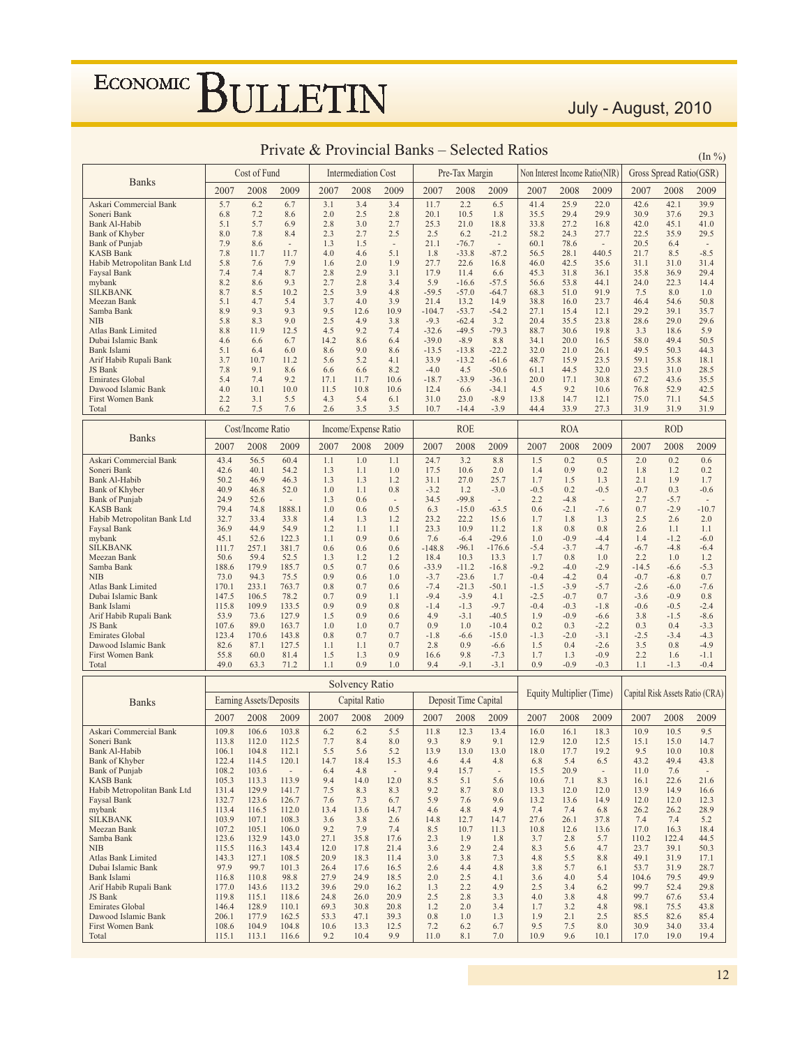# Private & Provincial Banks – Selected Ratios

(In %)

| Banks | Cost of Fund | | | Intermediation Cost | | | Pre-Tax Margin | | | Non Interest Income Ratio(NIR) | | | Gross Spread Ratio(GSR) | | |
|---|---|---|---|---|---|---|---|---|---|---|---|---|---|---|---|
| | 2007 | 2008 | 2009 | 2007 | 2008 | 2009 | 2007 | 2008 | 2009 | 2007 | 2008 | 2009 | 2007 | 2008 | 2009 |
| Askari Commercial Bank | 5.7 | 6.2 | 6.7 | 3.1 | 3.4 | 3.4 | 11.7 | 2.2 | 6.5 | 41.4 | 25.9 | 22.0 | 42.6 | 42.1 | 39.9 |
| Soneri Bank | 6.8 | 7.2 | 8.6 | 2.0 | 2.5 | 2.8 | 20.1 | 10.5 | 1.8 | 35.5 | 29.4 | 29.9 | 30.9 | 37.6 | 29.3 |
| Bank Al-Habib | 5.1 | 5.7 | 6.9 | 2.8 | 3.0 | 2.7 | 25.3 | 21.0 | 18.8 | 33.8 | 27.2 | 16.8 | 42.0 | 45.1 | 41.0 |
| Bank of Khyber | 8.0 | 7.8 | 8.4 | 2.3 | 2.7 | 2.5 | 2.5 | 6.2 | -21.2 | 58.2 | 24.3 | 27.7 | 22.5 | 35.9 | 29.5 |
| Bank of Punjab | 7.9 | 8.6 | - | 1.3 | 1.5 | - | 21.1 | -76.7 | - | 60.1 | 78.6 | - | 20.5 | 6.4 | - |
| KASB Bank | 7.8 | 11.7 | 11.7 | 4.0 | 4.6 | 5.1 | 1.8 | -33.8 | -87.2 | 56.5 | 28.1 | 440.5 | 21.7 | 8.5 | -8.5 |
| Habib Metropolitan Bank Ltd | 5.8 | 7.6 | 7.9 | 1.6 | 2.0 | 1.9 | 27.7 | 22.6 | 16.8 | 46.0 | 42.5 | 35.6 | 31.1 | 31.0 | 31.4 |
| Faysal Bank | 7.4 | 7.4 | 8.7 | 2.8 | 2.9 | 3.1 | 17.9 | 11.4 | 6.6 | 45.3 | 31.8 | 36.1 | 35.8 | 36.9 | 29.4 |
| mybank | 8.2 | 8.6 | 9.3 | 2.7 | 2.8 | 3.4 | 5.9 | -16.6 | -57.5 | 56.6 | 53.8 | 44.1 | 24.0 | 22.3 | 14.4 |
| SILKBANK | 8.7 | 8.5 | 10.2 | 2.5 | 3.9 | 4.8 | -59.5 | -57.0 | -64.7 | 68.3 | 51.0 | 91.9 | 7.5 | 8.0 | 1.0 |
| Meezan Bank | 5.1 | 4.7 | 5.4 | 3.7 | 4.0 | 3.9 | 21.4 | 13.2 | 14.9 | 38.8 | 16.0 | 23.7 | 46.4 | 54.6 | 50.8 |
| Samba Bank | 8.9 | 9.3 | 9.3 | 9.5 | 12.6 | 10.9 | -104.7 | -53.7 | -54.2 | 27.1 | 15.4 | 12.1 | 29.2 | 39.1 | 35.7 |
| NIB | 5.8 | 8.3 | 9.0 | 2.5 | 4.9 | 3.8 | -9.3 | -62.4 | 3.2 | 20.4 | 35.5 | 23.8 | 28.6 | 29.0 | 29.6 |
| Atlas Bank Limited | 8.8 | 11.9 | 12.5 | 4.5 | 9.2 | 7.4 | -32.6 | -49.5 | -79.3 | 88.7 | 30.6 | 19.8 | 3.3 | 18.6 | 5.9 |
| Dubai Islamic Bank | 4.6 | 6.6 | 6.7 | 14.2 | 8.6 | 6.4 | -39.0 | -8.9 | 8.8 | 34.1 | 20.0 | 16.5 | 58.0 | 49.4 | 50.5 |
| Bank Islami | 5.1 | 6.4 | 6.0 | 8.6 | 9.0 | 8.6 | -13.5 | -13.8 | -22.2 | 32.0 | 21.0 | 26.1 | 49.5 | 50.3 | 44.3 |
| Arif Habib Rupali Bank | 3.7 | 10.7 | 11.2 | 5.6 | 5.2 | 4.1 | 33.9 | -13.2 | -61.6 | 48.7 | 15.9 | 23.5 | 59.1 | 35.8 | 18.1 |
| JS Bank | 7.8 | 9.1 | 8.6 | 6.6 | 6.6 | 8.2 | -4.0 | 4.5 | -50.6 | 61.1 | 44.5 | 32.0 | 23.5 | 31.0 | 28.5 |
| Emirates Global | 5.4 | 7.4 | 9.2 | 17.1 | 11.7 | 10.6 | -18.7 | -33.9 | -36.1 | 20.0 | 17.1 | 30.8 | 67.2 | 43.6 | 35.5 |
| Dawood Islamic Bank | 4.0 | 10.1 | 10.0 | 11.5 | 10.8 | 10.6 | 12.4 | 6.6 | -34.1 | 4.5 | 9.2 | 10.6 | 76.8 | 52.9 | 42.5 |
| First Women Bank | 2.2 | 3.1 | 5.5 | 4.3 | 5.4 | 6.1 | 31.0 | 23.0 | -8.9 | 13.8 | 14.7 | 12.1 | 75.0 | 71.1 | 54.5 |
| Total | 6.2 | 7.5 | 7.6 | 2.6 | 3.5 | 3.5 | 10.7 | -14.4 | -3.9 | 44.4 | 33.9 | 27.3 | 31.9 | 31.9 | 31.9 |

| Banks | Cost/Income Ratio | | | Income/Expense Ratio | | | ROE | | | ROA | | | ROD | | |
|---|---|---|---|---|---|---|---|---|---|---|---|---|---|---|---|
| | 2007 | 2008 | 2009 | 2007 | 2008 | 2009 | 2007 | 2008 | 2009 | 2007 | 2008 | 2009 | 2007 | 2008 | 2009 |
| Askari Commercial Bank | 43.4 | 56.5 | 60.4 | 1.1 | 1.0 | 1.1 | 24.7 | 3.2 | 8.8 | 1.5 | 0.2 | 0.5 | 2.0 | 0.2 | 0.6 |
| Soneri Bank | 42.6 | 40.1 | 54.2 | 1.3 | 1.1 | 1.0 | 17.5 | 10.6 | 2.0 | 1.4 | 0.9 | 0.2 | 1.8 | 1.2 | 0.2 |
| Bank Al-Habib | 50.2 | 46.9 | 46.3 | 1.3 | 1.3 | 1.2 | 31.1 | 27.0 | 25.7 | 1.7 | 1.5 | 1.3 | 2.1 | 1.9 | 1.7 |
| Bank of Khyber | 40.9 | 46.8 | 52.0 | 1.0 | 1.1 | 0.8 | -3.2 | 1.2 | -3.0 | -0.5 | 0.2 | -0.5 | -0.7 | 0.3 | -0.6 |
| Bank of Punjab | 24.9 | 52.6 | - | 1.3 | 0.6 | - | 34.5 | -99.8 | - | 2.2 | -4.8 | - | 2.7 | -5.7 | - |
| KASB Bank | 79.4 | 74.8 | 1888.1 | 1.0 | 0.6 | 0.5 | 6.3 | -15.0 | -63.5 | 0.6 | -2.1 | -7.6 | 0.7 | -2.9 | -10.7 |
| Habib Metropolitan Bank Ltd | 32.7 | 33.4 | 33.8 | 1.4 | 1.3 | 1.2 | 23.2 | 22.2 | 15.6 | 1.7 | 1.8 | 1.3 | 2.5 | 2.6 | 2.0 |
| Faysal Bank | 36.9 | 44.9 | 54.9 | 1.2 | 1.1 | 1.1 | 23.3 | 10.9 | 11.2 | 1.8 | 0.8 | 0.8 | 2.6 | 1.1 | 1.1 |
| mybank | 45.1 | 52.6 | 122.3 | 1.1 | 0.9 | 0.6 | 7.6 | -6.4 | -29.6 | 1.0 | -0.9 | -4.4 | 1.4 | -1.2 | -6.0 |
| SILKBANK | 111.7 | 257.1 | 381.7 | 0.6 | 0.6 | 0.6 | -148.8 | -96.1 | -176.6 | -5.4 | -3.7 | -4.7 | -6.7 | -4.8 | -6.4 |
| Meezan Bank | 50.6 | 59.4 | 52.5 | 1.3 | 1.2 | 1.2 | 18.4 | 10.3 | 13.3 | 1.7 | 0.8 | 1.0 | 2.2 | 1.0 | 1.2 |
| Samba Bank | 188.6 | 179.9 | 185.7 | 0.5 | 0.7 | 0.6 | -33.9 | -11.2 | -16.8 | -9.2 | -4.0 | -2.9 | -14.5 | -6.6 | -5.3 |
| NIB | 73.0 | 94.3 | 75.5 | 0.9 | 0.6 | 1.0 | -3.7 | -23.6 | 1.7 | -0.4 | -4.2 | 0.4 | -0.7 | -6.8 | 0.7 |
| Atlas Bank Limited | 170.1 | 233.1 | 763.7 | 0.8 | 0.7 | 0.6 | -7.4 | -21.3 | -50.1 | -1.5 | -3.9 | -5.7 | -2.6 | -6.0 | -7.6 |
| Dubai Islamic Bank | 147.5 | 106.5 | 78.2 | 0.7 | 0.9 | 1.1 | -9.4 | -3.9 | 4.1 | -2.5 | -0.7 | 0.7 | -3.6 | -0.9 | 0.8 |
| Bank Islami | 115.8 | 109.9 | 133.5 | 0.9 | 0.9 | 0.8 | -1.4 | -1.3 | -9.7 | -0.4 | -0.3 | -1.8 | -0.6 | -0.5 | -2.4 |
| Arif Habib Rupali Bank | 53.9 | 73.6 | 127.9 | 1.5 | 0.9 | 0.6 | 4.9 | -3.1 | -40.5 | 1.9 | -0.9 | -6.6 | 3.8 | -1.5 | -8.6 |
| JS Bank | 107.6 | 89.0 | 163.7 | 1.0 | 1.0 | 0.7 | 0.9 | 1.0 | -10.4 | 0.2 | 0.3 | -2.2 | 0.3 | 0.4 | -3.3 |
| Emirates Global | 123.4 | 170.6 | 143.8 | 0.8 | 0.7 | 0.7 | -1.8 | -6.6 | -15.0 | -1.3 | -2.0 | -3.1 | -2.5 | -3.4 | -4.3 |
| Dawood Islamic Bank | 82.6 | 87.1 | 127.5 | 1.1 | 1.1 | 0.7 | 2.8 | 0.9 | -6.6 | 1.5 | 0.4 | -2.6 | 3.5 | 0.8 | -4.9 |
| First Women Bank | 55.8 | 60.0 | 81.4 | 1.5 | 1.3 | 0.9 | 16.6 | 9.8 | -7.3 | 1.7 | 1.3 | -0.9 | 2.2 | 1.6 | -1.1 |
| Total | 49.0 | 63.3 | 71.2 | 1.1 | 0.9 | 1.0 | 9.4 | -9.1 | -3.1 | 0.9 | -0.9 | -0.3 | 1.1 | -1.3 | -0.4 |

| Banks | Solvency Ratio | | | | | | | | | Equity Multiplier (Time) | | | Capital Risk Assets Ratio (CRA) | | |
|---|---|---|---|---|---|---|---|---|---|---|---|---|---|---|---|
| | Earning Assets/Deposits | | | Capital Ratio | | | Deposit Time Capital | | | | | | | | |
| | 2007 | 2008 | 2009 | 2007 | 2008 | 2009 | 2007 | 2008 | 2009 | 2007 | 2008 | 2009 | 2007 | 2008 | 2009 |
| Askari Commercial Bank | 109.8 | 106.6 | 103.8 | 6.2 | 6.2 | 5.5 | 11.8 | 12.3 | 13.4 | 16.0 | 16.1 | 18.3 | 10.9 | 10.5 | 9.5 |
| Soneri Bank | 113.8 | 112.0 | 112.5 | 7.7 | 8.4 | 8.0 | 9.3 | 8.9 | 9.1 | 12.9 | 12.0 | 12.5 | 15.1 | 15.0 | 14.7 |
| Bank Al-Habib | 106.1 | 104.8 | 112.1 | 5.5 | 5.6 | 5.2 | 13.9 | 13.0 | 13.0 | 18.0 | 17.7 | 19.2 | 9.5 | 10.0 | 10.8 |
| Bank of Khyber | 122.4 | 114.5 | 120.1 | 14.7 | 18.4 | 15.3 | 4.6 | 4.4 | 4.8 | 6.8 | 5.4 | 6.5 | 43.2 | 49.4 | 43.8 |
| Bank of Punjab | 108.2 | 103.6 | - | 6.4 | 4.8 | - | 9.4 | 15.7 | - | 15.5 | 20.9 | - | 11.0 | 7.6 | - |
| KASB Bank | 105.3 | 113.3 | 113.9 | 9.4 | 14.0 | 12.0 | 8.5 | 5.1 | 5.6 | 10.6 | 7.1 | 8.3 | 16.1 | 22.6 | 21.6 |
| Habib Metropolitan Bank Ltd | 131.4 | 129.9 | 141.7 | 7.5 | 8.3 | 8.3 | 9.2 | 8.7 | 8.0 | 13.3 | 12.0 | 12.0 | 13.9 | 14.9 | 16.6 |
| Faysal Bank | 132.7 | 123.6 | 126.7 | 7.6 | 7.3 | 6.7 | 5.9 | 7.6 | 9.6 | 13.2 | 13.6 | 14.9 | 12.0 | 12.0 | 12.3 |
| mybank | 113.4 | 116.5 | 112.0 | 13.4 | 13.6 | 14.7 | 4.6 | 4.8 | 4.9 | 7.4 | 7.4 | 6.8 | 26.2 | 26.2 | 28.9 |
| SILKBANK | 103.9 | 107.1 | 108.3 | 3.6 | 3.8 | 2.6 | 14.8 | 12.7 | 14.7 | 27.6 | 26.1 | 37.8 | 7.4 | 7.4 | 5.2 |
| Meezan Bank | 107.2 | 105.1 | 106.0 | 9.2 | 7.9 | 7.4 | 8.5 | 10.7 | 11.3 | 10.8 | 12.6 | 13.6 | 17.0 | 16.3 | 18.4 |
| Samba Bank | 123.6 | 132.9 | 143.0 | 27.1 | 35.8 | 17.6 | 2.3 | 1.9 | 1.8 | 3.7 | 2.8 | 5.7 | 110.2 | 122.4 | 44.5 |
| NIB | 115.5 | 116.3 | 143.4 | 12.0 | 17.8 | 21.4 | 3.6 | 2.9 | 2.4 | 8.3 | 5.6 | 4.7 | 23.7 | 39.1 | 50.3 |
| Atlas Bank Limited | 143.3 | 127.1 | 108.5 | 20.9 | 18.3 | 11.4 | 3.0 | 3.8 | 7.3 | 4.8 | 5.5 | 8.8 | 49.1 | 31.9 | 17.1 |
| Dubai Islamic Bank | 97.9 | 99.7 | 101.3 | 26.4 | 17.6 | 16.5 | 2.6 | 4.4 | 4.8 | 3.8 | 5.7 | 6.1 | 53.7 | 31.9 | 28.7 |
| Bank Islami | 116.8 | 110.8 | 98.8 | 27.9 | 24.9 | 18.5 | 2.0 | 2.5 | 4.1 | 3.6 | 4.0 | 5.4 | 104.6 | 79.5 | 49.9 |
| Arif Habib Rupali Bank | 177.0 | 143.6 | 113.2 | 39.6 | 29.0 | 16.2 | 1.3 | 2.2 | 4.9 | 2.5 | 3.4 | 6.2 | 99.7 | 52.4 | 29.8 |
| JS Bank | 119.8 | 115.1 | 118.6 | 24.8 | 26.0 | 20.9 | 2.5 | 2.8 | 3.3 | 4.0 | 3.8 | 4.8 | 99.7 | 67.6 | 53.4 |
| Emirates Global | 146.4 | 128.9 | 110.1 | 69.3 | 30.8 | 20.8 | 1.2 | 2.0 | 3.4 | 1.7 | 3.2 | 4.8 | 98.1 | 75.5 | 43.8 |
| Dawood Islamic Bank | 206.1 | 177.9 | 162.5 | 53.3 | 47.1 | 39.3 | 0.8 | 1.0 | 1.3 | 1.9 | 2.1 | 2.5 | 85.5 | 82.6 | 85.4 |
| First Women Bank | 108.6 | 104.9 | 104.8 | 10.6 | 13.3 | 12.5 | 7.2 | 6.2 | 6.7 | 9.5 | 7.5 | 8.0 | 30.9 | 34.0 | 33.4 |
| Total | 115.1 | 113.1 | 116.6 | 9.2 | 10.4 | 9.9 | 11.0 | 8.1 | 7.0 | 10.9 | 9.6 | 10.1 | 17.0 | 19.0 | 19.4 |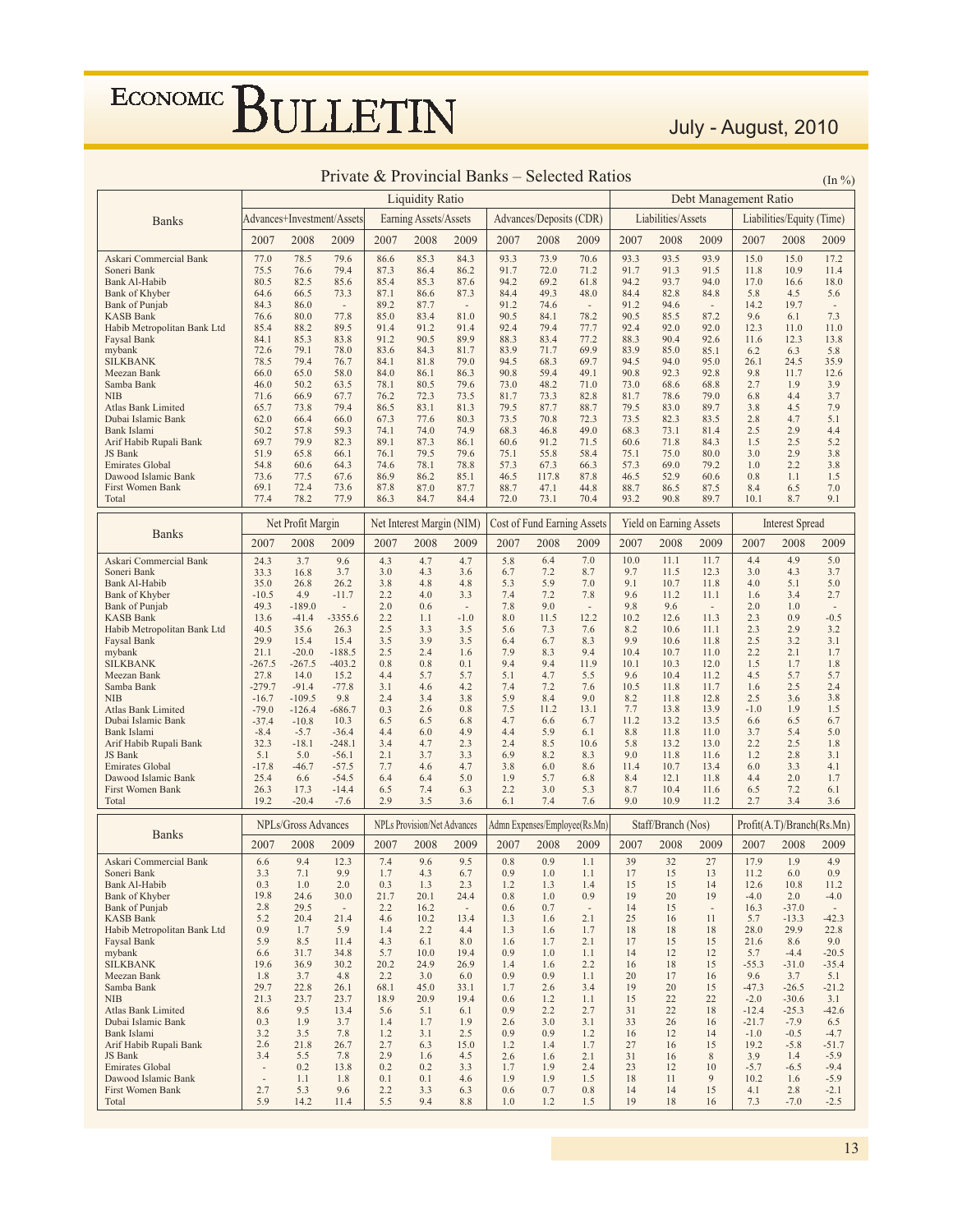## Private & Provincial Banks – Selected Ratios

(In %)

| Banks | Liquidity Ratio | | | | | | | | | Debt Management Ratio | | | | | |
|---|---|---|---|---|---|---|---|---|---|---|---|---|---|---|---|
| | Advances+Investment/Assets | | | Earning Assets/Assets | | | Advances/Deposits (CDR) | | | Liabilities/Assets | | | Liabilities/Equity (Time) | | |
| | 2007 | 2008 | 2009 | 2007 | 2008 | 2009 | 2007 | 2008 | 2009 | 2007 | 2008 | 2009 | 2007 | 2008 | 2009 |
| Askari Commercial Bank | 77.0 | 78.5 | 79.6 | 86.6 | 85.3 | 84.3 | 93.3 | 73.9 | 70.6 | 93.3 | 93.5 | 93.9 | 15.0 | 15.0 | 17.2 |
| Soneri Bank | 75.5 | 76.6 | 79.4 | 87.3 | 86.4 | 86.2 | 91.7 | 72.0 | 71.2 | 91.7 | 91.3 | 91.5 | 11.8 | 10.9 | 11.4 |
| Bank Al-Habib | 80.5 | 82.5 | 85.6 | 85.4 | 85.3 | 87.6 | 94.2 | 69.2 | 61.8 | 94.2 | 93.7 | 94.0 | 17.0 | 16.6 | 18.0 |
| Bank of Khyber | 64.6 | 66.5 | 73.3 | 87.1 | 86.6 | 87.3 | 84.4 | 49.3 | 48.0 | 84.4 | 82.8 | 84.8 | 5.8 | 4.5 | 5.6 |
| Bank of Punjab | 84.3 | 86.0 | - | 89.2 | 87.7 | - | 91.2 | 74.6 | - | 91.2 | 94.6 | - | 14.2 | 19.7 | - |
| KASB Bank | 76.6 | 80.0 | 77.8 | 85.0 | 83.4 | 81.0 | 90.5 | 84.1 | 78.2 | 90.5 | 85.5 | 87.2 | 9.6 | 6.1 | 7.3 |
| Habib Metropolitan Bank Ltd | 85.4 | 88.2 | 89.5 | 91.4 | 91.2 | 91.4 | 92.4 | 79.4 | 77.7 | 92.4 | 92.0 | 92.0 | 12.3 | 11.0 | 11.0 |
| Faysal Bank | 84.1 | 85.3 | 83.8 | 91.2 | 90.5 | 89.9 | 88.3 | 83.4 | 77.2 | 88.3 | 90.4 | 92.6 | 11.6 | 12.3 | 13.8 |
| mybank | 72.6 | 79.1 | 78.0 | 83.6 | 84.3 | 81.7 | 83.9 | 71.7 | 69.9 | 83.9 | 85.0 | 85.1 | 6.2 | 6.3 | 5.8 |
| SILKBANK | 78.5 | 79.4 | 76.7 | 84.1 | 81.8 | 79.0 | 94.5 | 68.3 | 69.7 | 94.5 | 94.0 | 95.0 | 26.1 | 24.5 | 35.9 |
| Meezan Bank | 66.0 | 65.0 | 58.0 | 84.0 | 86.1 | 86.3 | 90.8 | 59.4 | 49.1 | 90.8 | 92.3 | 92.8 | 9.8 | 11.7 | 12.6 |
| Samba Bank | 46.0 | 50.2 | 63.5 | 78.1 | 80.5 | 79.6 | 73.0 | 48.2 | 71.0 | 73.0 | 68.6 | 68.8 | 2.7 | 1.9 | 3.9 |
| NIB | 71.6 | 66.9 | 67.7 | 76.2 | 72.3 | 73.5 | 81.7 | 73.3 | 82.8 | 81.7 | 78.6 | 79.0 | 6.8 | 4.4 | 3.7 |
| Atlas Bank Limited | 65.7 | 73.8 | 79.4 | 86.5 | 83.1 | 81.3 | 79.5 | 87.7 | 88.7 | 79.5 | 83.0 | 89.7 | 3.8 | 4.5 | 7.9 |
| Dubai Islamic Bank | 62.0 | 66.4 | 66.0 | 67.3 | 77.6 | 80.3 | 73.5 | 70.8 | 72.3 | 73.5 | 82.3 | 83.5 | 2.8 | 4.7 | 5.1 |
| Bank Islami | 50.2 | 57.8 | 59.3 | 74.1 | 74.0 | 74.9 | 68.3 | 46.8 | 49.0 | 68.3 | 73.1 | 81.4 | 2.5 | 2.9 | 4.4 |
| Arif Habib Rupali Bank | 69.7 | 79.9 | 82.3 | 89.1 | 87.3 | 86.1 | 60.6 | 71.8 | 71.5 | 60.6 | 71.8 | 84.3 | 1.5 | 2.5 | 5.2 |
| JS Bank | 51.9 | 65.8 | 66.1 | 76.1 | 79.5 | 79.6 | 75.1 | 55.8 | 58.4 | 75.1 | 75.0 | 80.0 | 3.0 | 2.9 | 3.8 |
| Emirates Global | 54.8 | 60.6 | 64.3 | 74.6 | 78.1 | 78.8 | 57.3 | 67.3 | 66.3 | 57.3 | 69.0 | 79.2 | 1.0 | 2.2 | 3.8 |
| Dawood Islamic Bank | 73.6 | 77.5 | 67.6 | 86.9 | 86.2 | 85.1 | 46.5 | 117.8 | 87.8 | 46.5 | 52.9 | 60.6 | 0.8 | 1.1 | 1.5 |
| First Women Bank | 69.1 | 72.4 | 73.6 | 87.8 | 87.0 | 87.7 | 88.7 | 47.1 | 44.8 | 88.7 | 86.5 | 87.5 | 8.4 | 6.5 | 7.0 |
| Total | 77.4 | 78.2 | 77.9 | 86.3 | 84.7 | 84.4 | 72.0 | 73.1 | 70.4 | 93.2 | 90.8 | 89.7 | 10.1 | 8.7 | 9.1 |

| Banks | Net Profit Margin | | | Net Interest Margin (NIM) | | | Cost of Fund Earning Assets | | | Yield on Earning Assets | | | Interest Spread | | |
|---|---|---|---|---|---|---|---|---|---|---|---|---|---|---|---|
| | 2007 | 2008 | 2009 | 2007 | 2008 | 2009 | 2007 | 2008 | 2009 | 2007 | 2008 | 2009 | 2007 | 2008 | 2009 |
| Askari Commercial Bank | 24.3 | 3.7 | 9.6 | 4.3 | 4.7 | 4.7 | 5.8 | 6.4 | 7.0 | 10.0 | 11.1 | 11.7 | 4.4 | 4.9 | 5.0 |
| Soneri Bank | 33.3 | 16.8 | 3.7 | 3.0 | 4.3 | 3.6 | 6.7 | 7.2 | 8.7 | 9.7 | 11.5 | 12.3 | 3.0 | 4.3 | 3.7 |
| Bank Al-Habib | 35.0 | 26.8 | 26.2 | 3.8 | 4.8 | 4.8 | 5.3 | 5.9 | 7.0 | 9.1 | 10.7 | 11.8 | 4.0 | 5.1 | 5.0 |
| Bank of Khyber | -10.5 | 4.9 | -11.7 | 2.2 | 4.0 | 3.3 | 7.4 | 7.2 | 7.8 | 9.6 | 11.2 | 11.1 | 1.6 | 3.4 | 2.7 |
| Bank of Punjab | 49.3 | -189.0 | - | 2.0 | 0.6 | - | 7.8 | 9.0 | - | 9.8 | 9.6 | - | 2.0 | 1.0 | - |
| KASB Bank | 13.6 | -41.4 | -3355.6 | 2.2 | 1.1 | -1.0 | 8.0 | 11.5 | 12.2 | 10.2 | 12.6 | 11.3 | 2.3 | 0.9 | -0.5 |
| Habib Metropolitan Bank Ltd | 40.5 | 35.6 | 26.3 | 2.5 | 3.3 | 3.5 | 5.6 | 7.3 | 7.6 | 8.2 | 10.6 | 11.1 | 2.3 | 2.9 | 3.2 |
| Faysal Bank | 29.9 | 15.4 | 15.4 | 3.5 | 3.9 | 3.5 | 6.4 | 6.7 | 8.3 | 9.9 | 10.6 | 11.8 | 2.5 | 3.2 | 3.1 |
| mybank | 21.1 | -20.0 | -188.5 | 2.5 | 2.4 | 1.6 | 7.9 | 8.3 | 9.4 | 10.4 | 10.7 | 11.0 | 2.2 | 2.1 | 1.7 |
| SILKBANK | -267.5 | -267.5 | -403.2 | 0.8 | 0.8 | 0.1 | 9.4 | 9.4 | 11.9 | 10.1 | 10.3 | 12.0 | 1.5 | 1.7 | 1.8 |
| Meezan Bank | 27.8 | 14.0 | 15.2 | 4.4 | 5.7 | 5.7 | 5.1 | 4.7 | 5.5 | 9.6 | 10.4 | 11.2 | 4.5 | 5.7 | 5.7 |
| Samba Bank | -279.7 | -91.4 | -77.8 | 3.1 | 4.6 | 4.2 | 7.4 | 7.2 | 7.6 | 10.5 | 11.8 | 11.7 | 1.6 | 2.5 | 2.4 |
| NIB | -16.7 | -109.5 | 9.8 | 2.4 | 3.4 | 3.8 | 5.9 | 8.4 | 9.0 | 8.2 | 11.8 | 12.8 | 2.5 | 3.6 | 3.8 |
| Atlas Bank Limited | -79.0 | -126.4 | -686.7 | 0.3 | 2.6 | 0.8 | 7.5 | 11.2 | 13.1 | 7.7 | 13.8 | 13.9 | -1.0 | 1.9 | 1.5 |
| Dubai Islamic Bank | -37.4 | -10.8 | 10.3 | 6.5 | 6.5 | 6.8 | 4.7 | 6.6 | 6.7 | 11.2 | 13.2 | 13.5 | 6.6 | 6.5 | 6.7 |
| Bank Islami | -8.4 | -5.7 | -36.4 | 4.4 | 6.0 | 4.9 | 4.4 | 5.9 | 6.1 | 8.8 | 11.8 | 11.0 | 3.7 | 5.4 | 5.0 |
| Arif Habib Rupali Bank | 32.3 | -18.1 | -248.1 | 3.4 | 4.7 | 2.3 | 2.4 | 8.5 | 10.6 | 5.8 | 13.2 | 13.0 | 2.2 | 2.5 | 1.8 |
| JS Bank | 5.1 | 5.0 | -56.1 | 2.1 | 3.7 | 3.3 | 6.9 | 8.2 | 8.3 | 9.0 | 11.8 | 11.6 | 1.2 | 2.8 | 3.1 |
| Emirates Global | -17.8 | -46.7 | -57.5 | 7.7 | 4.6 | 4.7 | 3.8 | 6.0 | 8.6 | 11.4 | 10.7 | 13.4 | 6.0 | 3.3 | 4.1 |
| Dawood Islamic Bank | 25.4 | 6.6 | -54.5 | 6.4 | 6.4 | 5.0 | 1.9 | 5.7 | 6.8 | 8.4 | 12.1 | 11.8 | 4.4 | 2.0 | 1.7 |
| First Women Bank | 26.3 | 17.3 | -14.4 | 6.5 | 7.4 | 6.3 | 2.2 | 3.0 | 5.3 | 8.7 | 10.4 | 11.6 | 6.5 | 7.2 | 6.1 |
| Total | 19.2 | -20.4 | -7.6 | 2.9 | 3.5 | 3.6 | 6.1 | 7.4 | 7.6 | 9.0 | 10.9 | 11.2 | 2.7 | 3.4 | 3.6 |

| Banks | NPLs/Gross Advances | | | NPLs Provision/Net Advances | | | Admn Expenses/Employee(Rs.Mn) | | | Staff/Branch (Nos) | | | Profit(A.T)/Branch(Rs.Mn) | | |
|---|---|---|---|---|---|---|---|---|---|---|---|---|---|---|---|
| | 2007 | 2008 | 2009 | 2007 | 2008 | 2009 | 2007 | 2008 | 2009 | 2007 | 2008 | 2009 | 2007 | 2008 | 2009 |
| Askari Commercial Bank | 6.6 | 9.4 | 12.3 | 7.4 | 9.6 | 9.5 | 0.8 | 0.9 | 1.1 | 39 | 32 | 27 | 17.9 | 1.9 | 4.9 |
| Soneri Bank | 3.3 | 7.1 | 9.9 | 1.7 | 4.3 | 6.7 | 0.9 | 1.0 | 1.1 | 17 | 15 | 13 | 11.2 | 6.0 | 0.9 |
| Bank Al-Habib | 0.3 | 1.0 | 2.0 | 0.3 | 1.3 | 2.3 | 1.2 | 1.3 | 1.4 | 15 | 15 | 14 | 12.6 | 10.8 | 11.2 |
| Bank of Khyber | 19.8 | 24.6 | 30.0 | 21.7 | 20.1 | 24.4 | 0.8 | 1.0 | 0.9 | 19 | 20 | 19 | -4.0 | 2.0 | -4.0 |
| Bank of Punjab | 2.8 | 29.5 | - | 2.2 | 16.2 | - | 0.6 | 0.7 | - | 14 | 15 | - | 16.3 | -37.0 | - |
| KASB Bank | 5.2 | 20.4 | 21.4 | 4.6 | 10.2 | 13.4 | 1.3 | 1.6 | 2.1 | 25 | 16 | 11 | 5.7 | -13.3 | -42.3 |
| Habib Metropolitan Bank Ltd | 0.9 | 1.7 | 5.9 | 1.4 | 2.2 | 4.4 | 1.3 | 1.6 | 1.7 | 18 | 18 | 18 | 28.0 | 29.9 | 22.8 |
| Faysal Bank | 5.9 | 8.5 | 11.4 | 4.3 | 6.1 | 8.0 | 1.6 | 1.7 | 2.1 | 17 | 15 | 15 | 21.6 | 8.6 | 9.0 |
| mybank | 6.6 | 31.7 | 34.8 | 5.7 | 10.0 | 19.4 | 0.9 | 1.0 | 1.1 | 14 | 12 | 12 | 5.7 | -4.4 | -20.5 |
| SILKBANK | 19.6 | 36.9 | 30.2 | 20.2 | 24.9 | 26.9 | 1.4 | 1.6 | 2.2 | 16 | 18 | 15 | -55.3 | -31.0 | -35.4 |
| Meezan Bank | 1.8 | 3.7 | 4.8 | 2.2 | 3.0 | 6.0 | 0.9 | 0.9 | 1.1 | 20 | 17 | 16 | 9.6 | 3.7 | 5.1 |
| Samba Bank | 29.7 | 22.8 | 26.1 | 68.1 | 45.0 | 33.1 | 1.7 | 2.6 | 3.4 | 19 | 20 | 15 | -47.3 | -26.5 | -21.2 |
| NIB | 21.3 | 23.7 | 23.7 | 18.9 | 20.9 | 19.4 | 0.6 | 1.2 | 1.1 | 15 | 22 | 22 | -2.0 | -30.6 | 3.1 |
| Atlas Bank Limited | 8.6 | 9.5 | 13.4 | 5.6 | 5.1 | 6.1 | 0.9 | 2.2 | 2.7 | 31 | 22 | 18 | -12.4 | -25.3 | -42.6 |
| Dubai Islamic Bank | 0.3 | 1.9 | 3.7 | 1.4 | 1.7 | 1.9 | 2.6 | 3.0 | 3.1 | 33 | 26 | 16 | -21.7 | -7.9 | 6.5 |
| Bank Islami | 3.2 | 3.5 | 7.8 | 1.2 | 3.1 | 2.5 | 0.9 | 0.9 | 1.2 | 16 | 12 | 14 | -1.0 | -0.5 | -4.7 |
| Arif Habib Rupali Bank | 2.6 | 21.8 | 26.7 | 2.7 | 6.3 | 15.0 | 1.2 | 1.4 | 1.7 | 27 | 16 | 15 | 19.2 | -5.8 | -51.7 |
| JS Bank | 3.4 | 5.5 | 7.8 | 2.9 | 1.6 | 4.5 | 2.6 | 1.6 | 2.1 | 31 | 16 | 8 | 3.9 | 1.4 | -5.9 |
| Emirates Global | - | 0.2 | 13.8 | 0.2 | 0.2 | 3.3 | 1.7 | 1.9 | 2.4 | 23 | 12 | 10 | -5.7 | -6.5 | -9.4 |
| Dawood Islamic Bank | - | 1.1 | 1.8 | 0.1 | 0.1 | 4.6 | 1.9 | 1.9 | 1.5 | 18 | 11 | 9 | 10.2 | 1.6 | -5.9 |
| First Women Bank | 2.7 | 5.3 | 9.6 | 2.2 | 3.3 | 6.3 | 0.6 | 0.7 | 0.8 | 14 | 14 | 15 | 4.1 | 2.8 | -2.1 |
| Total | 5.9 | 14.2 | 11.4 | 5.5 | 9.4 | 8.8 | 1.0 | 1.2 | 1.5 | 19 | 18 | 16 | 7.3 | -7.0 | -2.5 |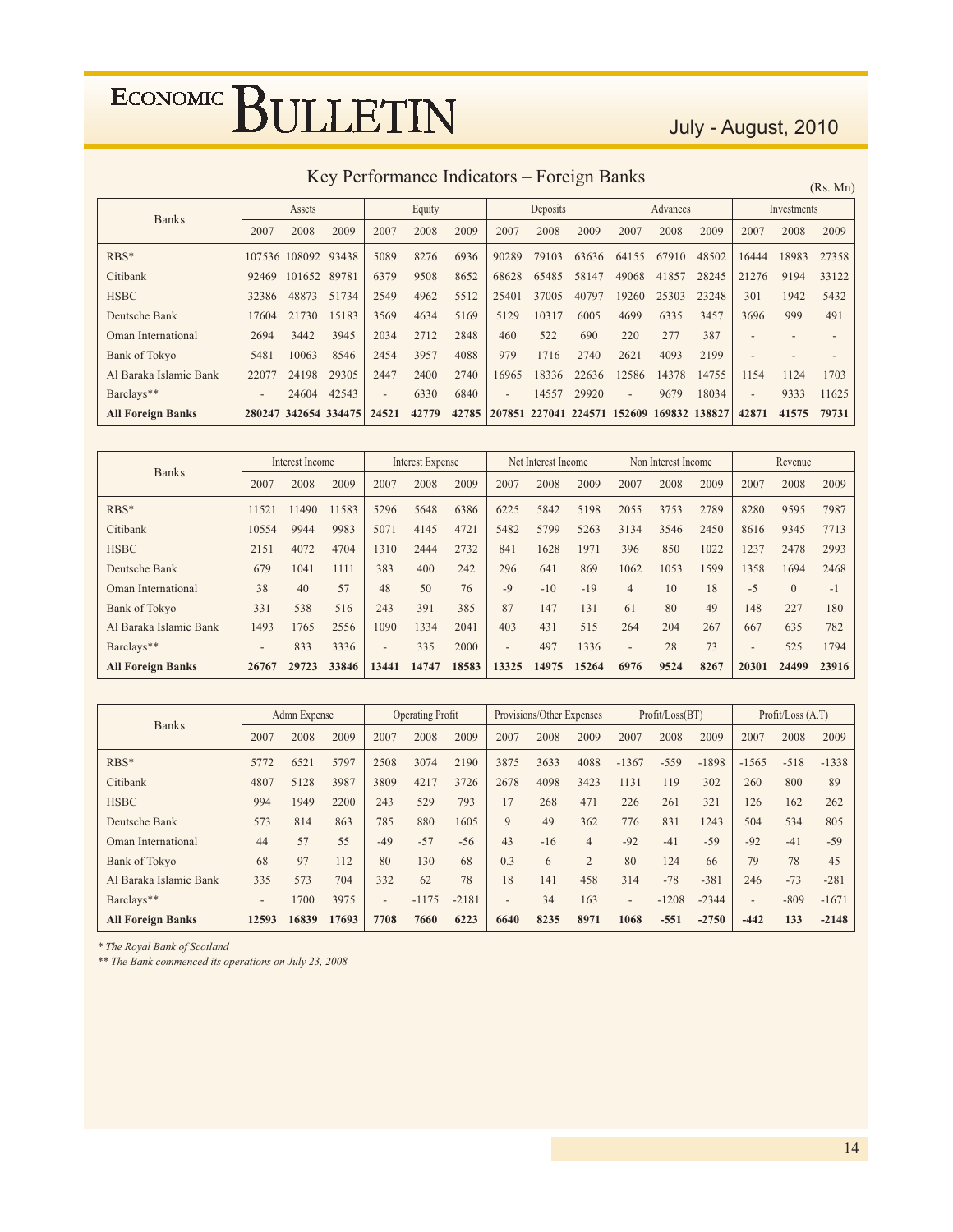## Key Performance Indicators – Foreign Banks

(Rs. Mn)

| Banks | Assets | | | Equity | | | Deposits | | | Advances | | | Investments | | |
|---|---|---|---|---|---|---|---|---|---|---|---|---|---|---|---|
| | 2007 | 2008 | 2009 | 2007 | 2008 | 2009 | 2007 | 2008 | 2009 | 2007 | 2008 | 2009 | 2007 | 2008 | 2009 |
| RBS* | 107536 | 108092 | 93438 | 5089 | 8276 | 6936 | 90289 | 79103 | 63636 | 64155 | 67910 | 48502 | 16444 | 18983 | 27358 |
| Citibank | 92469 | 101652 | 89781 | 6379 | 9508 | 8652 | 68628 | 65485 | 58147 | 49068 | 41857 | 28245 | 21276 | 9194 | 33122 |
| HSBC | 32386 | 48873 | 51734 | 2549 | 4962 | 5512 | 25401 | 37005 | 40797 | 19260 | 25303 | 23248 | 301 | 1942 | 5432 |
| Deutsche Bank | 17604 | 21730 | 15183 | 3569 | 4634 | 5169 | 5129 | 10317 | 6005 | 4699 | 6335 | 3457 | 3696 | 999 | 491 |
| Oman International | 2694 | 3442 | 3945 | 2034 | 2712 | 2848 | 460 | 522 | 690 | 220 | 277 | 387 | - | - | - |
| Bank of Tokyo | 5481 | 10063 | 8546 | 2454 | 3957 | 4088 | 979 | 1716 | 2740 | 2621 | 4093 | 2199 | - | - | - |
| Al Baraka Islamic Bank | 22077 | 24198 | 29305 | 2447 | 2400 | 2740 | 16965 | 18336 | 22636 | 12586 | 14378 | 14755 | 1154 | 1124 | 1703 |
| Barclays** | - | 24604 | 42543 | - | 6330 | 6840 | - | 14557 | 29920 | - | 9679 | 18034 | - | 9333 | 11625 |
| **All Foreign Banks** | **280247** | **342654** | **334475** | **24521** | **42779** | **42785** | **207851** | **227041** | **224571** | **152609** | **169832** | **138827** | **42871** | **41575** | **79731** |

| Banks | Interest Income | | | Interest Expense | | | Net Interest Income | | | Non Interest Income | | | Revenue | | |
|---|---|---|---|---|---|---|---|---|---|---|---|---|---|---|---|
| | 2007 | 2008 | 2009 | 2007 | 2008 | 2009 | 2007 | 2008 | 2009 | 2007 | 2008 | 2009 | 2007 | 2008 | 2009 |
| RBS* | 11521 | 11490 | 11583 | 5296 | 5648 | 6386 | 6225 | 5842 | 5198 | 2055 | 3753 | 2789 | 8280 | 9595 | 7987 |
| Citibank | 10554 | 9944 | 9983 | 5071 | 4145 | 4721 | 5482 | 5799 | 5263 | 3134 | 3546 | 2450 | 8616 | 9345 | 7713 |
| HSBC | 2151 | 4072 | 4704 | 1310 | 2444 | 2732 | 841 | 1628 | 1971 | 396 | 850 | 1022 | 1237 | 2478 | 2993 |
| Deutsche Bank | 679 | 1041 | 1111 | 383 | 400 | 242 | 296 | 641 | 869 | 1062 | 1053 | 1599 | 1358 | 1694 | 2468 |
| Oman International | 38 | 40 | 57 | 48 | 50 | 76 | -9 | -10 | -19 | 4 | 10 | 18 | -5 | 0 | -1 |
| Bank of Tokyo | 331 | 538 | 516 | 243 | 391 | 385 | 87 | 147 | 131 | 61 | 80 | 49 | 148 | 227 | 180 |
| Al Baraka Islamic Bank | 1493 | 1765 | 2556 | 1090 | 1334 | 2041 | 403 | 431 | 515 | 264 | 204 | 267 | 667 | 635 | 782 |
| Barclays** | - | 833 | 3336 | - | 335 | 2000 | - | 497 | 1336 | - | 28 | 73 | - | 525 | 1794 |
| **All Foreign Banks** | **26767** | **29723** | **33846** | **13441** | **14747** | **18583** | **13325** | **14975** | **15264** | **6976** | **9524** | **8267** | **20301** | **24499** | **23916** |

| Banks | Admn Expense | | | Operating Profit | | | Provisions/Other Expenses | | | Profit/Loss(BT) | | | Profit/Loss (A.T) | | |
|---|---|---|---|---|---|---|---|---|---|---|---|---|---|---|---|
| | 2007 | 2008 | 2009 | 2007 | 2008 | 2009 | 2007 | 2008 | 2009 | 2007 | 2008 | 2009 | 2007 | 2008 | 2009 |
| RBS* | 5772 | 6521 | 5797 | 2508 | 3074 | 2190 | 3875 | 3633 | 4088 | -1367 | -559 | -1898 | -1565 | -518 | -1338 |
| Citibank | 4807 | 5128 | 3987 | 3809 | 4217 | 3726 | 2678 | 4098 | 3423 | 1131 | 119 | 302 | 260 | 800 | 89 |
| HSBC | 994 | 1949 | 2200 | 243 | 529 | 793 | 17 | 268 | 471 | 226 | 261 | 321 | 126 | 162 | 262 |
| Deutsche Bank | 573 | 814 | 863 | 785 | 880 | 1605 | 9 | 49 | 362 | 776 | 831 | 1243 | 504 | 534 | 805 |
| Oman International | 44 | 57 | 55 | -49 | -57 | -56 | 43 | -16 | 4 | -92 | -41 | -59 | -92 | -41 | -59 |
| Bank of Tokyo | 68 | 97 | 112 | 80 | 130 | 68 | 0.3 | 6 | 2 | 80 | 124 | 66 | 79 | 78 | 45 |
| Al Baraka Islamic Bank | 335 | 573 | 704 | 332 | 62 | 78 | 18 | 141 | 458 | 314 | -78 | -381 | 246 | -73 | -281 |
| Barclays** | - | 1700 | 3975 | - | -1175 | -2181 | - | 34 | 163 | - | -1208 | -2344 | - | -809 | -1671 |
| **All Foreign Banks** | **12593** | **16839** | **17693** | **7708** | **7660** | **6223** | **6640** | **8235** | **8971** | **1068** | **-551** | **-2750** | **-442** | **133** | **-2148** |

*\* The Royal Bank of Scotland*

*\*\* The Bank commenced its operations on July 23, 2008*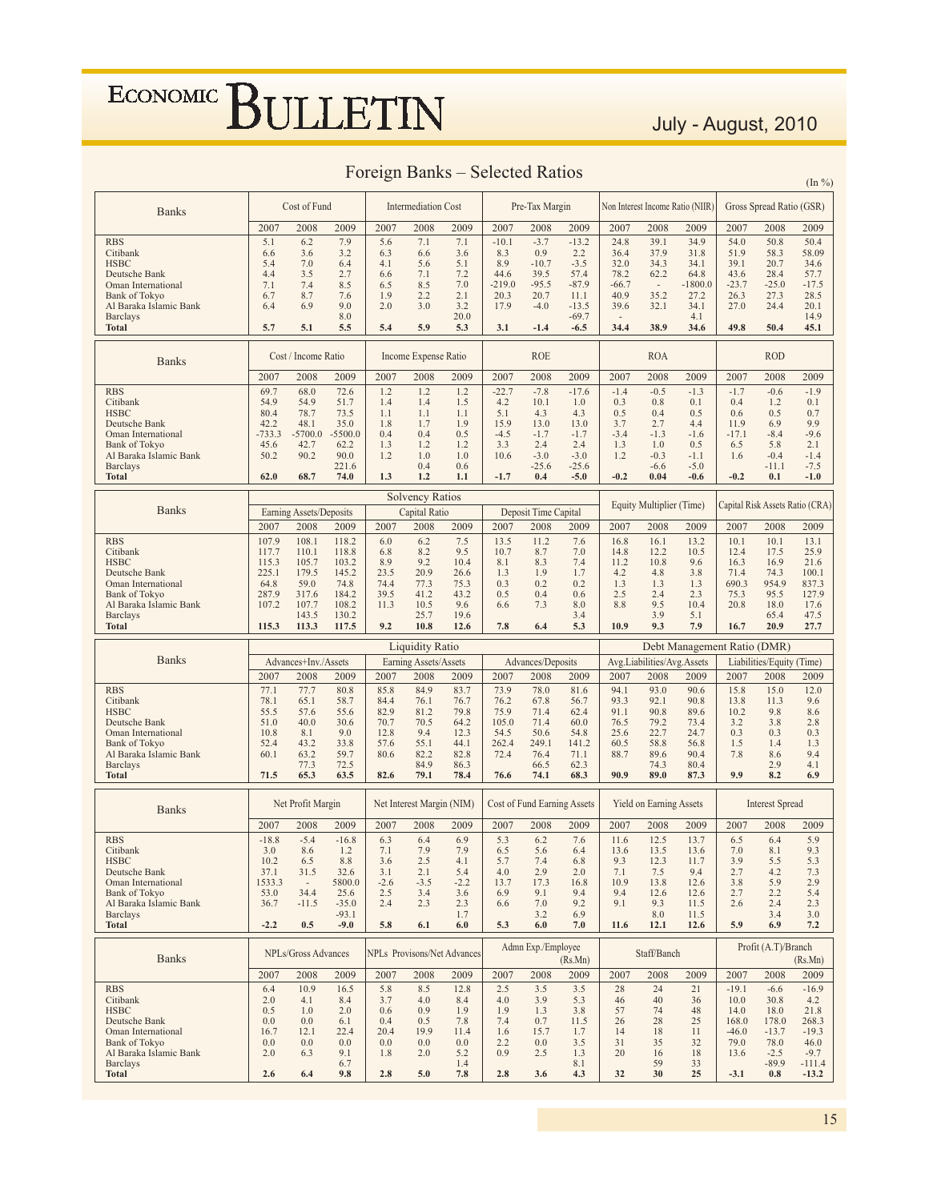# Foreign Banks – Selected Ratios

(In %)

| Banks | Cost of Fund | | | Intermediation Cost | | | Pre-Tax Margin | | | Non Interest Income Ratio (NIIR) | | | Gross Spread Ratio (GSR) | | |
|---|---|---|---|---|---|---|---|---|---|---|---|---|---|---|---|
| | 2007 | 2008 | 2009 | 2007 | 2008 | 2009 | 2007 | 2008 | 2009 | 2007 | 2008 | 2009 | 2007 | 2008 | 2009 |
| RBS | 5.1 | 6.2 | 7.9 | 5.6 | 7.1 | 7.1 | -10.1 | -3.7 | -13.2 | 24.8 | 39.1 | 34.9 | 54.0 | 50.8 | 50.4 |
| Citibank | 6.6 | 3.6 | 3.2 | 6.3 | 6.6 | 3.6 | 8.3 | 0.9 | 2.2 | 36.4 | 37.9 | 31.8 | 51.9 | 58.3 | 58.09 |
| HSBC | 5.4 | 7.0 | 6.4 | 4.1 | 5.6 | 5.1 | 8.9 | -10.7 | -3.5 | 32.0 | 34.3 | 34.1 | 39.1 | 20.7 | 34.6 |
| Deutsche Bank | 4.4 | 3.5 | 2.7 | 6.6 | 7.1 | 7.2 | 44.6 | 39.5 | 57.4 | 78.2 | 62.2 | 64.8 | 43.6 | 28.4 | 57.7 |
| Oman International | 7.1 | 7.4 | 8.5 | 6.5 | 8.5 | 7.0 | -219.0 | -95.5 | -87.9 | -66.7 | - | -1800.0 | -23.7 | -25.0 | -17.5 |
| Bank of Tokyo | 6.7 | 8.7 | 7.6 | 1.9 | 2.2 | 2.1 | 20.3 | 20.7 | 11.1 | 40.9 | 35.2 | 27.2 | 26.3 | 27.3 | 28.5 |
| Al Baraka Islamic Bank | 6.4 | 6.9 | 9.0 | 2.0 | 3.0 | 3.2 | 17.9 | -4.0 | -13.5 | 39.6 | 32.1 | 34.1 | 27.0 | 24.4 | 20.1 |
| Barclays | | | 8.0 | | | 20.0 | | | -69.7 | - | | 4.1 | | | 14.9 |
| **Total** | **5.7** | **5.1** | **5.5** | **5.4** | **5.9** | **5.3** | **3.1** | **-1.4** | **-6.5** | **34.4** | **38.9** | **34.6** | **49.8** | **50.4** | **45.1** |

| Banks | Cost / Income Ratio | | | Income Expense Ratio | | | ROE | | | ROA | | | ROD | | |
|---|---|---|---|---|---|---|---|---|---|---|---|---|---|---|---|
| | 2007 | 2008 | 2009 | 2007 | 2008 | 2009 | 2007 | 2008 | 2009 | 2007 | 2008 | 2009 | 2007 | 2008 | 2009 |
| RBS | 69.7 | 68.0 | 72.6 | 1.2 | 1.2 | 1.2 | -22.7 | -7.8 | -17.6 | -1.4 | -0.5 | -1.3 | -1.7 | -0.6 | -1.9 |
| Citibank | 54.9 | 54.9 | 51.7 | 1.4 | 1.4 | 1.5 | 4.2 | 10.1 | 1.0 | 0.3 | 0.8 | 0.1 | 0.4 | 1.2 | 0.1 |
| HSBC | 80.4 | 78.7 | 73.5 | 1.1 | 1.1 | 1.1 | 5.1 | 4.3 | 4.3 | 0.5 | 0.4 | 0.5 | 0.6 | 0.5 | 0.7 |
| Deutsche Bank | 42.2 | 48.1 | 35.0 | 1.8 | 1.7 | 1.9 | 15.9 | 13.0 | 13.0 | 3.7 | 2.7 | 4.4 | 11.9 | 6.9 | 9.9 |
| Oman International | -733.3 | -5700.0 | -5500.0 | 0.4 | 0.4 | 0.5 | -4.5 | -1.7 | -1.7 | -3.4 | -1.3 | -1.6 | -17.1 | -8.4 | -9.6 |
| Bank of Tokyo | 45.6 | 42.7 | 62.2 | 1.3 | 1.2 | 1.2 | 3.3 | 2.4 | 2.4 | 1.3 | 1.0 | 0.5 | 6.5 | 5.8 | 2.1 |
| Al Baraka Islamic Bank | 50.2 | 90.2 | 90.0 | 1.2 | 1.0 | 1.0 | 10.6 | -3.0 | -3.0 | 1.2 | -0.3 | -1.1 | 1.6 | -0.4 | -1.4 |
| Barclays | | | 221.6 | | 0.4 | 0.6 | | -25.6 | -25.6 | | -6.6 | -5.0 | | -11.1 | -7.5 |
| **Total** | **62.0** | **68.7** | **74.0** | **1.3** | **1.2** | **1.1** | **-1.7** | **0.4** | **-5.0** | **-0.2** | **0.04** | **-0.6** | **-0.2** | **0.1** | **-1.0** |

| Banks | Solvency Ratios | | | | | | | | | Equity Multiplier (Time) | | | Capital Risk Assets Ratio (CRA) | | |
|---|---|---|---|---|---|---|---|---|---|---|---|---|---|---|---|
| | Earning Assets/Deposits | | | Capital Ratio | | | Deposit Time Capital | | | | | | | | |
| | 2007 | 2008 | 2009 | 2007 | 2008 | 2009 | 2007 | 2008 | 2009 | 2007 | 2008 | 2009 | 2007 | 2008 | 2009 |
| RBS | 107.9 | 108.1 | 118.2 | 6.0 | 6.2 | 7.5 | 13.5 | 11.2 | 7.6 | 16.8 | 16.1 | 13.2 | 10.1 | 10.1 | 13.1 |
| Citibank | 117.7 | 110.1 | 118.8 | 6.8 | 8.2 | 9.5 | 10.7 | 8.7 | 7.0 | 14.8 | 12.2 | 10.5 | 12.4 | 17.5 | 25.9 |
| HSBC | 115.3 | 105.7 | 103.2 | 8.9 | 9.2 | 10.4 | 8.1 | 8.3 | 7.4 | 11.2 | 10.8 | 9.6 | 16.3 | 16.9 | 21.6 |
| Deutsche Bank | 225.1 | 179.5 | 145.2 | 23.5 | 20.9 | 26.6 | 1.3 | 1.9 | 1.7 | 4.2 | 4.8 | 3.8 | 71.4 | 74.3 | 100.1 |
| Oman International | 64.8 | 59.0 | 74.8 | 74.4 | 77.3 | 75.3 | 0.3 | 0.2 | 0.2 | 1.3 | 1.3 | 1.3 | 690.3 | 954.9 | 837.3 |
| Bank of Tokyo | 287.9 | 317.6 | 184.2 | 39.5 | 41.2 | 43.2 | 0.5 | 0.4 | 0.6 | 2.5 | 2.4 | 2.3 | 75.3 | 95.5 | 127.9 |
| Al Baraka Islamic Bank | 107.2 | 107.7 | 108.2 | 11.3 | 10.5 | 9.6 | 6.6 | 7.3 | 8.0 | 8.8 | 9.5 | 10.4 | 20.8 | 18.0 | 17.6 |
| Barclays | | 143.5 | 130.2 | | 25.7 | 19.6 | | | 3.4 | | 3.9 | 5.1 | | 65.4 | 47.5 |
| **Total** | **115.3** | **113.3** | **117.5** | **9.2** | **10.8** | **12.6** | **7.8** | **6.4** | **5.3** | **10.9** | **9.3** | **7.9** | **16.7** | **20.9** | **27.7** |

| Banks | Liquidity Ratio | | | | | | | | | Debt Management Ratio (DMR) | | | | | |
|---|---|---|---|---|---|---|---|---|---|---|---|---|---|---|---|
| | Advances+Inv./Assets | | | Earning Assets/Assets | | | Advances/Deposits | | | Avg.Liabilities/Avg.Assets | | | Liabilities/Equity (Time) | | |
| | 2007 | 2008 | 2009 | 2007 | 2008 | 2009 | 2007 | 2008 | 2009 | 2007 | 2008 | 2009 | 2007 | 2008 | 2009 |
| RBS | 77.1 | 77.7 | 80.8 | 85.8 | 84.9 | 83.7 | 73.9 | 78.0 | 81.6 | 94.1 | 93.0 | 90.6 | 15.8 | 15.0 | 12.0 |
| Citibank | 78.1 | 65.1 | 58.7 | 84.4 | 76.1 | 76.7 | 76.2 | 67.8 | 56.7 | 93.3 | 92.1 | 90.8 | 13.8 | 11.3 | 9.6 |
| HSBC | 55.5 | 57.6 | 55.6 | 82.9 | 81.2 | 79.8 | 75.9 | 71.4 | 62.4 | 91.1 | 90.8 | 89.6 | 10.2 | 9.8 | 8.6 |
| Deutsche Bank | 51.0 | 40.0 | 30.6 | 70.7 | 70.5 | 64.2 | 105.0 | 71.4 | 60.0 | 76.5 | 79.2 | 73.4 | 3.2 | 3.8 | 2.8 |
| Oman International | 10.8 | 8.1 | 9.0 | 12.8 | 9.4 | 12.3 | 54.5 | 50.6 | 54.8 | 25.6 | 22.7 | 24.7 | 0.3 | 0.3 | 0.3 |
| Bank of Tokyo | 52.4 | 43.2 | 33.8 | 57.6 | 55.1 | 44.1 | 262.4 | 249.1 | 141.2 | 60.5 | 58.8 | 56.8 | 1.5 | 1.4 | 1.3 |
| Al Baraka Islamic Bank | 60.1 | 63.2 | 59.7 | 80.6 | 82.2 | 82.8 | 72.4 | 76.4 | 71.1 | 88.7 | 89.6 | 90.4 | 7.8 | 8.6 | 9.4 |
| Barclays | | 77.3 | 72.5 | | 84.9 | 86.3 | | 66.5 | 62.3 | | 74.3 | 80.4 | | 2.9 | 4.1 |
| **Total** | **71.5** | **65.3** | **63.5** | **82.6** | **79.1** | **78.4** | **76.6** | **74.1** | **68.3** | **90.9** | **89.0** | **87.3** | **9.9** | **8.2** | **6.9** |

| Banks | Net Profit Margin | | | Net Interest Margin (NIM) | | | Cost of Fund Earning Assets | | | Yield on Earning Assets | | | Interest Spread | | |
|---|---|---|---|---|---|---|---|---|---|---|---|---|---|---|---|
| | 2007 | 2008 | 2009 | 2007 | 2008 | 2009 | 2007 | 2008 | 2009 | 2007 | 2008 | 2009 | 2007 | 2008 | 2009 |
| RBS | -18.8 | -5.4 | -16.8 | 6.3 | 6.4 | 6.9 | 5.3 | 6.2 | 7.6 | 11.6 | 12.5 | 13.7 | 6.5 | 6.4 | 5.9 |
| Citibank | 3.0 | 8.6 | 1.2 | 7.1 | 7.9 | 7.9 | 6.5 | 5.6 | 6.4 | 13.6 | 13.5 | 13.6 | 7.0 | 8.1 | 9.3 |
| HSBC | 10.2 | 6.5 | 8.8 | 3.6 | 2.5 | 4.1 | 5.7 | 7.4 | 6.8 | 9.3 | 12.3 | 11.7 | 3.9 | 5.5 | 5.3 |
| Deutsche Bank | 37.1 | 31.5 | 32.6 | 3.1 | 2.1 | 5.4 | 4.0 | 2.9 | 2.0 | 7.1 | 7.5 | 9.4 | 2.7 | 4.2 | 7.3 |
| Oman International | 1533.3 | - | 5800.0 | -2.6 | -3.5 | -2.2 | 13.7 | 17.3 | 16.8 | 10.9 | 13.8 | 12.6 | 3.8 | 5.9 | 2.9 |
| Bank of Tokyo | 53.0 | 34.4 | 25.6 | 2.5 | 3.4 | 3.6 | 6.9 | 9.1 | 9.4 | 9.4 | 12.6 | 12.6 | 2.7 | 2.2 | 5.4 |
| Al Baraka Islamic Bank | 36.7 | -11.5 | -35.0 | 2.4 | 2.3 | 2.3 | 6.6 | 7.0 | 9.2 | 9.1 | 9.3 | 11.5 | 2.6 | 2.4 | 2.3 |
| Barclays | | | -93.1 | | | 1.7 | | 3.2 | 6.9 | | 8.0 | 11.5 | | 3.4 | 3.0 |
| **Total** | **-2.2** | **0.5** | **-9.0** | **5.8** | **6.1** | **6.0** | **5.3** | **6.0** | **7.0** | **11.6** | **12.1** | **12.6** | **5.9** | **6.9** | **7.2** |

| Banks | NPLs/Gross Advances | | | NPLs Provisons/Net Advances | | | Admn Exp./Employee (Rs.Mn) | | | Staff/Banch | | | Profit (A.T)/Branch (Rs.Mn) | | |
|---|---|---|---|---|---|---|---|---|---|---|---|---|---|---|---|
| | 2007 | 2008 | 2009 | 2007 | 2008 | 2009 | 2007 | 2008 | 2009 | 2007 | 2008 | 2009 | 2007 | 2008 | 2009 |
| RBS | 6.4 | 10.9 | 16.5 | 5.8 | 8.5 | 12.8 | 2.5 | 3.5 | 3.5 | 28 | 24 | 21 | -19.1 | -6.6 | -16.9 |
| Citibank | 2.0 | 4.1 | 8.4 | 3.7 | 4.0 | 8.4 | 4.0 | 3.9 | 5.3 | 46 | 40 | 36 | 10.0 | 30.8 | 4.2 |
| HSBC | 0.5 | 1.0 | 2.0 | 0.6 | 0.9 | 1.9 | 1.9 | 1.3 | 3.8 | 57 | 74 | 48 | 14.0 | 18.0 | 21.8 |
| Deutsche Bank | 0.0 | 0.0 | 6.1 | 0.4 | 0.5 | 7.8 | 7.4 | 0.7 | 11.5 | 26 | 28 | 25 | 168.0 | 178.0 | 268.3 |
| Oman International | 16.7 | 12.1 | 22.4 | 20.4 | 19.9 | 11.4 | 1.6 | 15.7 | 1.7 | 14 | 18 | 11 | -46.0 | -13.7 | -19.3 |
| Bank of Tokyo | 0.0 | 0.0 | 0.0 | 0.0 | 0.0 | 0.0 | 2.2 | 0.0 | 3.5 | 31 | 35 | 32 | 79.0 | 78.0 | 46.0 |
| Al Baraka Islamic Bank | 2.0 | 6.3 | 9.1 | 1.8 | 2.0 | 5.2 | 0.9 | 2.5 | 1.3 | 20 | 16 | 18 | 13.6 | -2.5 | -9.7 |
| Barclays | | | 6.7 | | | 1.4 | | | 8.1 | | 59 | 33 | | -89.9 | -111.4 |
| **Total** | **2.6** | **6.4** | **9.8** | **2.8** | **5.0** | **7.8** | **2.8** | **3.6** | **4.3** | **32** | **30** | **25** | **-3.1** | **0.8** | **-13.2** |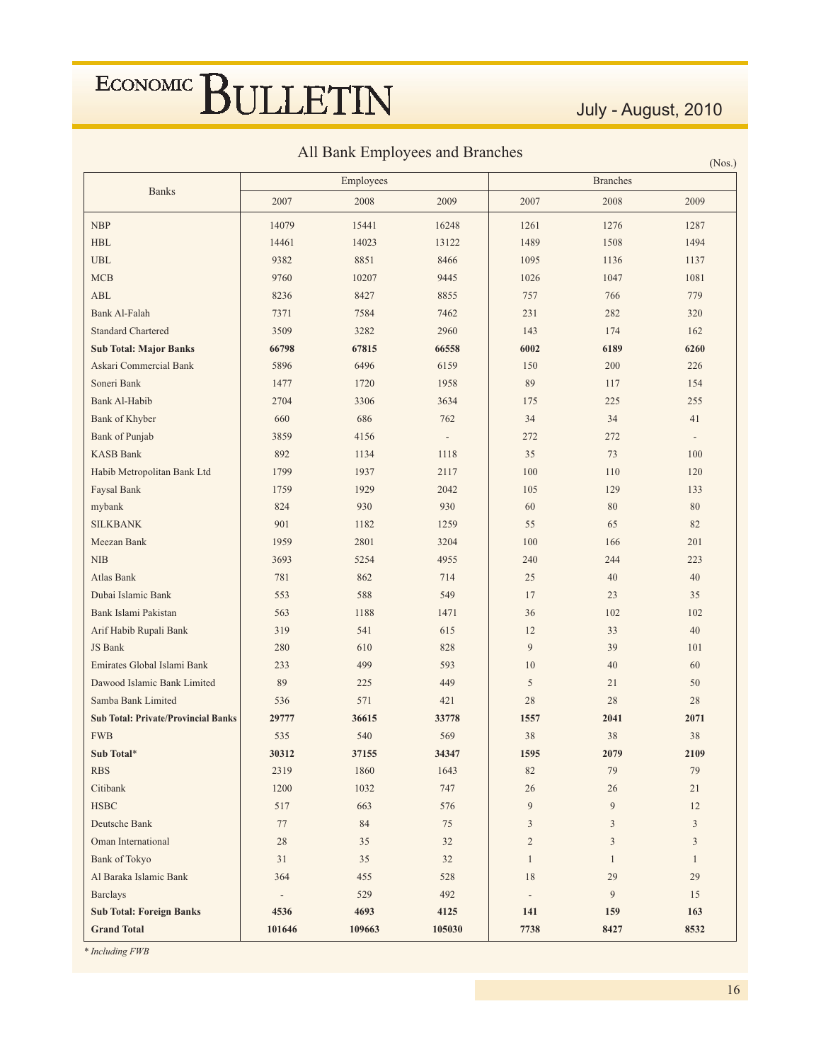## All Bank Employees and Branches

(Nos.)

| Banks | Employees | | | Branches | | |
|---|---|---|---|---|---|---|
| | 2007 | 2008 | 2009 | 2007 | 2008 | 2009 |
| NBP | 14079 | 15441 | 16248 | 1261 | 1276 | 1287 |
| HBL | 14461 | 14023 | 13122 | 1489 | 1508 | 1494 |
| UBL | 9382 | 8851 | 8466 | 1095 | 1136 | 1137 |
| MCB | 9760 | 10207 | 9445 | 1026 | 1047 | 1081 |
| ABL | 8236 | 8427 | 8855 | 757 | 766 | 779 |
| Bank Al-Falah | 7371 | 7584 | 7462 | 231 | 282 | 320 |
| Standard Chartered | 3509 | 3282 | 2960 | 143 | 174 | 162 |
| **Sub Total: Major Banks** | **66798** | **67815** | **66558** | **6002** | **6189** | **6260** |
| Askari Commercial Bank | 5896 | 6496 | 6159 | 150 | 200 | 226 |
| Soneri Bank | 1477 | 1720 | 1958 | 89 | 117 | 154 |
| Bank Al-Habib | 2704 | 3306 | 3634 | 175 | 225 | 255 |
| Bank of Khyber | 660 | 686 | 762 | 34 | 34 | 41 |
| Bank of Punjab | 3859 | 4156 | - | 272 | 272 | - |
| KASB Bank | 892 | 1134 | 1118 | 35 | 73 | 100 |
| Habib Metropolitan Bank Ltd | 1799 | 1937 | 2117 | 100 | 110 | 120 |
| Faysal Bank | 1759 | 1929 | 2042 | 105 | 129 | 133 |
| mybank | 824 | 930 | 930 | 60 | 80 | 80 |
| SILKBANK | 901 | 1182 | 1259 | 55 | 65 | 82 |
| Meezan Bank | 1959 | 2801 | 3204 | 100 | 166 | 201 |
| NIB | 3693 | 5254 | 4955 | 240 | 244 | 223 |
| Atlas Bank | 781 | 862 | 714 | 25 | 40 | 40 |
| Dubai Islamic Bank | 553 | 588 | 549 | 17 | 23 | 35 |
| Bank Islami Pakistan | 563 | 1188 | 1471 | 36 | 102 | 102 |
| Arif Habib Rupali Bank | 319 | 541 | 615 | 12 | 33 | 40 |
| JS Bank | 280 | 610 | 828 | 9 | 39 | 101 |
| Emirates Global Islami Bank | 233 | 499 | 593 | 10 | 40 | 60 |
| Dawood Islamic Bank Limited | 89 | 225 | 449 | 5 | 21 | 50 |
| Samba Bank Limited | 536 | 571 | 421 | 28 | 28 | 28 |
| **Sub Total: Private/Provincial Banks** | **29777** | **36615** | **33778** | **1557** | **2041** | **2071** |
| FWB | 535 | 540 | 569 | 38 | 38 | 38 |
| **Sub Total*** | **30312** | **37155** | **34347** | **1595** | **2079** | **2109** |
| RBS | 2319 | 1860 | 1643 | 82 | 79 | 79 |
| Citibank | 1200 | 1032 | 747 | 26 | 26 | 21 |
| HSBC | 517 | 663 | 576 | 9 | 9 | 12 |
| Deutsche Bank | 77 | 84 | 75 | 3 | 3 | 3 |
| Oman International | 28 | 35 | 32 | 2 | 3 | 3 |
| Bank of Tokyo | 31 | 35 | 32 | 1 | 1 | 1 |
| Al Baraka Islamic Bank | 364 | 455 | 528 | 18 | 29 | 29 |
| Barclays | - | 529 | 492 | - | 9 | 15 |
| **Sub Total: Foreign Banks** | **4536** | **4693** | **4125** | **141** | **159** | **163** |
| **Grand Total** | **101646** | **109663** | **105030** | **7738** | **8427** | **8532** |

*\* Including FWB*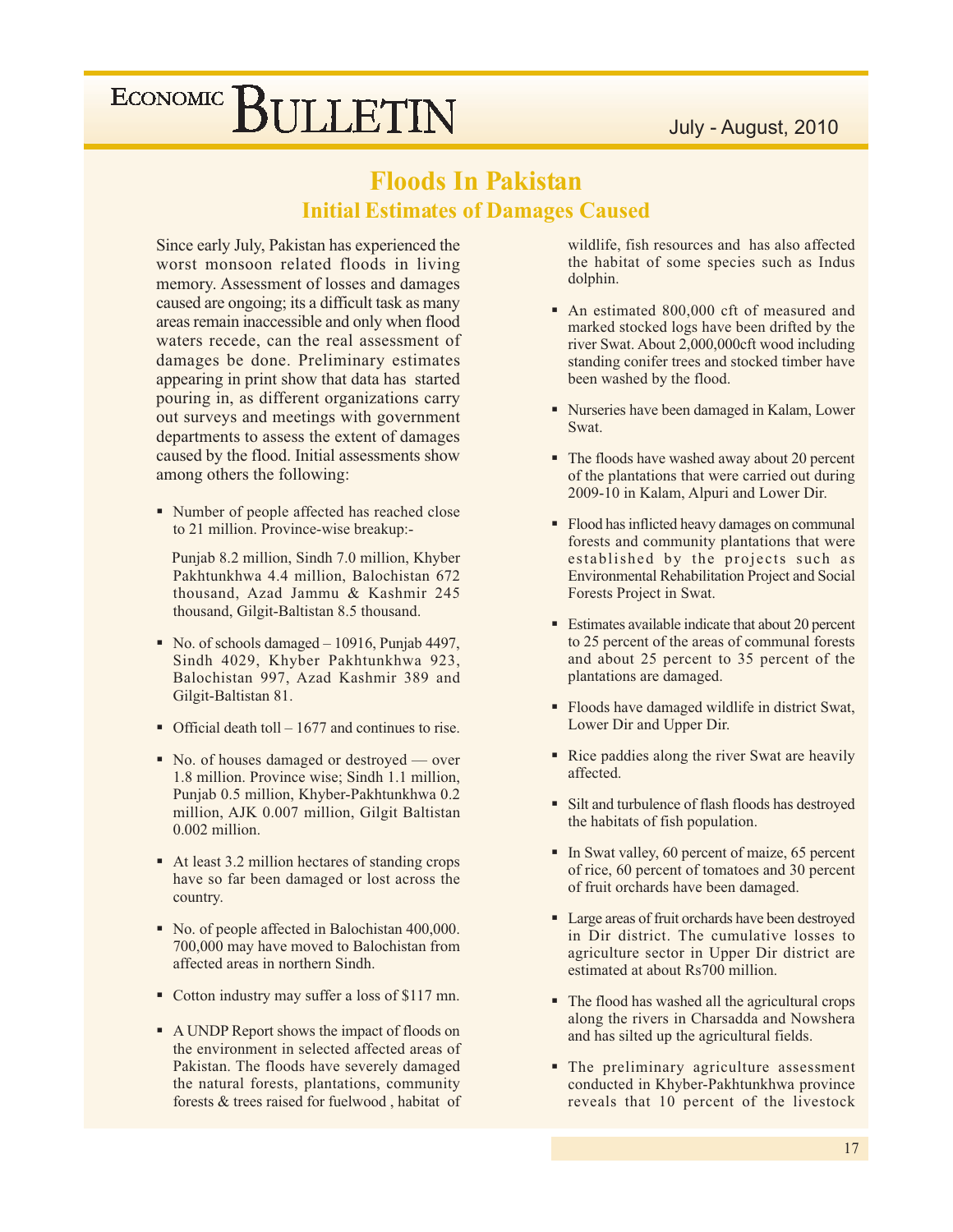# Floods In Pakistan

## Initial Estimates of Damages Caused

Since early July, Pakistan has experienced the worst monsoon related floods in living memory. Assessment of losses and damages caused are ongoing; its a difficult task as many areas remain inaccessible and only when flood waters recede, can the real assessment of damages be done. Preliminary estimates appearing in print show that data has started pouring in, as different organizations carry out surveys and meetings with government departments to assess the extent of damages caused by the flood. Initial assessments show among others the following:

- Number of people affected has reached close to 21 million. Province-wise breakup:-

  Punjab 8.2 million, Sindh 7.0 million, Khyber Pakhtunkhwa 4.4 million, Balochistan 672 thousand, Azad Jammu & Kashmir 245 thousand, Gilgit-Baltistan 8.5 thousand.

- No. of schools damaged – 10916, Punjab 4497, Sindh 4029, Khyber Pakhtunkhwa 923, Balochistan 997, Azad Kashmir 389 and Gilgit-Baltistan 81.
- Official death toll – 1677 and continues to rise.
- No. of houses damaged or destroyed — over 1.8 million. Province wise; Sindh 1.1 million, Punjab 0.5 million, Khyber-Pakhtunkhwa 0.2 million, AJK 0.007 million, Gilgit Baltistan 0.002 million.
- At least 3.2 million hectares of standing crops have so far been damaged or lost across the country.
- No. of people affected in Balochistan 400,000. 700,000 may have moved to Balochistan from affected areas in northern Sindh.
- Cotton industry may suffer a loss of $117 mn.
- A UNDP Report shows the impact of floods on the environment in selected affected areas of Pakistan. The floods have severely damaged the natural forests, plantations, community forests & trees raised for fuelwood , habitat of wildlife, fish resources and has also affected the habitat of some species such as Indus dolphin.
- An estimated 800,000 cft of measured and marked stocked logs have been drifted by the river Swat. About 2,000,000cft wood including standing conifer trees and stocked timber have been washed by the flood.
- Nurseries have been damaged in Kalam, Lower Swat.
- The floods have washed away about 20 percent of the plantations that were carried out during 2009-10 in Kalam, Alpuri and Lower Dir.
- Flood has inflicted heavy damages on communal forests and community plantations that were established by the projects such as Environmental Rehabilitation Project and Social Forests Project in Swat.
- Estimates available indicate that about 20 percent to 25 percent of the areas of communal forests and about 25 percent to 35 percent of the plantations are damaged.
- Floods have damaged wildlife in district Swat, Lower Dir and Upper Dir.
- Rice paddies along the river Swat are heavily affected.
- Silt and turbulence of flash floods has destroyed the habitats of fish population.
- In Swat valley, 60 percent of maize, 65 percent of rice, 60 percent of tomatoes and 30 percent of fruit orchards have been damaged.
- Large areas of fruit orchards have been destroyed in Dir district. The cumulative losses to agriculture sector in Upper Dir district are estimated at about Rs700 million.
- The flood has washed all the agricultural crops along the rivers in Charsadda and Nowshera and has silted up the agricultural fields.
- The preliminary agriculture assessment conducted in Khyber-Pakhtunkhwa province reveals that 10 percent of the livestock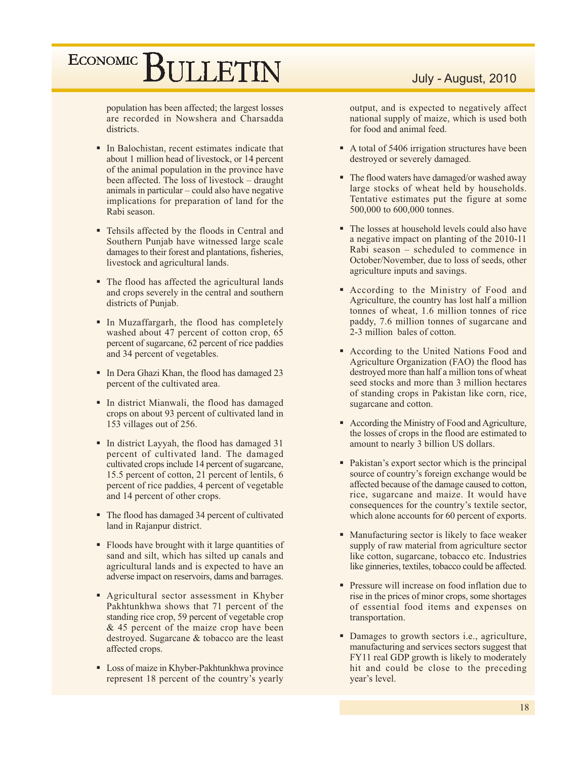population has been affected; the largest losses are recorded in Nowshera and Charsadda districts.

- In Balochistan, recent estimates indicate that about 1 million head of livestock, or 14 percent of the animal population in the province have been affected. The loss of livestock – draught animals in particular – could also have negative implications for preparation of land for the Rabi season.
- Tehsils affected by the floods in Central and Southern Punjab have witnessed large scale damages to their forest and plantations, fisheries, livestock and agricultural lands.
- The flood has affected the agricultural lands and crops severely in the central and southern districts of Punjab.
- In Muzaffargarh, the flood has completely washed about 47 percent of cotton crop, 65 percent of sugarcane, 62 percent of rice paddies and 34 percent of vegetables.
- In Dera Ghazi Khan, the flood has damaged 23 percent of the cultivated area.
- In district Mianwali, the flood has damaged crops on about 93 percent of cultivated land in 153 villages out of 256.
- In district Layyah, the flood has damaged 31 percent of cultivated land. The damaged cultivated crops include 14 percent of sugarcane, 15.5 percent of cotton, 21 percent of lentils, 6 percent of rice paddies, 4 percent of vegetable and 14 percent of other crops.
- The flood has damaged 34 percent of cultivated land in Rajanpur district.
- Floods have brought with it large quantities of sand and silt, which has silted up canals and agricultural lands and is expected to have an adverse impact on reservoirs, dams and barrages.
- Agricultural sector assessment in Khyber Pakhtunkhwa shows that 71 percent of the standing rice crop, 59 percent of vegetable crop & 45 percent of the maize crop have been destroyed. Sugarcane & tobacco are the least affected crops.
- Loss of maize in Khyber-Pakhtunkhwa province represent 18 percent of the country's yearly output, and is expected to negatively affect national supply of maize, which is used both for food and animal feed.
- A total of 5406 irrigation structures have been destroyed or severely damaged.
- The flood waters have damaged/or washed away large stocks of wheat held by households. Tentative estimates put the figure at some 500,000 to 600,000 tonnes.
- The losses at household levels could also have a negative impact on planting of the 2010-11 Rabi season – scheduled to commence in October/November, due to loss of seeds, other agriculture inputs and savings.
- According to the Ministry of Food and Agriculture, the country has lost half a million tonnes of wheat, 1.6 million tonnes of rice paddy, 7.6 million tonnes of sugarcane and 2-3 million bales of cotton.
- According to the United Nations Food and Agriculture Organization (FAO) the flood has destroyed more than half a million tons of wheat seed stocks and more than 3 million hectares of standing crops in Pakistan like corn, rice, sugarcane and cotton.
- According the Ministry of Food and Agriculture, the losses of crops in the flood are estimated to amount to nearly 3 billion US dollars.
- Pakistan's export sector which is the principal source of country's foreign exchange would be affected because of the damage caused to cotton, rice, sugarcane and maize. It would have consequences for the country's textile sector, which alone accounts for 60 percent of exports.
- Manufacturing sector is likely to face weaker supply of raw material from agriculture sector like cotton, sugarcane, tobacco etc. Industries like ginneries, textiles, tobacco could be affected.
- Pressure will increase on food inflation due to rise in the prices of minor crops, some shortages of essential food items and expenses on transportation.
- Damages to growth sectors i.e., agriculture, manufacturing and services sectors suggest that FY11 real GDP growth is likely to moderately hit and could be close to the preceding year's level.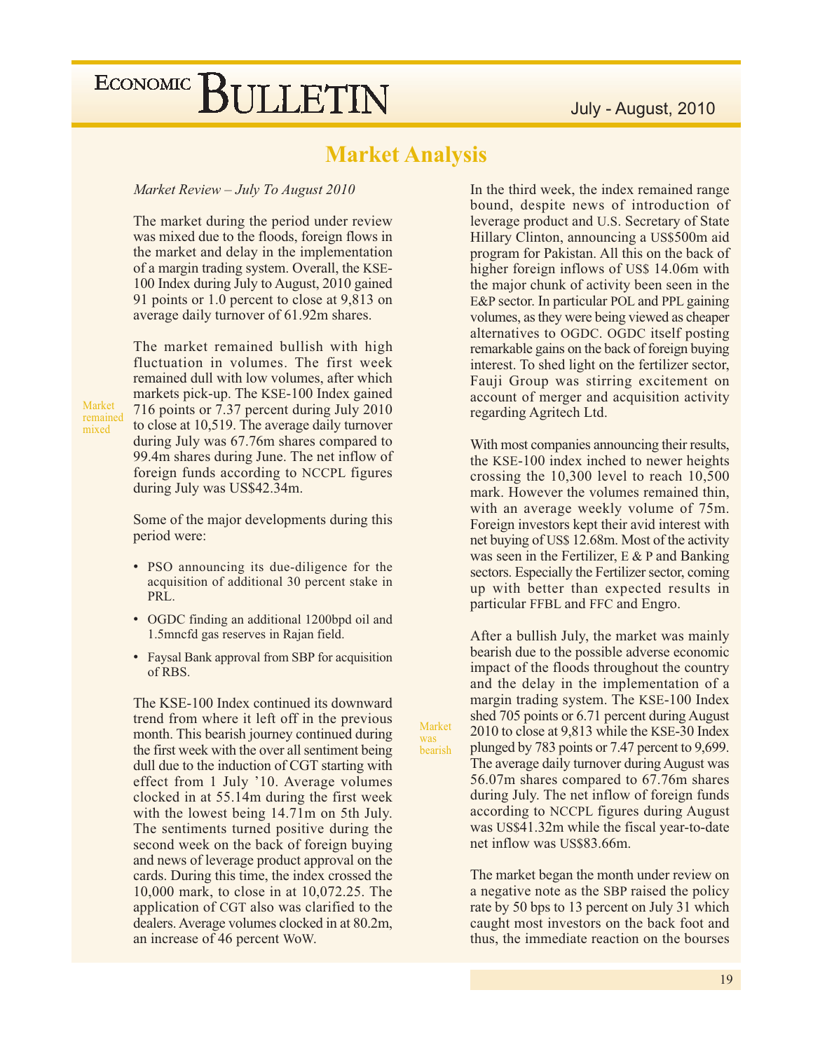# Market Analysis

*Market Review – July To August 2010*

The market during the period under review was mixed due to the floods, foreign flows in the market and delay in the implementation of a margin trading system. Overall, the KSE-100 Index during July to August, 2010 gained 91 points or 1.0 percent to close at 9,813 on average daily turnover of 61.92m shares.

Market remained mixed

The market remained bullish with high fluctuation in volumes. The first week remained dull with low volumes, after which markets pick-up. The KSE-100 Index gained 716 points or 7.37 percent during July 2010 to close at 10,519. The average daily turnover during July was 67.76m shares compared to 99.4m shares during June. The net inflow of foreign funds according to NCCPL figures during July was US$42.34m.

Some of the major developments during this period were:

- PSO announcing its due-diligence for the acquisition of additional 30 percent stake in PRL.
- OGDC finding an additional 1200bpd oil and 1.5mncfd gas reserves in Rajan field.
- Faysal Bank approval from SBP for acquisition of RBS.

The KSE-100 Index continued its downward trend from where it left off in the previous month. This bearish journey continued during the first week with the over all sentiment being dull due to the induction of CGT starting with effect from 1 July '10. Average volumes clocked in at 55.14m during the first week with the lowest being 14.71m on 5th July. The sentiments turned positive during the second week on the back of foreign buying and news of leverage product approval on the cards. During this time, the index crossed the 10,000 mark, to close in at 10,072.25. The application of CGT also was clarified to the dealers. Average volumes clocked in at 80.2m, an increase of 46 percent WoW.

In the third week, the index remained range bound, despite news of introduction of leverage product and U.S. Secretary of State Hillary Clinton, announcing a US$500m aid program for Pakistan. All this on the back of higher foreign inflows of US$ 14.06m with the major chunk of activity been seen in the E&P sector. In particular POL and PPL gaining volumes, as they were being viewed as cheaper alternatives to OGDC. OGDC itself posting remarkable gains on the back of foreign buying interest. To shed light on the fertilizer sector, Fauji Group was stirring excitement on account of merger and acquisition activity regarding Agritech Ltd.

With most companies announcing their results, the KSE-100 index inched to newer heights crossing the 10,300 level to reach 10,500 mark. However the volumes remained thin, with an average weekly volume of 75m. Foreign investors kept their avid interest with net buying of US$ 12.68m. Most of the activity was seen in the Fertilizer, E & P and Banking sectors. Especially the Fertilizer sector, coming up with better than expected results in particular FFBL and FFC and Engro.

Market was bearish

After a bullish July, the market was mainly bearish due to the possible adverse economic impact of the floods throughout the country and the delay in the implementation of a margin trading system. The KSE-100 Index shed 705 points or 6.71 percent during August 2010 to close at 9,813 while the KSE-30 Index plunged by 783 points or 7.47 percent to 9,699. The average daily turnover during August was 56.07m shares compared to 67.76m shares during July. The net inflow of foreign funds according to NCCPL figures during August was US$41.32m while the fiscal year-to-date net inflow was US$83.66m.

The market began the month under review on a negative note as the SBP raised the policy rate by 50 bps to 13 percent on July 31 which caught most investors on the back foot and thus, the immediate reaction on the bourses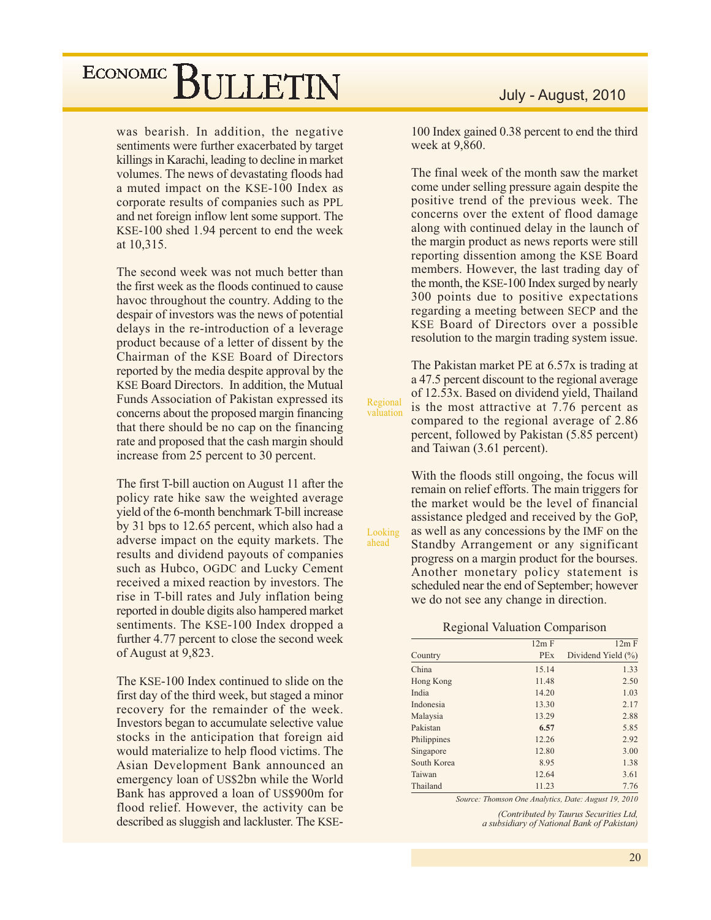was bearish. In addition, the negative sentiments were further exacerbated by target killings in Karachi, leading to decline in market volumes. The news of devastating floods had a muted impact on the KSE-100 Index as corporate results of companies such as PPL and net foreign inflow lent some support. The KSE-100 shed 1.94 percent to end the week at 10,315.

The second week was not much better than the first week as the floods continued to cause havoc throughout the country. Adding to the despair of investors was the news of potential delays in the re-introduction of a leverage product because of a letter of dissent by the Chairman of the KSE Board of Directors reported by the media despite approval by the KSE Board Directors. In addition, the Mutual Funds Association of Pakistan expressed its concerns about the proposed margin financing that there should be no cap on the financing rate and proposed that the cash margin should increase from 25 percent to 30 percent.

The first T-bill auction on August 11 after the policy rate hike saw the weighted average yield of the 6-month benchmark T-bill increase by 31 bps to 12.65 percent, which also had a adverse impact on the equity markets. The results and dividend payouts of companies such as Hubco, OGDC and Lucky Cement received a mixed reaction by investors. The rise in T-bill rates and July inflation being reported in double digits also hampered market sentiments. The KSE-100 Index dropped a further 4.77 percent to close the second week of August at 9,823.

The KSE-100 Index continued to slide on the first day of the third week, but staged a minor recovery for the remainder of the week. Investors began to accumulate selective value stocks in the anticipation that foreign aid would materialize to help flood victims. The Asian Development Bank announced an emergency loan of US$2bn while the World Bank has approved a loan of US$900m for flood relief. However, the activity can be described as sluggish and lackluster. The KSE-100 Index gained 0.38 percent to end the third week at 9,860.

The final week of the month saw the market come under selling pressure again despite the positive trend of the previous week. The concerns over the extent of flood damage along with continued delay in the launch of the margin product as news reports were still reporting dissention among the KSE Board members. However, the last trading day of the month, the KSE-100 Index surged by nearly 300 points due to positive expectations regarding a meeting between SECP and the KSE Board of Directors over a possible resolution to the margin trading system issue.

### Regional valuation

The Pakistan market PE at 6.57x is trading at a 47.5 percent discount to the regional average of 12.53x. Based on dividend yield, Thailand is the most attractive at 7.76 percent as compared to the regional average of 2.86 percent, followed by Pakistan (5.85 percent) and Taiwan (3.61 percent).

### Looking ahead

With the floods still ongoing, the focus will remain on relief efforts. The main triggers for the market would be the level of financial assistance pledged and received by the GoP, as well as any concessions by the IMF on the Standby Arrangement or any significant progress on a margin product for the bourses. Another monetary policy statement is scheduled near the end of September; however we do not see any change in direction.

**Regional Valuation Comparison**

| Country | 12m F PEx | 12m F Dividend Yield (%) |
|---|---|---|
| China | 15.14 | 1.33 |
| Hong Kong | 11.48 | 2.50 |
| India | 14.20 | 1.03 |
| Indonesia | 13.30 | 2.17 |
| Malaysia | 13.29 | 2.88 |
| Pakistan | **6.57** | 5.85 |
| Philippines | 12.26 | 2.92 |
| Singapore | 12.80 | 3.00 |
| South Korea | 8.95 | 1.38 |
| Taiwan | 12.64 | 3.61 |
| Thailand | 11.23 | 7.76 |

*Source: Thomson One Analytics, Date: August 19, 2010*

*(Contributed by Taurus Securities Ltd, a subsidiary of National Bank of Pakistan)*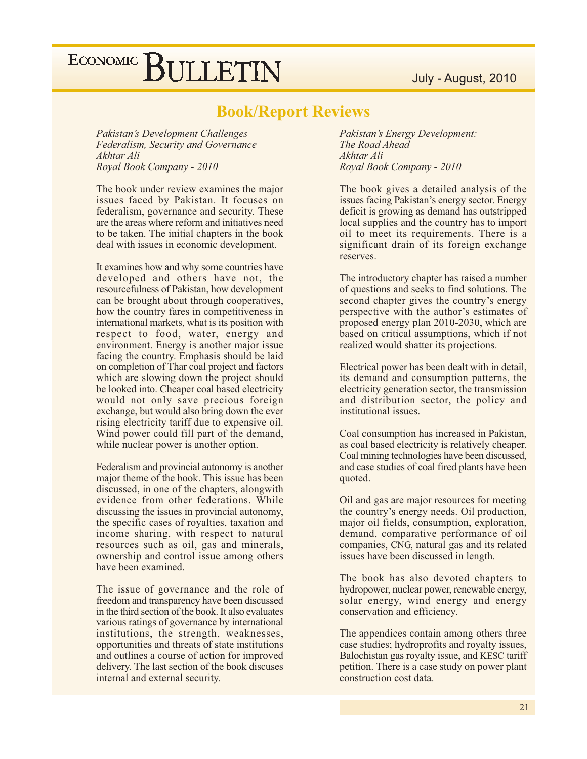# Book/Report Reviews

*Pakistan's Development Challenges*
*Federalism, Security and Governance*
*Akhtar Ali*
*Royal Book Company - 2010*

The book under review examines the major issues faced by Pakistan. It focuses on federalism, governance and security. These are the areas where reform and initiatives need to be taken. The initial chapters in the book deal with issues in economic development.

It examines how and why some countries have developed and others have not, the resourcefulness of Pakistan, how development can be brought about through cooperatives, how the country fares in competitiveness in international markets, what is its position with respect to food, water, energy and environment. Energy is another major issue facing the country. Emphasis should be laid on completion of Thar coal project and factors which are slowing down the project should be looked into. Cheaper coal based electricity would not only save precious foreign exchange, but would also bring down the ever rising electricity tariff due to expensive oil. Wind power could fill part of the demand, while nuclear power is another option.

Federalism and provincial autonomy is another major theme of the book. This issue has been discussed, in one of the chapters, alongwith evidence from other federations. While discussing the issues in provincial autonomy, the specific cases of royalties, taxation and income sharing, with respect to natural resources such as oil, gas and minerals, ownership and control issue among others have been examined.

The issue of governance and the role of freedom and transparency have been discussed in the third section of the book. It also evaluates various ratings of governance by international institutions, the strength, weaknesses, opportunities and threats of state institutions and outlines a course of action for improved delivery. The last section of the book discuses internal and external security.

*Pakistan's Energy Development:*
*The Road Ahead*
*Akhtar Ali*
*Royal Book Company - 2010*

The book gives a detailed analysis of the issues facing Pakistan's energy sector. Energy deficit is growing as demand has outstripped local supplies and the country has to import oil to meet its requirements. There is a significant drain of its foreign exchange reserves.

The introductory chapter has raised a number of questions and seeks to find solutions. The second chapter gives the country's energy perspective with the author's estimates of proposed energy plan 2010-2030, which are based on critical assumptions, which if not realized would shatter its projections.

Electrical power has been dealt with in detail, its demand and consumption patterns, the electricity generation sector, the transmission and distribution sector, the policy and institutional issues.

Coal consumption has increased in Pakistan, as coal based electricity is relatively cheaper. Coal mining technologies have been discussed, and case studies of coal fired plants have been quoted.

Oil and gas are major resources for meeting the country's energy needs. Oil production, major oil fields, consumption, exploration, demand, comparative performance of oil companies, CNG, natural gas and its related issues have been discussed in length.

The book has also devoted chapters to hydropower, nuclear power, renewable energy, solar energy, wind energy and energy conservation and efficiency.

The appendices contain among others three case studies; hydroprofits and royalty issues, Balochistan gas royalty issue, and KESC tariff petition. There is a case study on power plant construction cost data.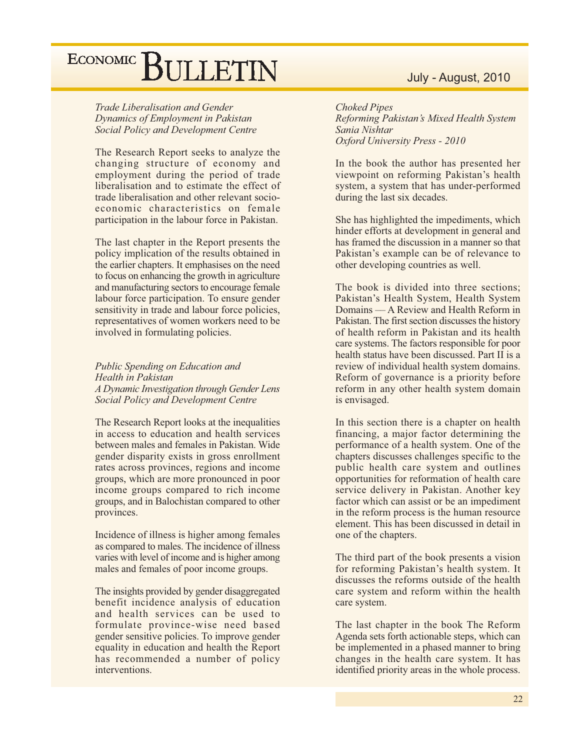*Trade Liberalisation and Gender Dynamics of Employment in Pakistan*
*Social Policy and Development Centre*

The Research Report seeks to analyze the changing structure of economy and employment during the period of trade liberalisation and to estimate the effect of trade liberalisation and other relevant socio-economic characteristics on female participation in the labour force in Pakistan.

The last chapter in the Report presents the policy implication of the results obtained in the earlier chapters. It emphasises on the need to focus on enhancing the growth in agriculture and manufacturing sectors to encourage female labour force participation. To ensure gender sensitivity in trade and labour force policies, representatives of women workers need to be involved in formulating policies.

*Public Spending on Education and Health in Pakistan*
*A Dynamic Investigation through Gender Lens*
*Social Policy and Development Centre*

The Research Report looks at the inequalities in access to education and health services between males and females in Pakistan. Wide gender disparity exists in gross enrollment rates across provinces, regions and income groups, which are more pronounced in poor income groups compared to rich income groups, and in Balochistan compared to other provinces.

Incidence of illness is higher among females as compared to males. The incidence of illness varies with level of income and is higher among males and females of poor income groups.

The insights provided by gender disaggregated benefit incidence analysis of education and health services can be used to formulate province-wise need based gender sensitive policies. To improve gender equality in education and health the Report has recommended a number of policy interventions.

*Choked Pipes*
*Reforming Pakistan's Mixed Health System*
*Sania Nishtar*
*Oxford University Press - 2010*

In the book the author has presented her viewpoint on reforming Pakistan's health system, a system that has under-performed during the last six decades.

She has highlighted the impediments, which hinder efforts at development in general and has framed the discussion in a manner so that Pakistan's example can be of relevance to other developing countries as well.

The book is divided into three sections; Pakistan's Health System, Health System Domains — A Review and Health Reform in Pakistan. The first section discusses the history of health reform in Pakistan and its health care systems. The factors responsible for poor health status have been discussed. Part II is a review of individual health system domains. Reform of governance is a priority before reform in any other health system domain is envisaged.

In this section there is a chapter on health financing, a major factor determining the performance of a health system. One of the chapters discusses challenges specific to the public health care system and outlines opportunities for reformation of health care service delivery in Pakistan. Another key factor which can assist or be an impediment in the reform process is the human resource element. This has been discussed in detail in one of the chapters.

The third part of the book presents a vision for reforming Pakistan's health system. It discusses the reforms outside of the health care system and reform within the health care system.

The last chapter in the book The Reform Agenda sets forth actionable steps, which can be implemented in a phased manner to bring changes in the health care system. It has identified priority areas in the whole process.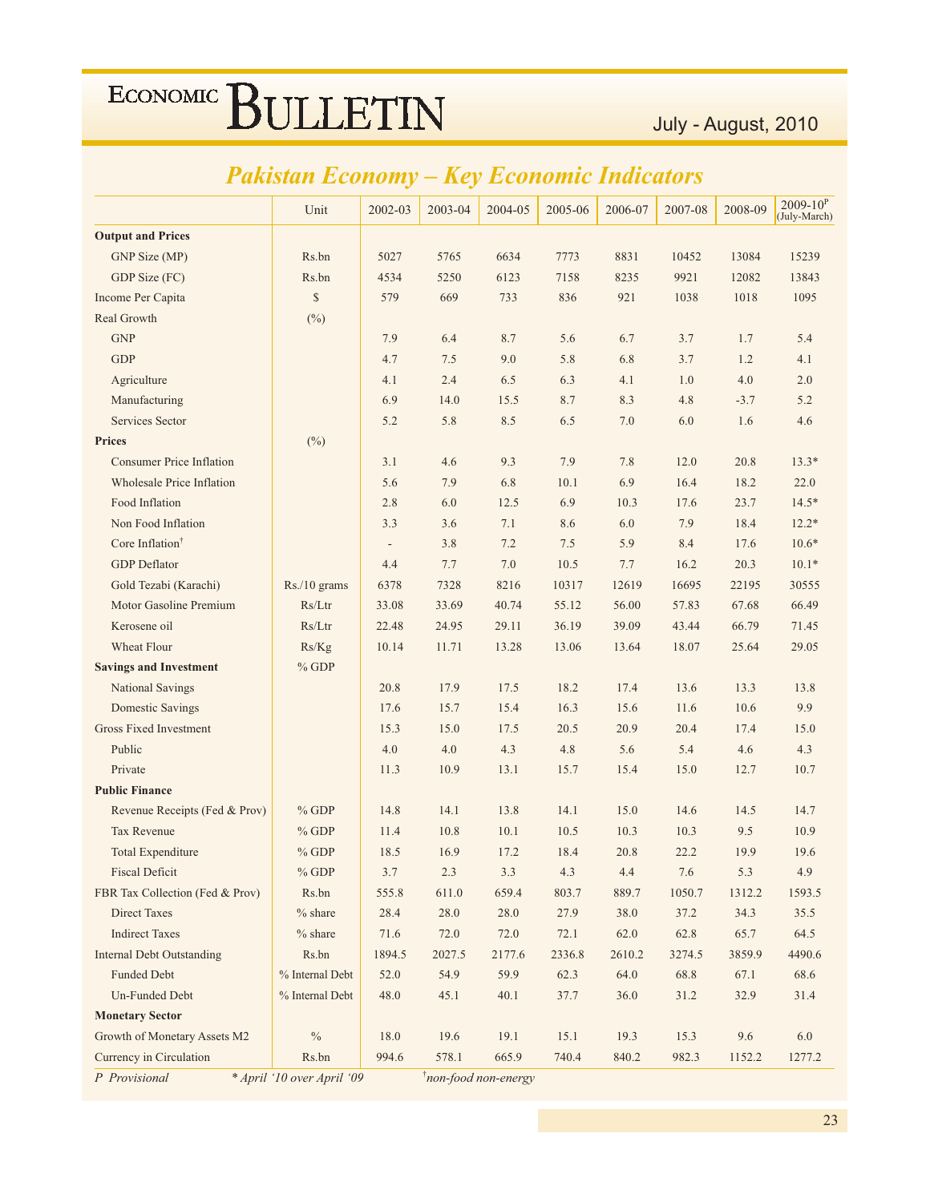## Pakistan Economy – Key Economic Indicators

| | Unit | 2002-03 | 2003-04 | 2004-05 | 2005-06 | 2006-07 | 2007-08 | 2008-09 | 2009-10$^{P}$ (July-March) |
|---|---|---|---|---|---|---|---|---|---|
| **Output and Prices** | | | | | | | | | |
| GNP Size (MP) | Rs.bn | 5027 | 5765 | 6634 | 7773 | 8831 | 10452 | 13084 | 15239 |
| GDP Size (FC) | Rs.bn | 4534 | 5250 | 6123 | 7158 | 8235 | 9921 | 12082 | 13843 |
| Income Per Capita | $ | 579 | 669 | 733 | 836 | 921 | 1038 | 1018 | 1095 |
| Real Growth | (%) | | | | | | | | |
| GNP | | 7.9 | 6.4 | 8.7 | 5.6 | 6.7 | 3.7 | 1.7 | 5.4 |
| GDP | | 4.7 | 7.5 | 9.0 | 5.8 | 6.8 | 3.7 | 1.2 | 4.1 |
| Agriculture | | 4.1 | 2.4 | 6.5 | 6.3 | 4.1 | 1.0 | 4.0 | 2.0 |
| Manufacturing | | 6.9 | 14.0 | 15.5 | 8.7 | 8.3 | 4.8 | -3.7 | 5.2 |
| Services Sector | | 5.2 | 5.8 | 8.5 | 6.5 | 7.0 | 6.0 | 1.6 | 4.6 |
| **Prices** | (%) | | | | | | | | |
| Consumer Price Inflation | | 3.1 | 4.6 | 9.3 | 7.9 | 7.8 | 12.0 | 20.8 | 13.3* |
| Wholesale Price Inflation | | 5.6 | 7.9 | 6.8 | 10.1 | 6.9 | 16.4 | 18.2 | 22.0 |
| Food Inflation | | 2.8 | 6.0 | 12.5 | 6.9 | 10.3 | 17.6 | 23.7 | 14.5* |
| Non Food Inflation | | 3.3 | 3.6 | 7.1 | 8.6 | 6.0 | 7.9 | 18.4 | 12.2* |
| Core Inflation† | | - | 3.8 | 7.2 | 7.5 | 5.9 | 8.4 | 17.6 | 10.6* |
| GDP Deflator | | 4.4 | 7.7 | 7.0 | 10.5 | 7.7 | 16.2 | 20.3 | 10.1* |
| Gold Tezabi (Karachi) | Rs./10 grams | 6378 | 7328 | 8216 | 10317 | 12619 | 16695 | 22195 | 30555 |
| Motor Gasoline Premium | Rs/Ltr | 33.08 | 33.69 | 40.74 | 55.12 | 56.00 | 57.83 | 67.68 | 66.49 |
| Kerosene oil | Rs/Ltr | 22.48 | 24.95 | 29.11 | 36.19 | 39.09 | 43.44 | 66.79 | 71.45 |
| Wheat Flour | Rs/Kg | 10.14 | 11.71 | 13.28 | 13.06 | 13.64 | 18.07 | 25.64 | 29.05 |
| **Savings and Investment** | % GDP | | | | | | | | |
| National Savings | | 20.8 | 17.9 | 17.5 | 18.2 | 17.4 | 13.6 | 13.3 | 13.8 |
| Domestic Savings | | 17.6 | 15.7 | 15.4 | 16.3 | 15.6 | 11.6 | 10.6 | 9.9 |
| Gross Fixed Investment | | 15.3 | 15.0 | 17.5 | 20.5 | 20.9 | 20.4 | 17.4 | 15.0 |
| Public | | 4.0 | 4.0 | 4.3 | 4.8 | 5.6 | 5.4 | 4.6 | 4.3 |
| Private | | 11.3 | 10.9 | 13.1 | 15.7 | 15.4 | 15.0 | 12.7 | 10.7 |
| **Public Finance** | | | | | | | | | |
| Revenue Receipts (Fed & Prov) | % GDP | 14.8 | 14.1 | 13.8 | 14.1 | 15.0 | 14.6 | 14.5 | 14.7 |
| Tax Revenue | % GDP | 11.4 | 10.8 | 10.1 | 10.5 | 10.3 | 10.3 | 9.5 | 10.9 |
| Total Expenditure | % GDP | 18.5 | 16.9 | 17.2 | 18.4 | 20.8 | 22.2 | 19.9 | 19.6 |
| Fiscal Deficit | % GDP | 3.7 | 2.3 | 3.3 | 4.3 | 4.4 | 7.6 | 5.3 | 4.9 |
| FBR Tax Collection (Fed & Prov) | Rs.bn | 555.8 | 611.0 | 659.4 | 803.7 | 889.7 | 1050.7 | 1312.2 | 1593.5 |
| Direct Taxes | % share | 28.4 | 28.0 | 28.0 | 27.9 | 38.0 | 37.2 | 34.3 | 35.5 |
| Indirect Taxes | % share | 71.6 | 72.0 | 72.0 | 72.1 | 62.0 | 62.8 | 65.7 | 64.5 |
| Internal Debt Outstanding | Rs.bn | 1894.5 | 2027.5 | 2177.6 | 2336.8 | 2610.2 | 3274.5 | 3859.9 | 4490.6 |
| Funded Debt | % Internal Debt | 52.0 | 54.9 | 59.9 | 62.3 | 64.0 | 68.8 | 67.1 | 68.6 |
| Un-Funded Debt | % Internal Debt | 48.0 | 45.1 | 40.1 | 37.7 | 36.0 | 31.2 | 32.9 | 31.4 |
| **Monetary Sector** | | | | | | | | | |
| Growth of Monetary Assets M2 | % | 18.0 | 19.6 | 19.1 | 15.1 | 19.3 | 15.3 | 9.6 | 6.0 |
| Currency in Circulation | Rs.bn | 994.6 | 578.1 | 665.9 | 740.4 | 840.2 | 982.3 | 1152.2 | 1277.2 |

*P Provisional* &nbsp;&nbsp;&nbsp; ** April '10 over April '09* &nbsp;&nbsp;&nbsp; *†non-food non-energy*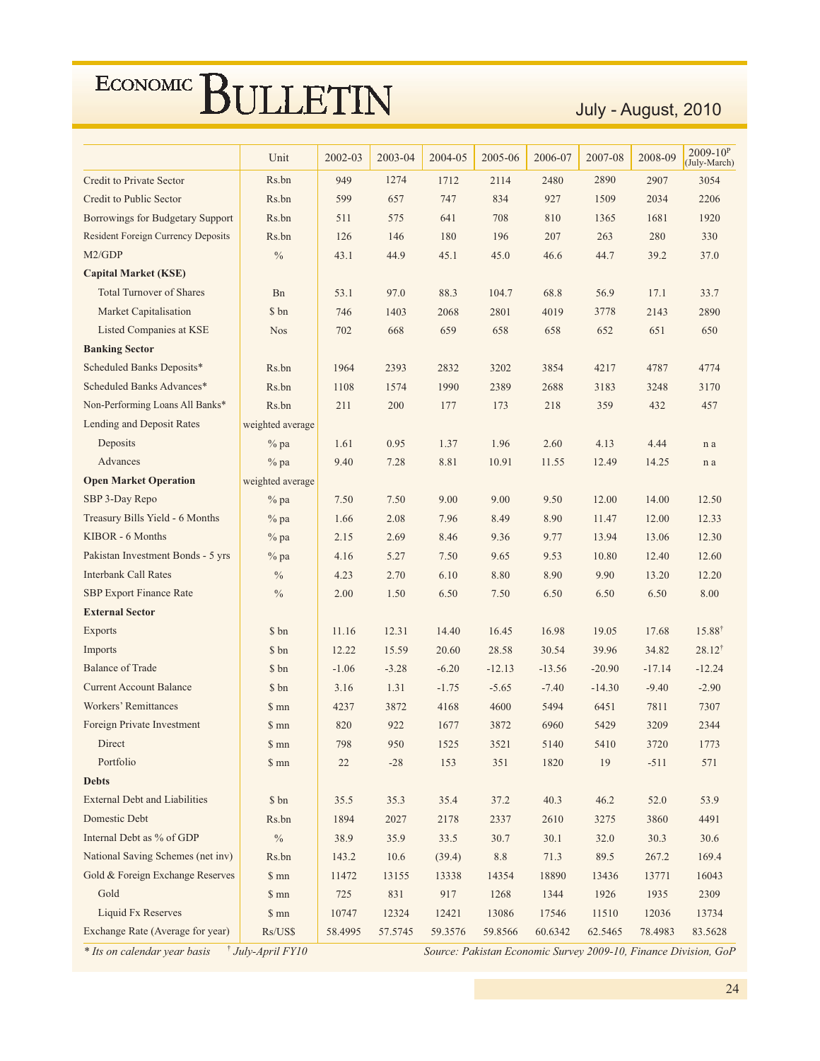| | Unit | 2002-03 | 2003-04 | 2004-05 | 2005-06 | 2006-07 | 2007-08 | 2008-09 | 2009-10[P] (July-March) |
|---|---|---|---|---|---|---|---|---|---|
| Credit to Private Sector | Rs.bn | 949 | 1274 | 1712 | 2114 | 2480 | 2890 | 2907 | 3054 |
| Credit to Public Sector | Rs.bn | 599 | 657 | 747 | 834 | 927 | 1509 | 2034 | 2206 |
| Borrowings for Budgetary Support | Rs.bn | 511 | 575 | 641 | 708 | 810 | 1365 | 1681 | 1920 |
| Resident Foreign Currency Deposits | Rs.bn | 126 | 146 | 180 | 196 | 207 | 263 | 280 | 330 |
| M2/GDP | % | 43.1 | 44.9 | 45.1 | 45.0 | 46.6 | 44.7 | 39.2 | 37.0 |
| **Capital Market (KSE)** | | | | | | | | | |
| Total Turnover of Shares | Bn | 53.1 | 97.0 | 88.3 | 104.7 | 68.8 | 56.9 | 17.1 | 33.7 |
| Market Capitalisation | $ bn | 746 | 1403 | 2068 | 2801 | 4019 | 3778 | 2143 | 2890 |
| Listed Companies at KSE | Nos | 702 | 668 | 659 | 658 | 658 | 652 | 651 | 650 |
| **Banking Sector** | | | | | | | | | |
| Scheduled Banks Deposits* | Rs.bn | 1964 | 2393 | 2832 | 3202 | 3854 | 4217 | 4787 | 4774 |
| Scheduled Banks Advances* | Rs.bn | 1108 | 1574 | 1990 | 2389 | 2688 | 3183 | 3248 | 3170 |
| Non-Performing Loans All Banks* | Rs.bn | 211 | 200 | 177 | 173 | 218 | 359 | 432 | 457 |
| Lending and Deposit Rates | weighted average | | | | | | | | |
| Deposits | % pa | 1.61 | 0.95 | 1.37 | 1.96 | 2.60 | 4.13 | 4.44 | n a |
| Advances | % pa | 9.40 | 7.28 | 8.81 | 10.91 | 11.55 | 12.49 | 14.25 | n a |
| **Open Market Operation** | weighted average | | | | | | | | |
| SBP 3-Day Repo | % pa | 7.50 | 7.50 | 9.00 | 9.00 | 9.50 | 12.00 | 14.00 | 12.50 |
| Treasury Bills Yield - 6 Months | % pa | 1.66 | 2.08 | 7.96 | 8.49 | 8.90 | 11.47 | 12.00 | 12.33 |
| KIBOR - 6 Months | % pa | 2.15 | 2.69 | 8.46 | 9.36 | 9.77 | 13.94 | 13.06 | 12.30 |
| Pakistan Investment Bonds - 5 yrs | % pa | 4.16 | 5.27 | 7.50 | 9.65 | 9.53 | 10.80 | 12.40 | 12.60 |
| Interbank Call Rates | % | 4.23 | 2.70 | 6.10 | 8.80 | 8.90 | 9.90 | 13.20 | 12.20 |
| SBP Export Finance Rate | % | 2.00 | 1.50 | 6.50 | 7.50 | 6.50 | 6.50 | 6.50 | 8.00 |
| **External Sector** | | | | | | | | | |
| Exports | $ bn | 11.16 | 12.31 | 14.40 | 16.45 | 16.98 | 19.05 | 17.68 | 15.88[†] |
| Imports | $ bn | 12.22 | 15.59 | 20.60 | 28.58 | 30.54 | 39.96 | 34.82 | 28.12[†] |
| Balance of Trade | $ bn | -1.06 | -3.28 | -6.20 | -12.13 | -13.56 | -20.90 | -17.14 | -12.24 |
| Current Account Balance | $ bn | 3.16 | 1.31 | -1.75 | -5.65 | -7.40 | -14.30 | -9.40 | -2.90 |
| Workers' Remittances | $ mn | 4237 | 3872 | 4168 | 4600 | 5494 | 6451 | 7811 | 7307 |
| Foreign Private Investment | $ mn | 820 | 922 | 1677 | 3872 | 6960 | 5429 | 3209 | 2344 |
| Direct | $ mn | 798 | 950 | 1525 | 3521 | 5140 | 5410 | 3720 | 1773 |
| Portfolio | $ mn | 22 | -28 | 153 | 351 | 1820 | 19 | -511 | 571 |
| **Debts** | | | | | | | | | |
| External Debt and Liabilities | $ bn | 35.5 | 35.3 | 35.4 | 37.2 | 40.3 | 46.2 | 52.0 | 53.9 |
| Domestic Debt | Rs.bn | 1894 | 2027 | 2178 | 2337 | 2610 | 3275 | 3860 | 4491 |
| Internal Debt as % of GDP | % | 38.9 | 35.9 | 33.5 | 30.7 | 30.1 | 32.0 | 30.3 | 30.6 |
| National Saving Schemes (net inv) | Rs.bn | 143.2 | 10.6 | (39.4) | 8.8 | 71.3 | 89.5 | 267.2 | 169.4 |
| Gold & Foreign Exchange Reserves | $ mn | 11472 | 13155 | 13338 | 14354 | 18890 | 13436 | 13771 | 16043 |
| Gold | $ mn | 725 | 831 | 917 | 1268 | 1344 | 1926 | 1935 | 2309 |
| Liquid Fx Reserves | $ mn | 10747 | 12324 | 12421 | 13086 | 17546 | 11510 | 12036 | 13734 |
| Exchange Rate (Average for year) | Rs/US$ | 58.4995 | 57.5745 | 59.3576 | 59.8566 | 60.6342 | 62.5465 | 78.4983 | 83.5628 |

*\* Its on calendar year basis* [†] *July-April FY10* *Source: Pakistan Economic Survey 2009-10, Finance Division, GoP*